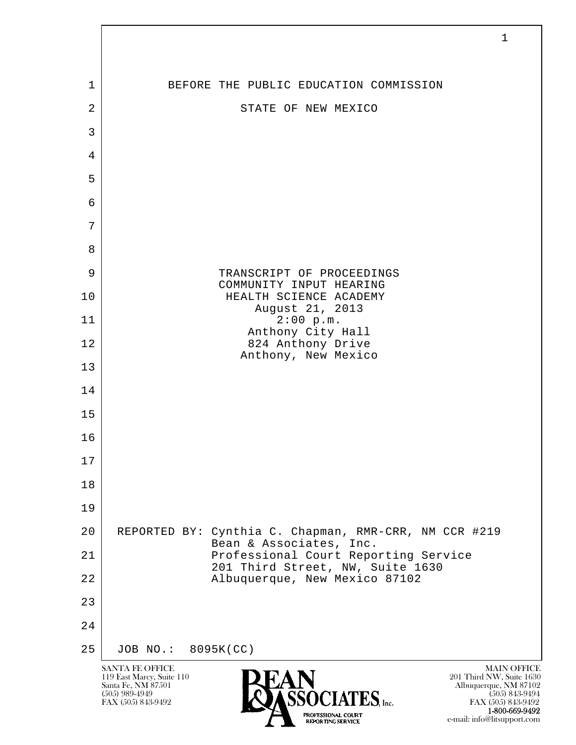BEFORE THE PUBLIC EDUCATION COMMISSION

STATE OF NEW MEXICO

TRANSCRIPT OF PROCEEDINGS
COMMUNITY INPUT HEARING
HEALTH SCIENCE ACADEMY
August 21, 2013
2:00 p.m.
Anthony City Hall
824 Anthony Drive
Anthony, New Mexico

REPORTED BY: Cynthia C. Chapman, RMR-CRR, NM CCR #219
Bean & Associates, Inc.
Professional Court Reporting Service
201 Third Street, NW, Suite 1630
Albuquerque, New Mexico 87102

JOB NO.: 8095K(CC)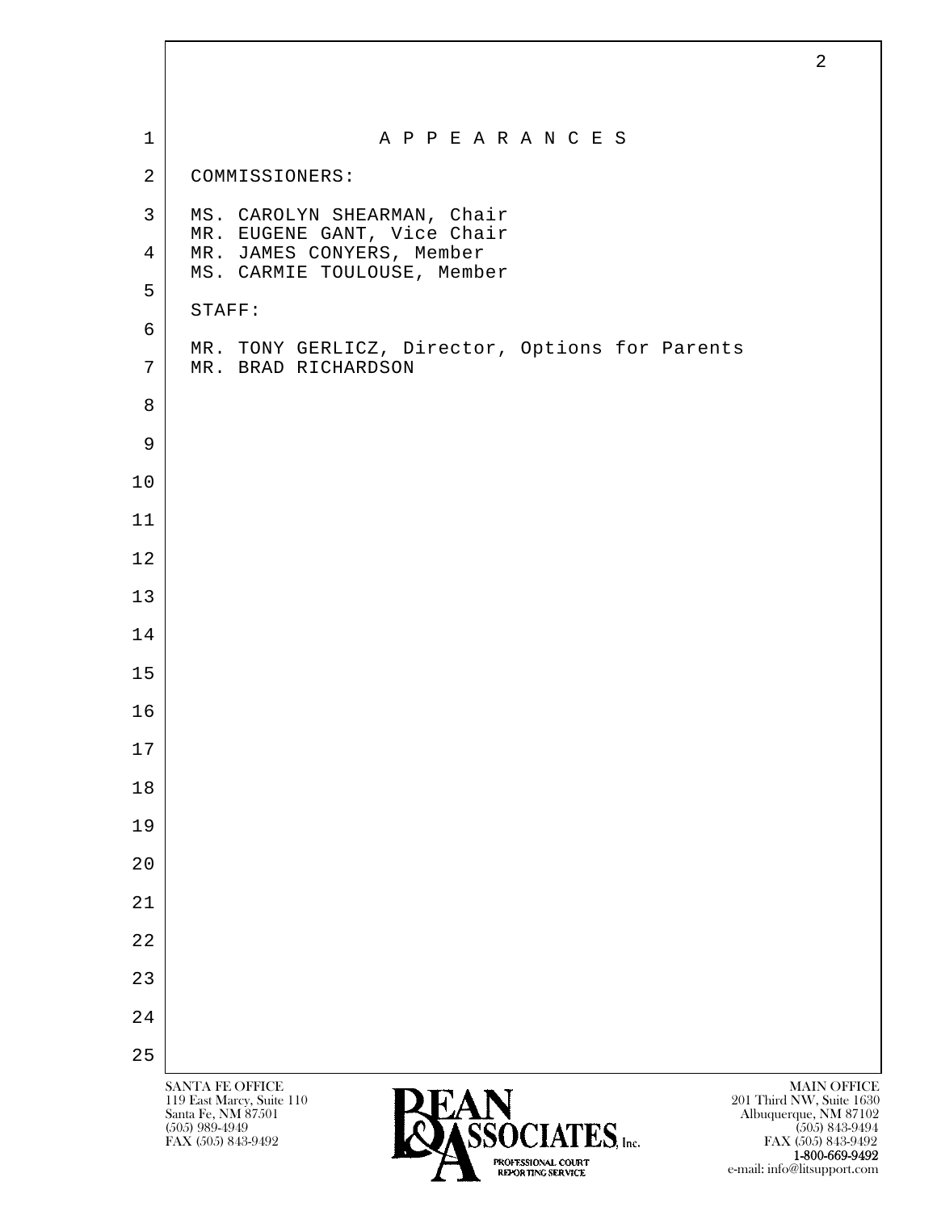# A P P E A R A N C E S

COMMISSIONERS:

MS. CAROLYN SHEARMAN, Chair
MR. EUGENE GANT, Vice Chair
MR. JAMES CONYERS, Member
MS. CARMIE TOULOUSE, Member

STAFF:

MR. TONY GERLICZ, Director, Options for Parents
MR. BRAD RICHARDSON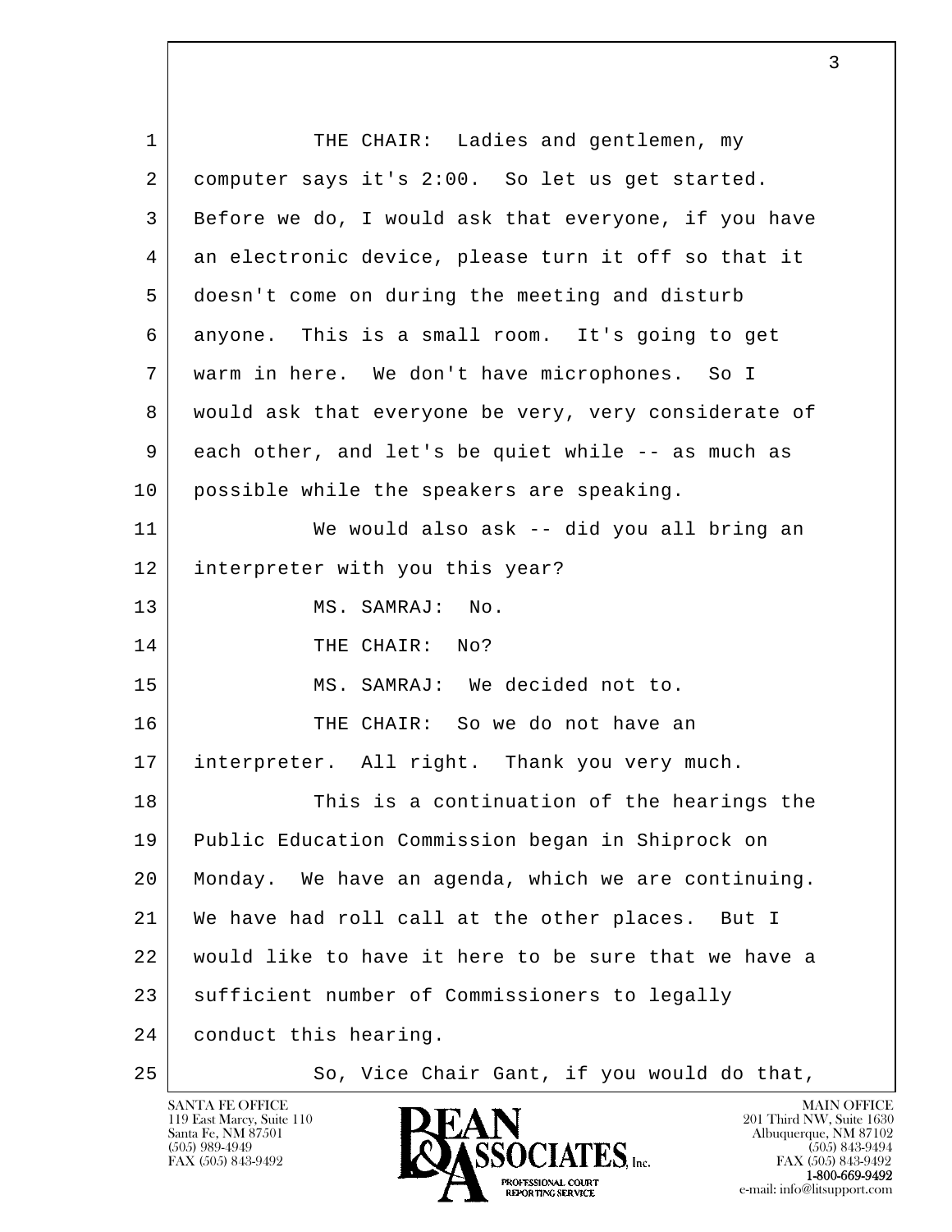THE CHAIR: Ladies and gentlemen, my computer says it's 2:00. So let us get started. Before we do, I would ask that everyone, if you have an electronic device, please turn it off so that it doesn't come on during the meeting and disturb anyone. This is a small room. It's going to get warm in here. We don't have microphones. So I would ask that everyone be very, very considerate of each other, and let's be quiet while -- as much as possible while the speakers are speaking.

We would also ask -- did you all bring an interpreter with you this year?

MS. SAMRAJ: No.

THE CHAIR: No?

MS. SAMRAJ: We decided not to.

THE CHAIR: So we do not have an interpreter. All right. Thank you very much.

This is a continuation of the hearings the Public Education Commission began in Shiprock on Monday. We have an agenda, which we are continuing. We have had roll call at the other places. But I would like to have it here to be sure that we have a sufficient number of Commissioners to legally conduct this hearing.

So, Vice Chair Gant, if you would do that,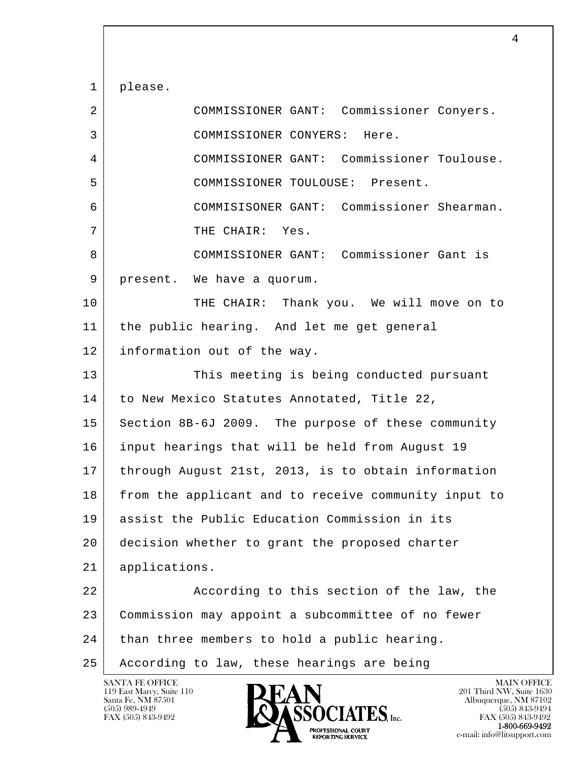please.

COMMISSIONER GANT: Commissioner Conyers.

COMMISSIONER CONYERS: Here.

COMMISSIONER GANT: Commissioner Toulouse.

COMMISSIONER TOULOUSE: Present.

COMMISISONER GANT: Commissioner Shearman.

THE CHAIR: Yes.

COMMISSIONER GANT: Commissioner Gant is present. We have a quorum.

THE CHAIR: Thank you. We will move on to the public hearing. And let me get general information out of the way.

This meeting is being conducted pursuant to New Mexico Statutes Annotated, Title 22, Section 8B-6J 2009. The purpose of these community input hearings that will be held from August 19 through August 21st, 2013, is to obtain information from the applicant and to receive community input to assist the Public Education Commission in its decision whether to grant the proposed charter applications.

According to this section of the law, the Commission may appoint a subcommittee of no fewer than three members to hold a public hearing. According to law, these hearings are being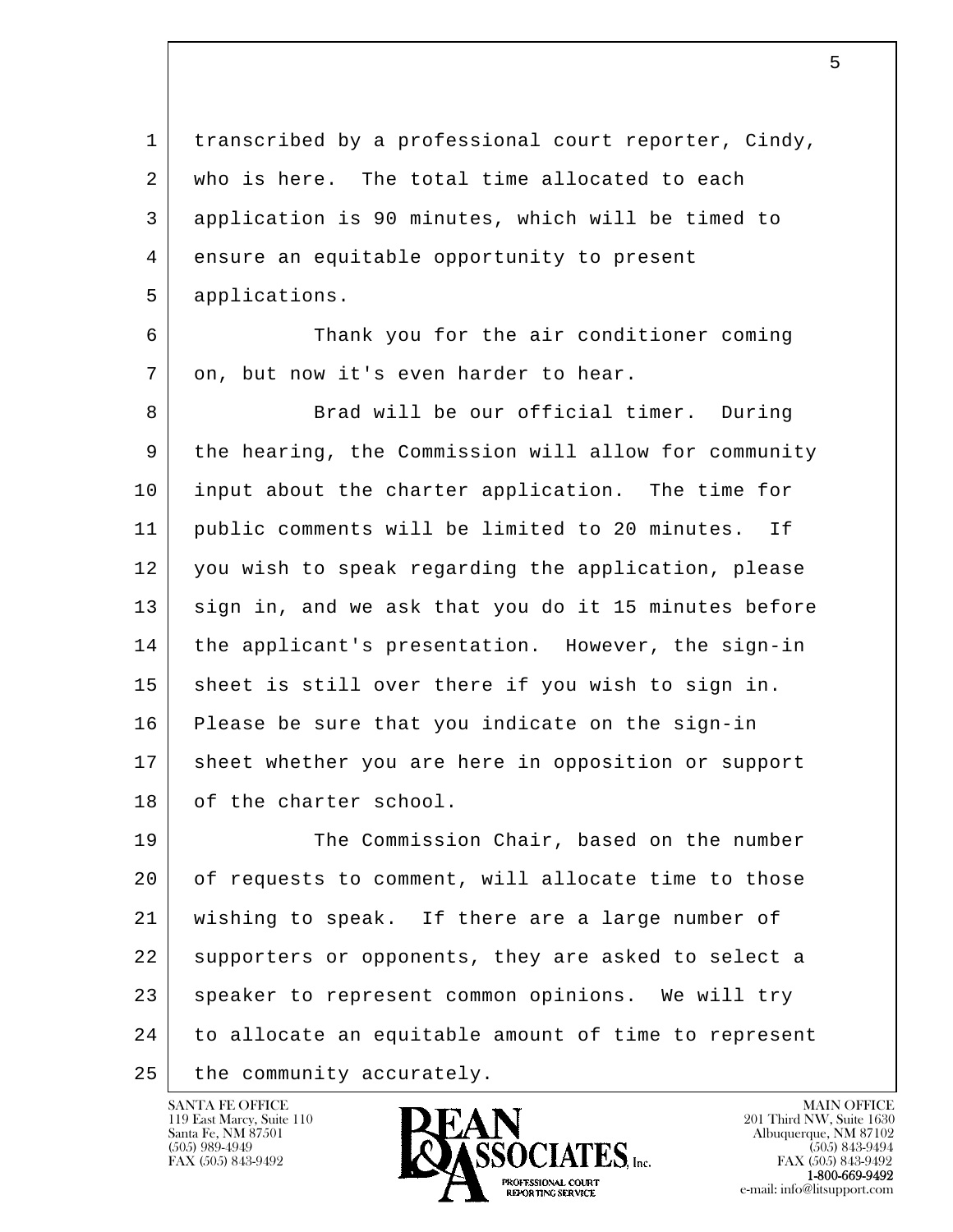transcribed by a professional court reporter, Cindy, who is here. The total time allocated to each application is 90 minutes, which will be timed to ensure an equitable opportunity to present applications.

Thank you for the air conditioner coming on, but now it's even harder to hear.

Brad will be our official timer. During the hearing, the Commission will allow for community input about the charter application. The time for public comments will be limited to 20 minutes. If you wish to speak regarding the application, please sign in, and we ask that you do it 15 minutes before the applicant's presentation. However, the sign-in sheet is still over there if you wish to sign in. Please be sure that you indicate on the sign-in sheet whether you are here in opposition or support of the charter school.

The Commission Chair, based on the number of requests to comment, will allocate time to those wishing to speak. If there are a large number of supporters or opponents, they are asked to select a speaker to represent common opinions. We will try to allocate an equitable amount of time to represent the community accurately.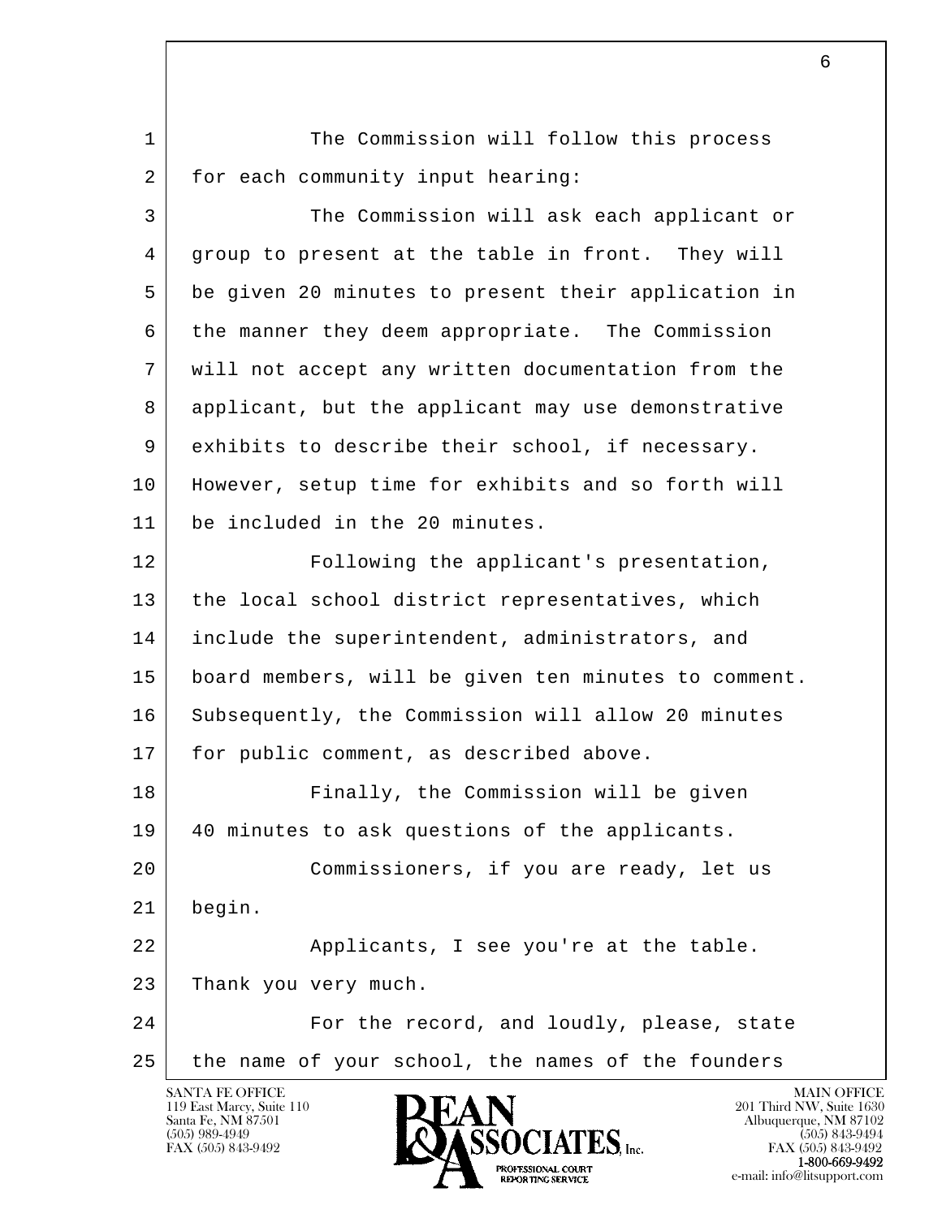The Commission will follow this process for each community input hearing:

The Commission will ask each applicant or group to present at the table in front. They will be given 20 minutes to present their application in the manner they deem appropriate. The Commission will not accept any written documentation from the applicant, but the applicant may use demonstrative exhibits to describe their school, if necessary. However, setup time for exhibits and so forth will be included in the 20 minutes.

Following the applicant's presentation, the local school district representatives, which include the superintendent, administrators, and board members, will be given ten minutes to comment. Subsequently, the Commission will allow 20 minutes for public comment, as described above.

Finally, the Commission will be given 40 minutes to ask questions of the applicants.

Commissioners, if you are ready, let us begin.

Applicants, I see you're at the table. Thank you very much.

For the record, and loudly, please, state the name of your school, the names of the founders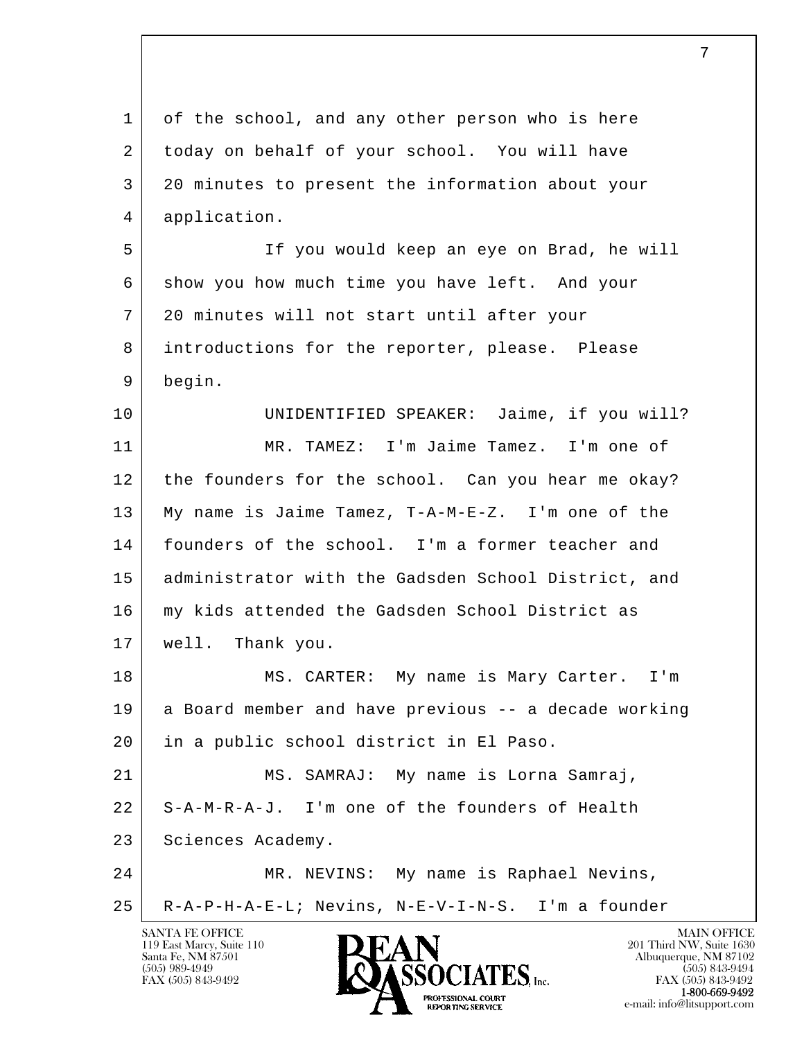of the school, and any other person who is here today on behalf of your school. You will have 20 minutes to present the information about your application.

If you would keep an eye on Brad, he will show you how much time you have left. And your 20 minutes will not start until after your introductions for the reporter, please. Please begin.

UNIDENTIFIED SPEAKER: Jaime, if you will?

MR. TAMEZ: I'm Jaime Tamez. I'm one of the founders for the school. Can you hear me okay? My name is Jaime Tamez, T-A-M-E-Z. I'm one of the founders of the school. I'm a former teacher and administrator with the Gadsden School District, and my kids attended the Gadsden School District as well. Thank you.

MS. CARTER: My name is Mary Carter. I'm a Board member and have previous -- a decade working in a public school district in El Paso.

MS. SAMRAJ: My name is Lorna Samraj, S-A-M-R-A-J. I'm one of the founders of Health Sciences Academy.

MR. NEVINS: My name is Raphael Nevins, R-A-P-H-A-E-L; Nevins, N-E-V-I-N-S. I'm a founder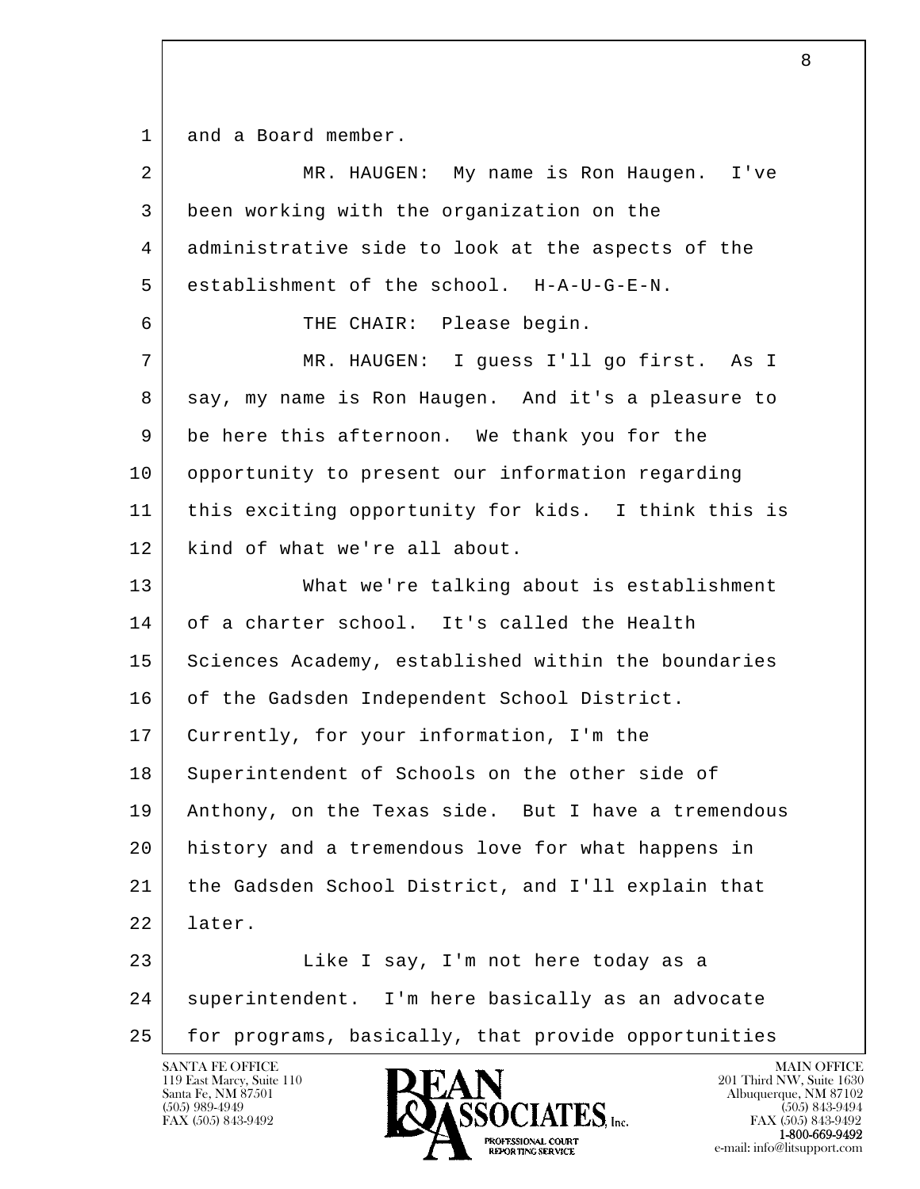and a Board member.

MR. HAUGEN: My name is Ron Haugen. I've been working with the organization on the administrative side to look at the aspects of the establishment of the school. H-A-U-G-E-N.

THE CHAIR: Please begin.

MR. HAUGEN: I guess I'll go first. As I say, my name is Ron Haugen. And it's a pleasure to be here this afternoon. We thank you for the opportunity to present our information regarding this exciting opportunity for kids. I think this is kind of what we're all about.

What we're talking about is establishment of a charter school. It's called the Health Sciences Academy, established within the boundaries of the Gadsden Independent School District. Currently, for your information, I'm the Superintendent of Schools on the other side of Anthony, on the Texas side. But I have a tremendous history and a tremendous love for what happens in the Gadsden School District, and I'll explain that later.

Like I say, I'm not here today as a superintendent. I'm here basically as an advocate for programs, basically, that provide opportunities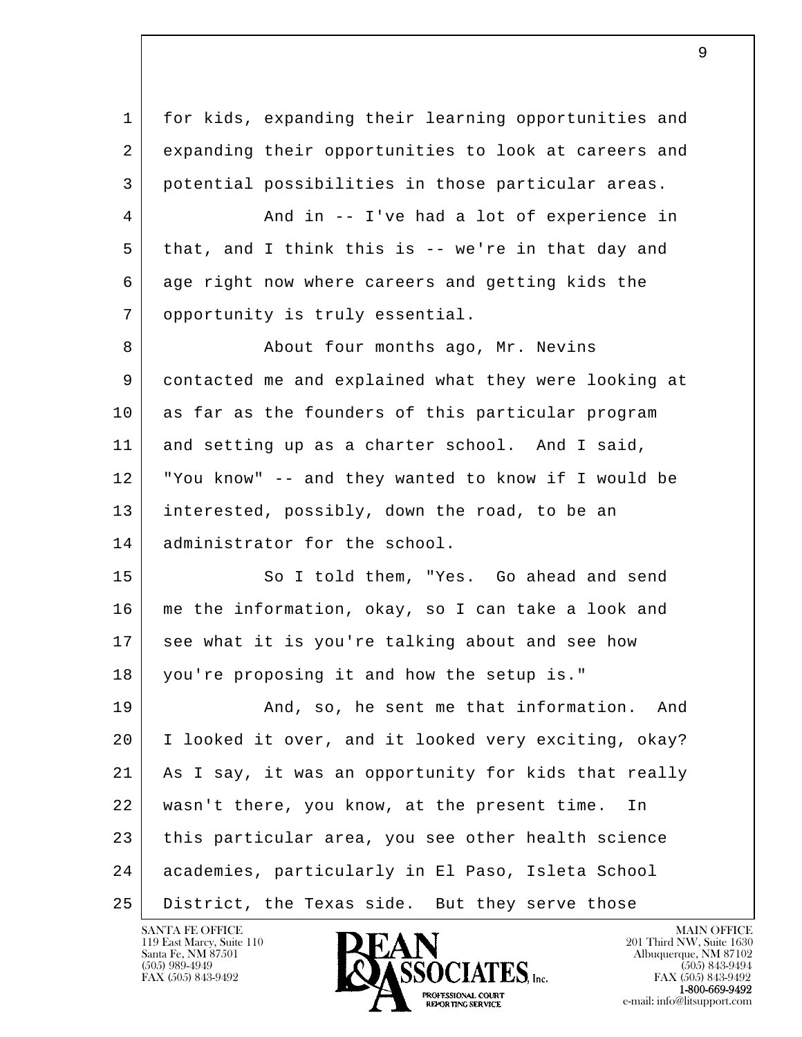for kids, expanding their learning opportunities and expanding their opportunities to look at careers and potential possibilities in those particular areas.

And in -- I've had a lot of experience in that, and I think this is -- we're in that day and age right now where careers and getting kids the opportunity is truly essential.

About four months ago, Mr. Nevins contacted me and explained what they were looking at as far as the founders of this particular program and setting up as a charter school. And I said, "You know" -- and they wanted to know if I would be interested, possibly, down the road, to be an administrator for the school.

So I told them, "Yes. Go ahead and send me the information, okay, so I can take a look and see what it is you're talking about and see how you're proposing it and how the setup is."

And, so, he sent me that information. And I looked it over, and it looked very exciting, okay? As I say, it was an opportunity for kids that really wasn't there, you know, at the present time. In this particular area, you see other health science academies, particularly in El Paso, Isleta School District, the Texas side. But they serve those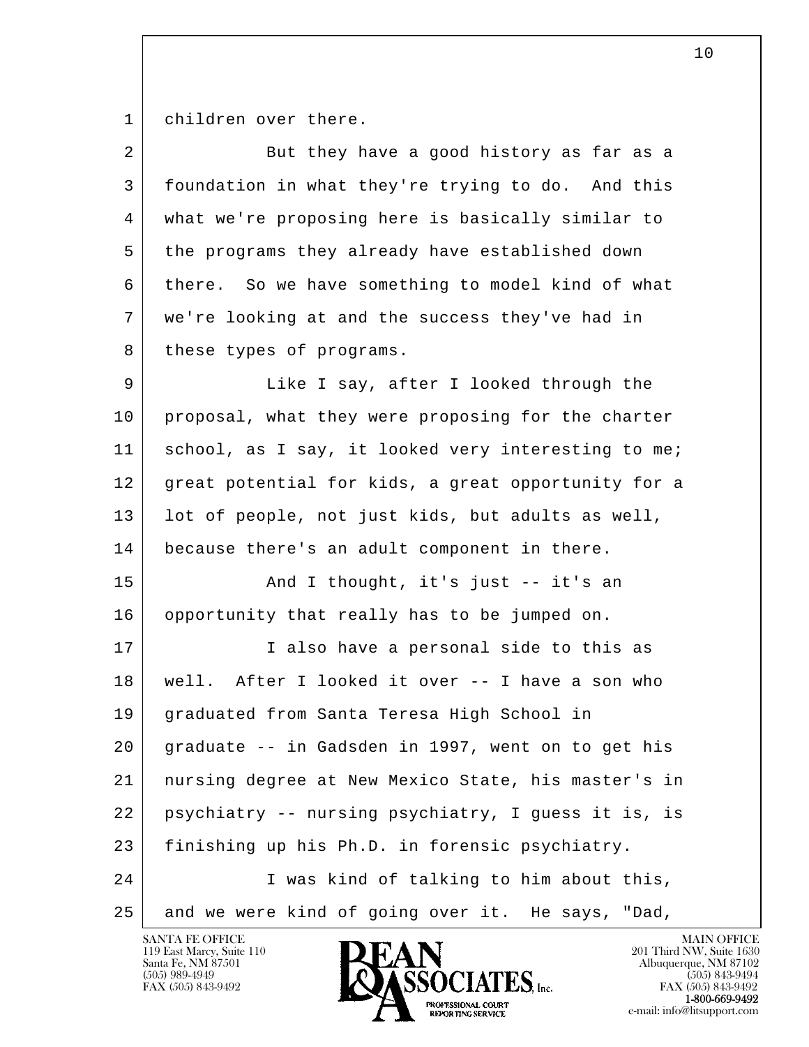children over there.

But they have a good history as far as a foundation in what they're trying to do. And this what we're proposing here is basically similar to the programs they already have established down there. So we have something to model kind of what we're looking at and the success they've had in these types of programs.

Like I say, after I looked through the proposal, what they were proposing for the charter school, as I say, it looked very interesting to me; great potential for kids, a great opportunity for a lot of people, not just kids, but adults as well, because there's an adult component in there.

And I thought, it's just -- it's an opportunity that really has to be jumped on.

I also have a personal side to this as well. After I looked it over -- I have a son who graduated from Santa Teresa High School in graduate -- in Gadsden in 1997, went on to get his nursing degree at New Mexico State, his master's in psychiatry -- nursing psychiatry, I guess it is, is finishing up his Ph.D. in forensic psychiatry.

I was kind of talking to him about this, and we were kind of going over it. He says, "Dad,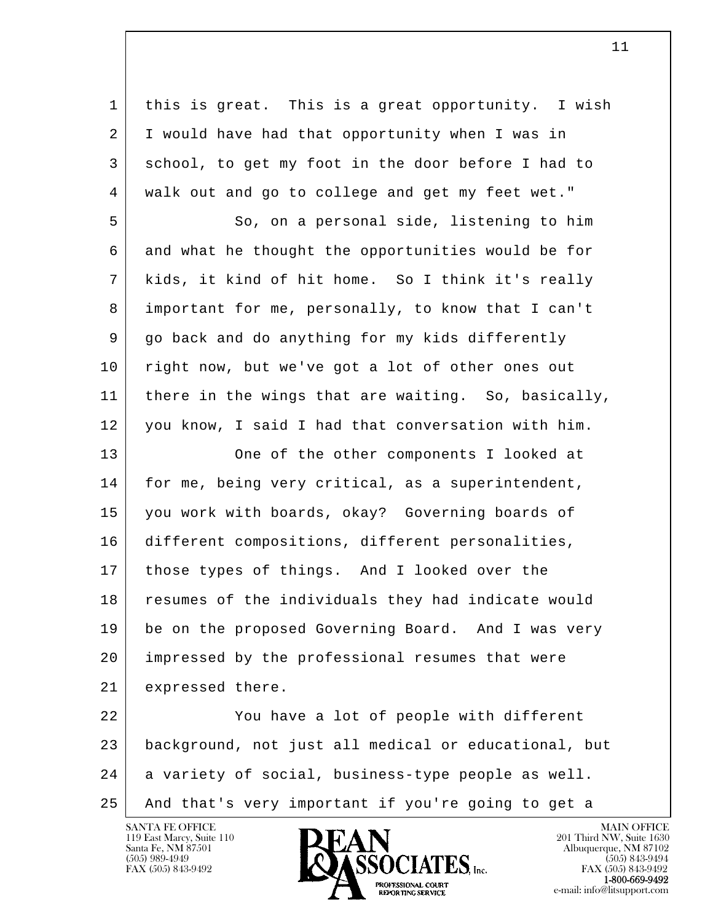this is great. This is a great opportunity. I wish I would have had that opportunity when I was in school, to get my foot in the door before I had to walk out and go to college and get my feet wet."

So, on a personal side, listening to him and what he thought the opportunities would be for kids, it kind of hit home. So I think it's really important for me, personally, to know that I can't go back and do anything for my kids differently right now, but we've got a lot of other ones out there in the wings that are waiting. So, basically, you know, I said I had that conversation with him.

One of the other components I looked at for me, being very critical, as a superintendent, you work with boards, okay? Governing boards of different compositions, different personalities, those types of things. And I looked over the resumes of the individuals they had indicate would be on the proposed Governing Board. And I was very impressed by the professional resumes that were expressed there.

You have a lot of people with different background, not just all medical or educational, but a variety of social, business-type people as well. And that's very important if you're going to get a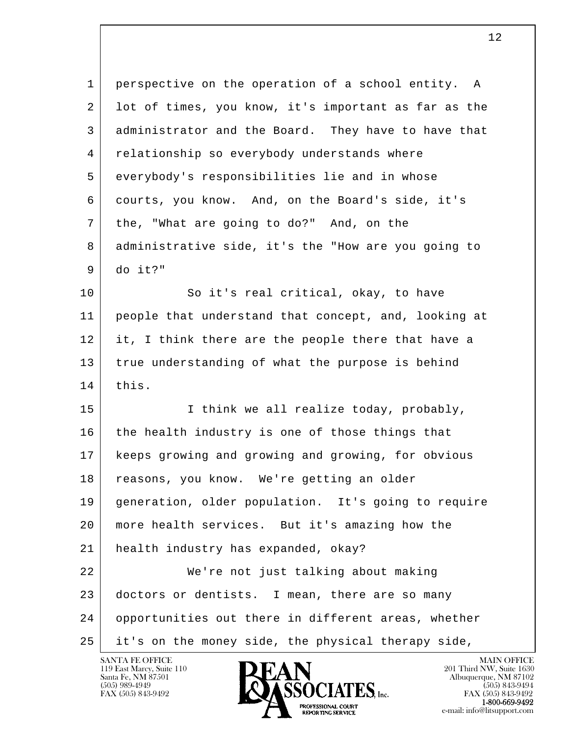perspective on the operation of a school entity. A lot of times, you know, it's important as far as the administrator and the Board. They have to have that relationship so everybody understands where everybody's responsibilities lie and in whose courts, you know. And, on the Board's side, it's the, "What are going to do?" And, on the administrative side, it's the "How are you going to do it?"

So it's real critical, okay, to have people that understand that concept, and, looking at it, I think there are the people there that have a true understanding of what the purpose is behind this.

I think we all realize today, probably, the health industry is one of those things that keeps growing and growing and growing, for obvious reasons, you know. We're getting an older generation, older population. It's going to require more health services. But it's amazing how the health industry has expanded, okay?

We're not just talking about making doctors or dentists. I mean, there are so many opportunities out there in different areas, whether it's on the money side, the physical therapy side,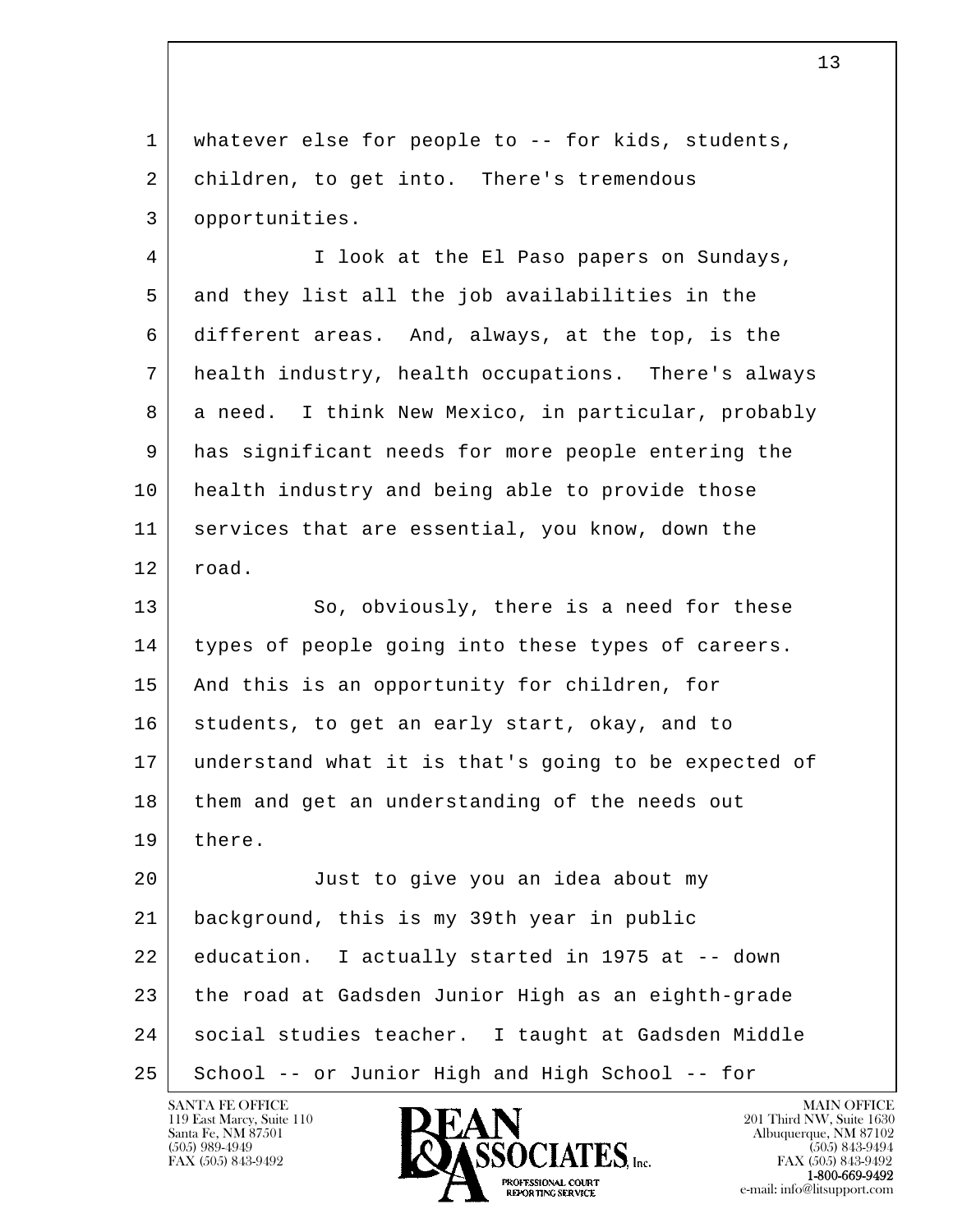whatever else for people to -- for kids, students, children, to get into. There's tremendous opportunities.

I look at the El Paso papers on Sundays, and they list all the job availabilities in the different areas. And, always, at the top, is the health industry, health occupations. There's always a need. I think New Mexico, in particular, probably has significant needs for more people entering the health industry and being able to provide those services that are essential, you know, down the road.

So, obviously, there is a need for these types of people going into these types of careers. And this is an opportunity for children, for students, to get an early start, okay, and to understand what it is that's going to be expected of them and get an understanding of the needs out there.

Just to give you an idea about my background, this is my 39th year in public education. I actually started in 1975 at -- down the road at Gadsden Junior High as an eighth-grade social studies teacher. I taught at Gadsden Middle School -- or Junior High and High School -- for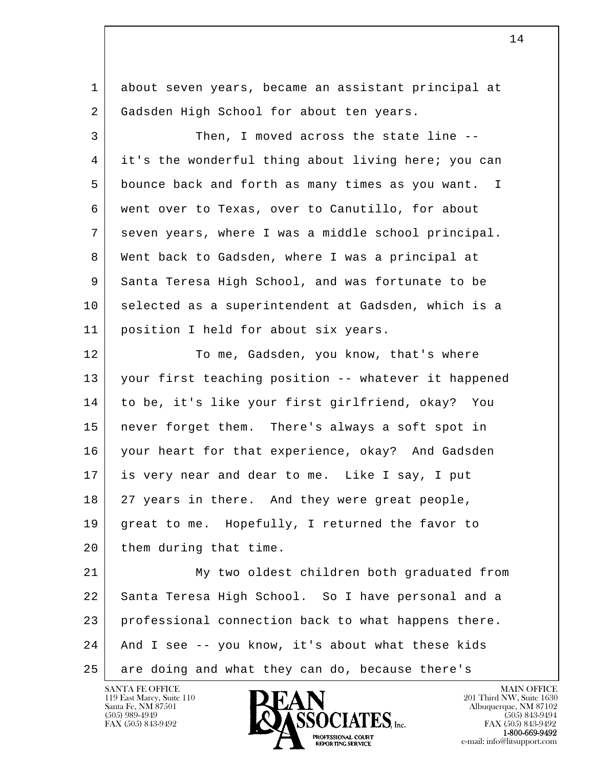about seven years, became an assistant principal at Gadsden High School for about ten years.

Then, I moved across the state line -- it's the wonderful thing about living here; you can bounce back and forth as many times as you want. I went over to Texas, over to Canutillo, for about seven years, where I was a middle school principal. Went back to Gadsden, where I was a principal at Santa Teresa High School, and was fortunate to be selected as a superintendent at Gadsden, which is a position I held for about six years.

To me, Gadsden, you know, that's where your first teaching position -- whatever it happened to be, it's like your first girlfriend, okay? You never forget them. There's always a soft spot in your heart for that experience, okay? And Gadsden is very near and dear to me. Like I say, I put 27 years in there. And they were great people, great to me. Hopefully, I returned the favor to them during that time.

My two oldest children both graduated from Santa Teresa High School. So I have personal and a professional connection back to what happens there. And I see -- you know, it's about what these kids are doing and what they can do, because there's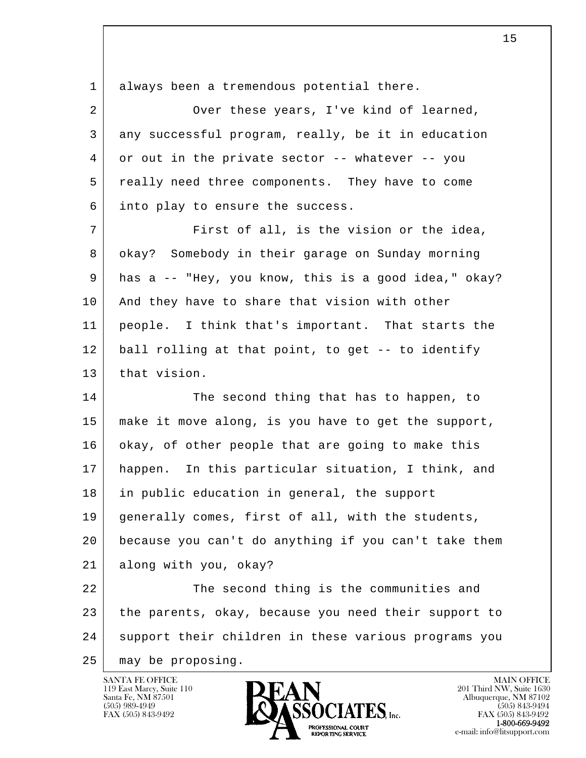1 always been a tremendous potential there.

2 Over these years, I've kind of learned,

3 any successful program, really, be it in education

4 or out in the private sector -- whatever -- you

5 really need three components. They have to come

6 into play to ensure the success.

7 First of all, is the vision or the idea,

8 okay? Somebody in their garage on Sunday morning

9 has a -- "Hey, you know, this is a good idea," okay?

10 And they have to share that vision with other

11 people. I think that's important. That starts the

12 ball rolling at that point, to get -- to identify

13 that vision.

14 The second thing that has to happen, to

15 make it move along, is you have to get the support,

16 okay, of other people that are going to make this

17 happen. In this particular situation, I think, and

18 in public education in general, the support

19 generally comes, first of all, with the students,

20 because you can't do anything if you can't take them

21 along with you, okay?

22 The second thing is the communities and

23 the parents, okay, because you need their support to

24 support their children in these various programs you

25 may be proposing.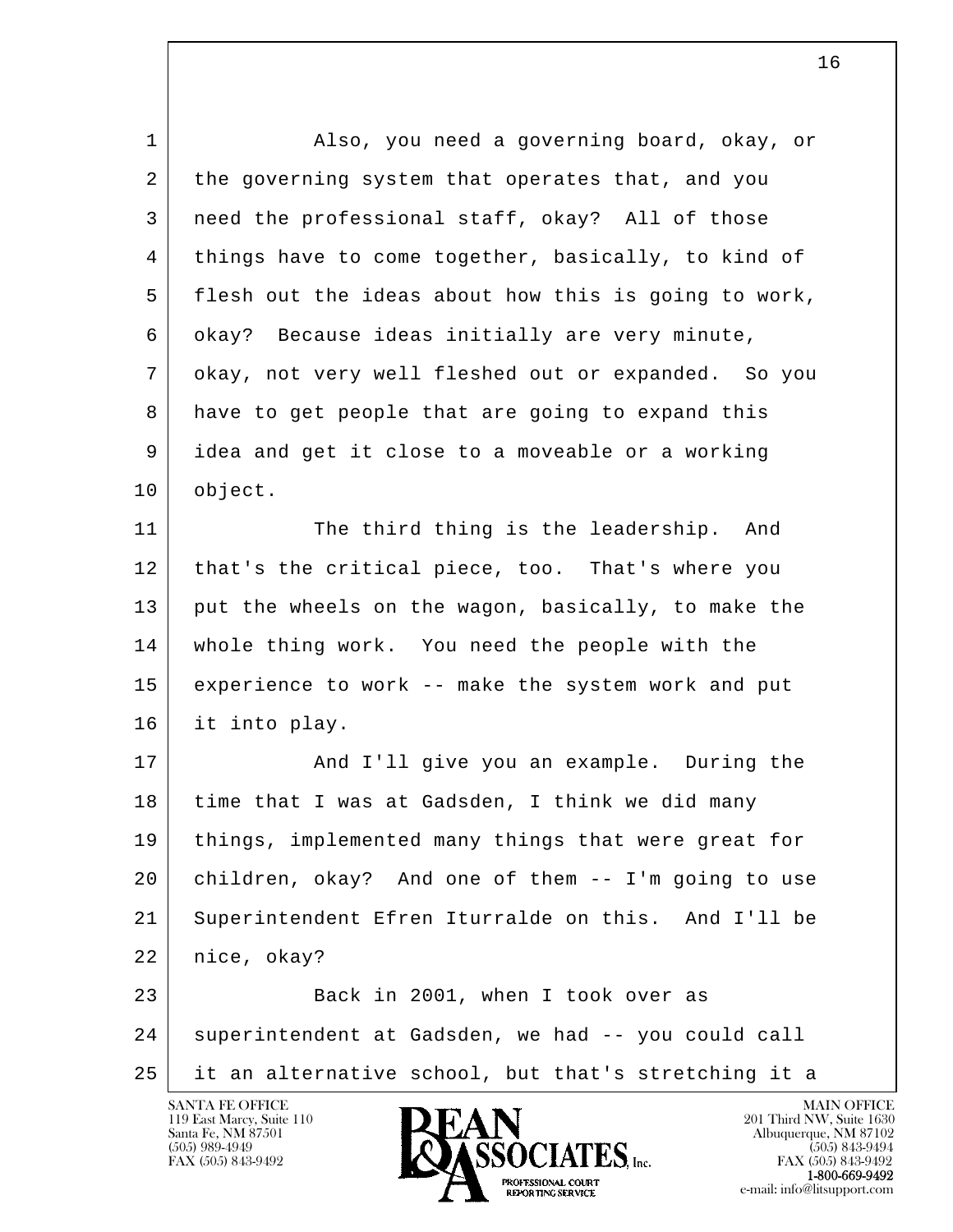1 Also, you need a governing board, okay, or
2 the governing system that operates that, and you
3 need the professional staff, okay? All of those
4 things have to come together, basically, to kind of
5 flesh out the ideas about how this is going to work,
6 okay? Because ideas initially are very minute,
7 okay, not very well fleshed out or expanded. So you
8 have to get people that are going to expand this
9 idea and get it close to a moveable or a working
10 object.

11 The third thing is the leadership. And
12 that's the critical piece, too. That's where you
13 put the wheels on the wagon, basically, to make the
14 whole thing work. You need the people with the
15 experience to work -- make the system work and put
16 it into play.

17 And I'll give you an example. During the
18 time that I was at Gadsden, I think we did many
19 things, implemented many things that were great for
20 children, okay? And one of them -- I'm going to use
21 Superintendent Efren Iturralde on this. And I'll be
22 nice, okay?

23 Back in 2001, when I took over as
24 superintendent at Gadsden, we had -- you could call
25 it an alternative school, but that's stretching it a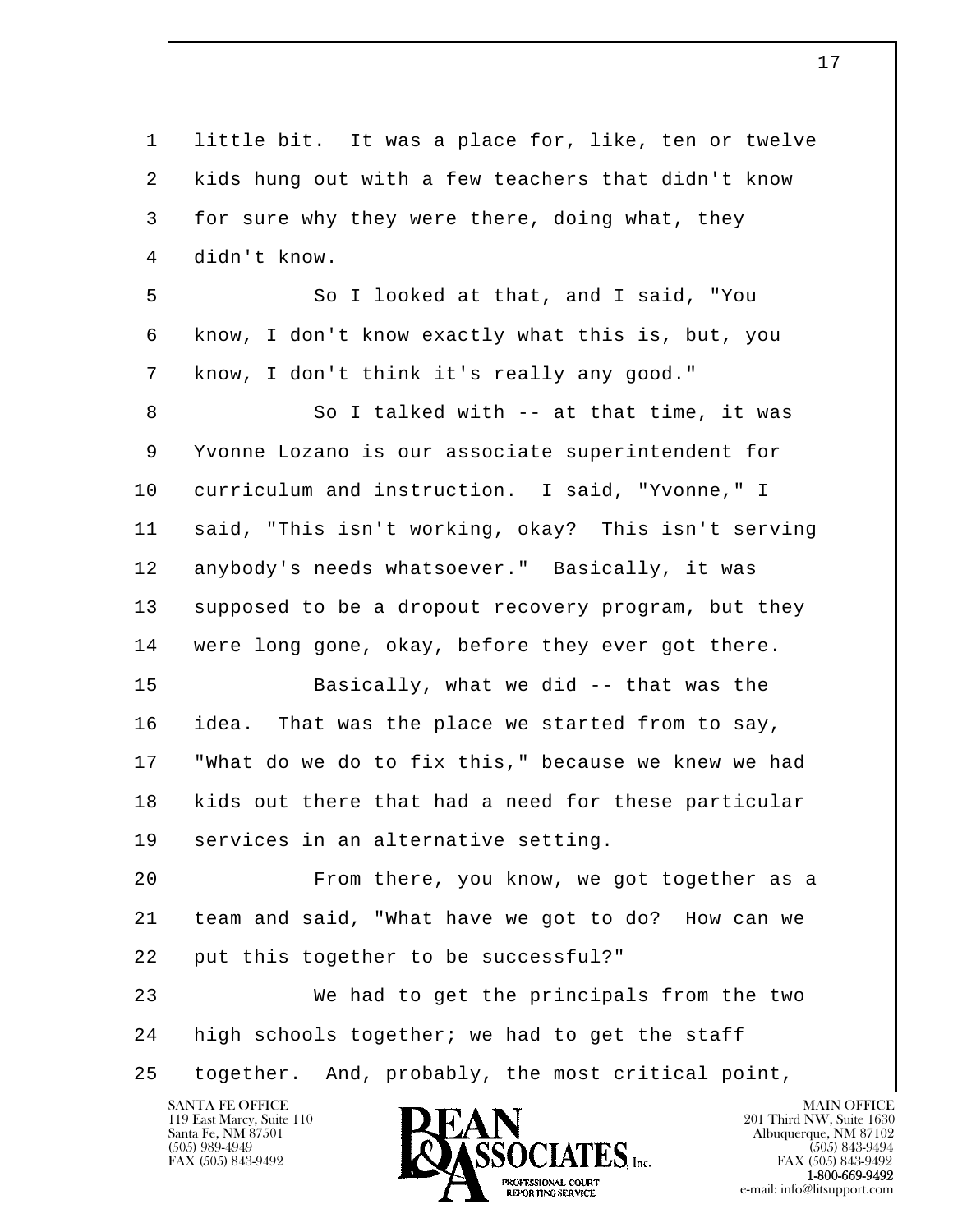little bit. It was a place for, like, ten or twelve kids hung out with a few teachers that didn't know for sure why they were there, doing what, they didn't know.

So I looked at that, and I said, "You know, I don't know exactly what this is, but, you know, I don't think it's really any good."

So I talked with -- at that time, it was Yvonne Lozano is our associate superintendent for curriculum and instruction. I said, "Yvonne," I said, "This isn't working, okay? This isn't serving anybody's needs whatsoever." Basically, it was supposed to be a dropout recovery program, but they were long gone, okay, before they ever got there.

Basically, what we did -- that was the idea. That was the place we started from to say, "What do we do to fix this," because we knew we had kids out there that had a need for these particular services in an alternative setting.

From there, you know, we got together as a team and said, "What have we got to do? How can we put this together to be successful?"

We had to get the principals from the two high schools together; we had to get the staff together. And, probably, the most critical point,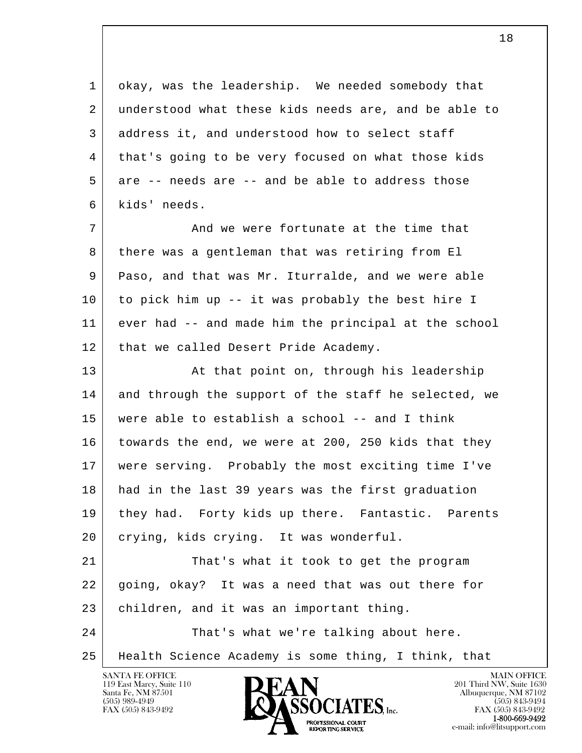okay, was the leadership. We needed somebody that understood what these kids needs are, and be able to address it, and understood how to select staff that's going to be very focused on what those kids are -- needs are -- and be able to address those kids' needs.

And we were fortunate at the time that there was a gentleman that was retiring from El Paso, and that was Mr. Iturralde, and we were able to pick him up -- it was probably the best hire I ever had -- and made him the principal at the school that we called Desert Pride Academy.

At that point on, through his leadership and through the support of the staff he selected, we were able to establish a school -- and I think towards the end, we were at 200, 250 kids that they were serving. Probably the most exciting time I've had in the last 39 years was the first graduation they had. Forty kids up there. Fantastic. Parents crying, kids crying. It was wonderful.

That's what it took to get the program going, okay? It was a need that was out there for children, and it was an important thing.

That's what we're talking about here. Health Science Academy is some thing, I think, that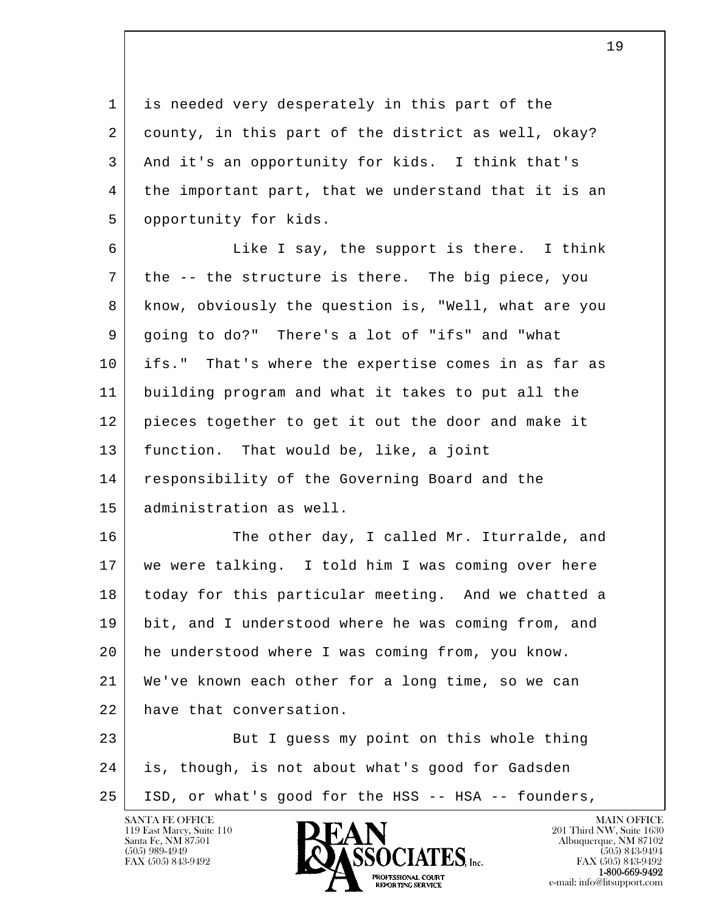is needed very desperately in this part of the county, in this part of the district as well, okay? And it's an opportunity for kids. I think that's the important part, that we understand that it is an opportunity for kids.

Like I say, the support is there. I think the -- the structure is there. The big piece, you know, obviously the question is, "Well, what are you going to do?" There's a lot of "ifs" and "what ifs." That's where the expertise comes in as far as building program and what it takes to put all the pieces together to get it out the door and make it function. That would be, like, a joint responsibility of the Governing Board and the administration as well.

The other day, I called Mr. Iturralde, and we were talking. I told him I was coming over here today for this particular meeting. And we chatted a bit, and I understood where he was coming from, and he understood where I was coming from, you know. We've known each other for a long time, so we can have that conversation.

But I guess my point on this whole thing is, though, is not about what's good for Gadsden ISD, or what's good for the HSS -- HSA -- founders,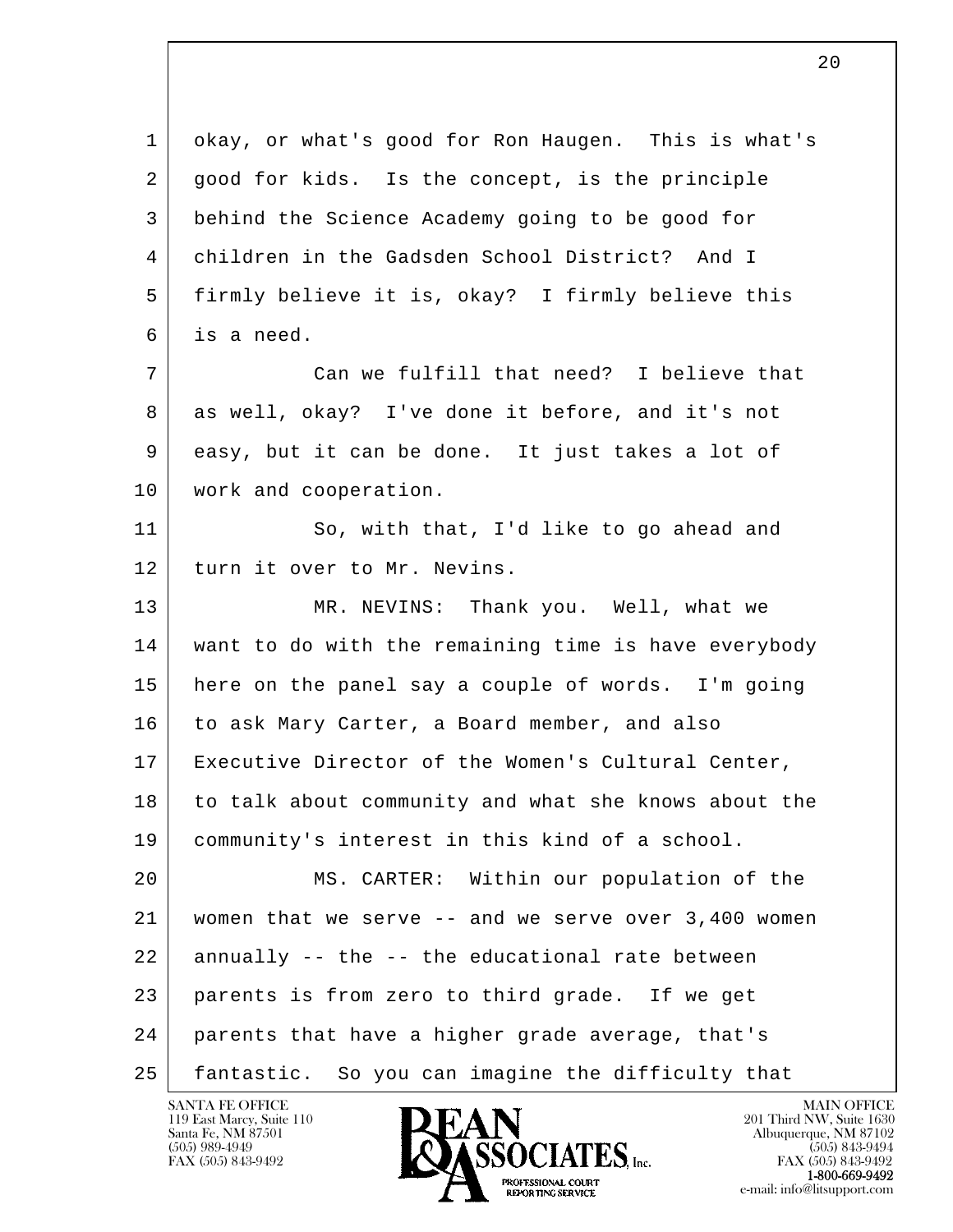okay, or what's good for Ron Haugen. This is what's good for kids. Is the concept, is the principle behind the Science Academy going to be good for children in the Gadsden School District? And I firmly believe it is, okay? I firmly believe this is a need.

Can we fulfill that need? I believe that as well, okay? I've done it before, and it's not easy, but it can be done. It just takes a lot of work and cooperation.

So, with that, I'd like to go ahead and turn it over to Mr. Nevins.

MR. NEVINS: Thank you. Well, what we want to do with the remaining time is have everybody here on the panel say a couple of words. I'm going to ask Mary Carter, a Board member, and also Executive Director of the Women's Cultural Center, to talk about community and what she knows about the community's interest in this kind of a school.

MS. CARTER: Within our population of the women that we serve -- and we serve over 3,400 women annually -- the -- the educational rate between parents is from zero to third grade. If we get parents that have a higher grade average, that's fantastic. So you can imagine the difficulty that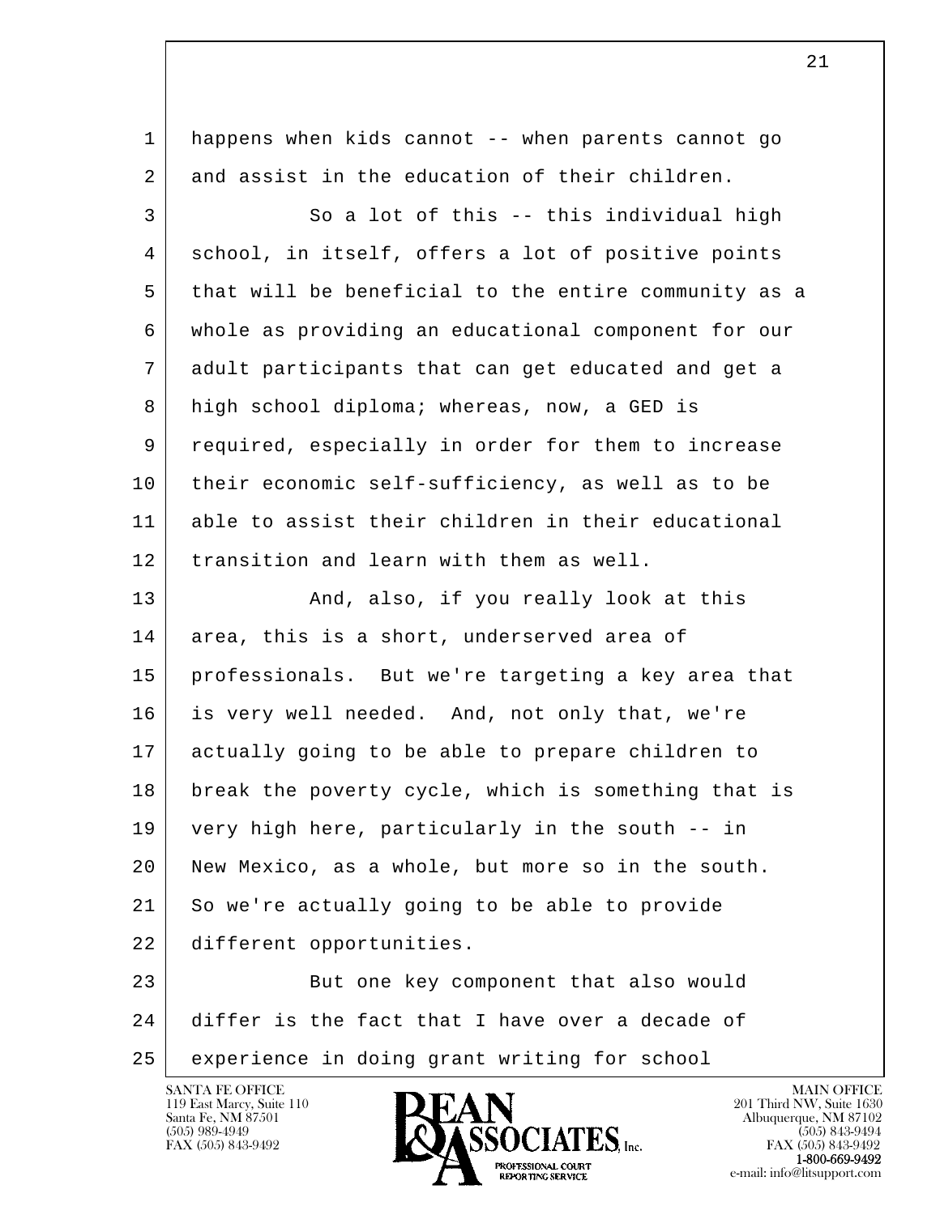happens when kids cannot -- when parents cannot go and assist in the education of their children.

So a lot of this -- this individual high school, in itself, offers a lot of positive points that will be beneficial to the entire community as a whole as providing an educational component for our adult participants that can get educated and get a high school diploma; whereas, now, a GED is required, especially in order for them to increase their economic self-sufficiency, as well as to be able to assist their children in their educational transition and learn with them as well.

And, also, if you really look at this area, this is a short, underserved area of professionals. But we're targeting a key area that is very well needed. And, not only that, we're actually going to be able to prepare children to break the poverty cycle, which is something that is very high here, particularly in the south -- in New Mexico, as a whole, but more so in the south. So we're actually going to be able to provide different opportunities.

But one key component that also would differ is the fact that I have over a decade of experience in doing grant writing for school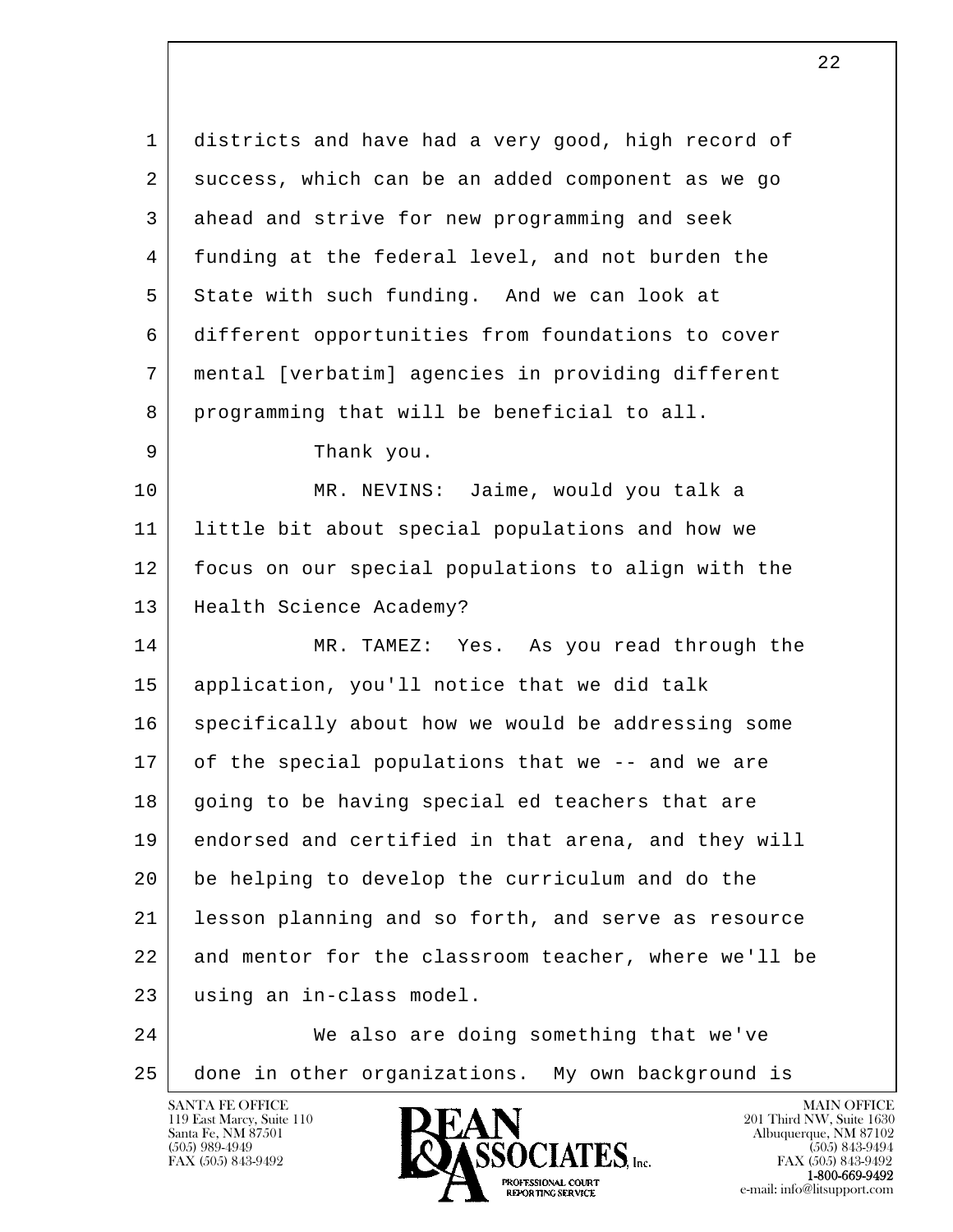districts and have had a very good, high record of success, which can be an added component as we go ahead and strive for new programming and seek funding at the federal level, and not burden the State with such funding. And we can look at different opportunities from foundations to cover mental [verbatim] agencies in providing different programming that will be beneficial to all.

Thank you.

MR. NEVINS: Jaime, would you talk a little bit about special populations and how we focus on our special populations to align with the Health Science Academy?

MR. TAMEZ: Yes. As you read through the application, you'll notice that we did talk specifically about how we would be addressing some of the special populations that we -- and we are going to be having special ed teachers that are endorsed and certified in that arena, and they will be helping to develop the curriculum and do the lesson planning and so forth, and serve as resource and mentor for the classroom teacher, where we'll be using an in-class model.

We also are doing something that we've done in other organizations. My own background is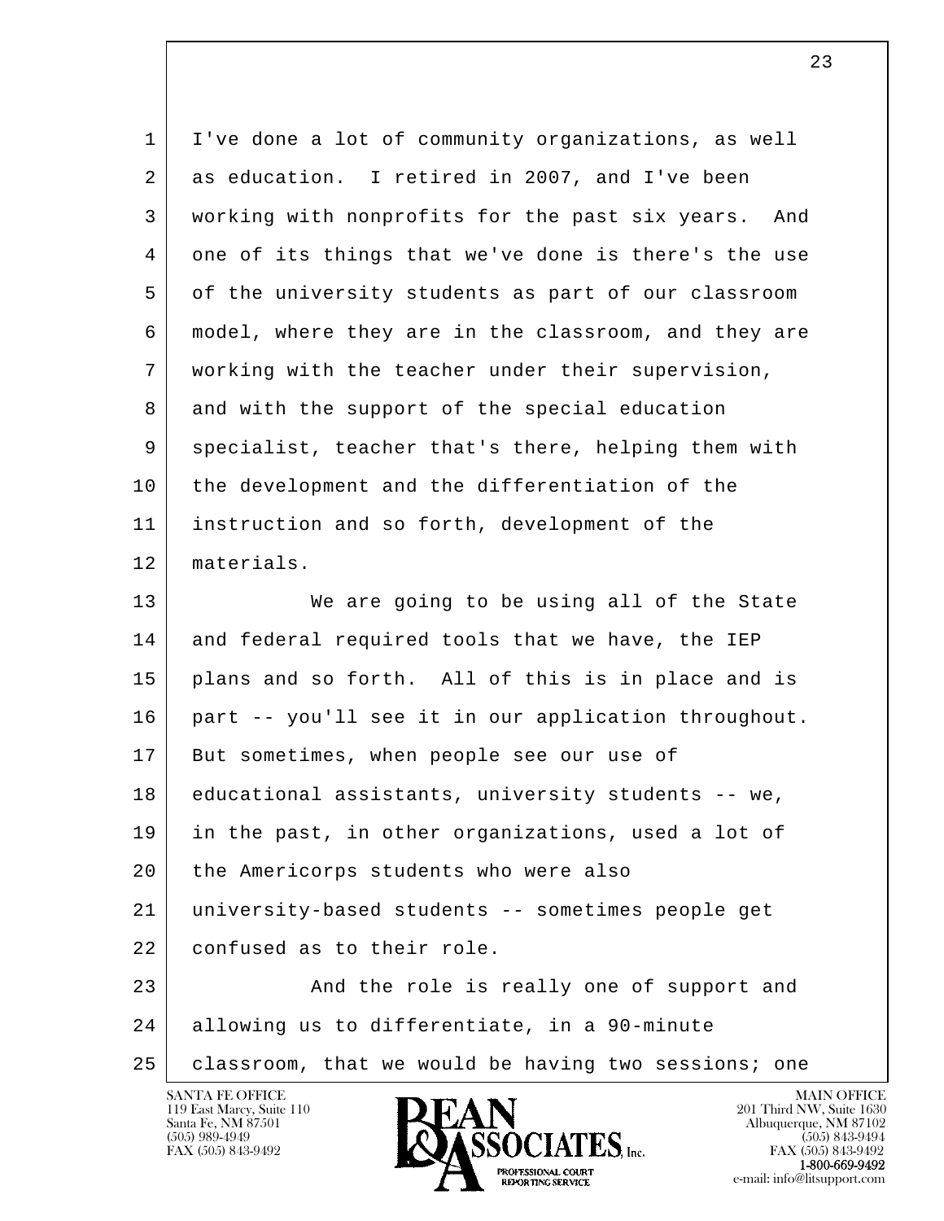I've done a lot of community organizations, as well as education. I retired in 2007, and I've been working with nonprofits for the past six years. And one of its things that we've done is there's the use of the university students as part of our classroom model, where they are in the classroom, and they are working with the teacher under their supervision, and with the support of the special education specialist, teacher that's there, helping them with the development and the differentiation of the instruction and so forth, development of the materials.

We are going to be using all of the State and federal required tools that we have, the IEP plans and so forth. All of this is in place and is part -- you'll see it in our application throughout. But sometimes, when people see our use of educational assistants, university students -- we, in the past, in other organizations, used a lot of the Americorps students who were also university-based students -- sometimes people get confused as to their role.

And the role is really one of support and allowing us to differentiate, in a 90-minute classroom, that we would be having two sessions; one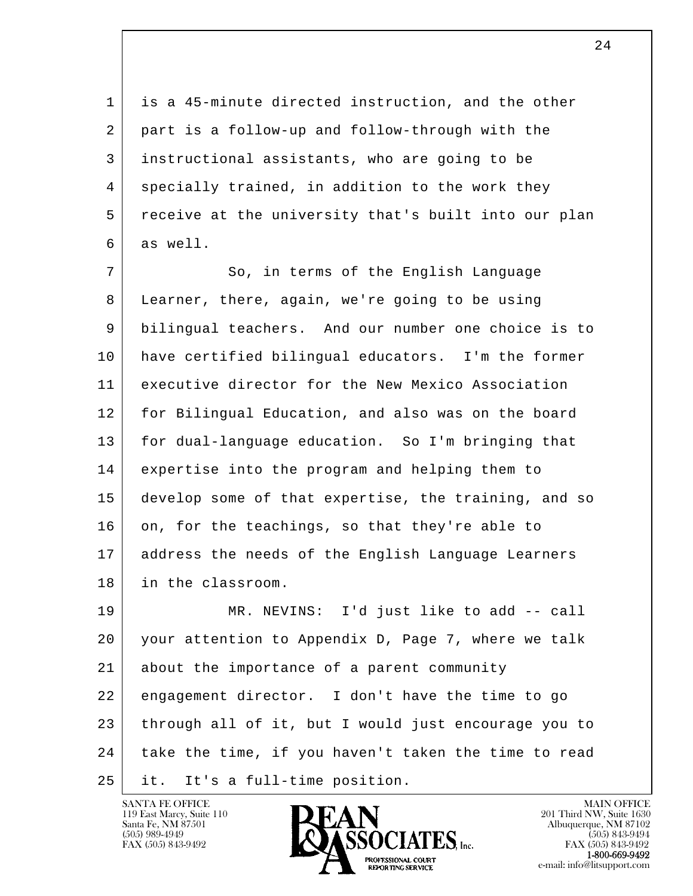1 is a 45-minute directed instruction, and the other
2 part is a follow-up and follow-through with the
3 instructional assistants, who are going to be
4 specially trained, in addition to the work they
5 receive at the university that's built into our plan
6 as well.

7 So, in terms of the English Language
8 Learner, there, again, we're going to be using
9 bilingual teachers. And our number one choice is to
10 have certified bilingual educators. I'm the former
11 executive director for the New Mexico Association
12 for Bilingual Education, and also was on the board
13 for dual-language education. So I'm bringing that
14 expertise into the program and helping them to
15 develop some of that expertise, the training, and so
16 on, for the teachings, so that they're able to
17 address the needs of the English Language Learners
18 in the classroom.

19 MR. NEVINS: I'd just like to add -- call
20 your attention to Appendix D, Page 7, where we talk
21 about the importance of a parent community
22 engagement director. I don't have the time to go
23 through all of it, but I would just encourage you to
24 take the time, if you haven't taken the time to read
25 it. It's a full-time position.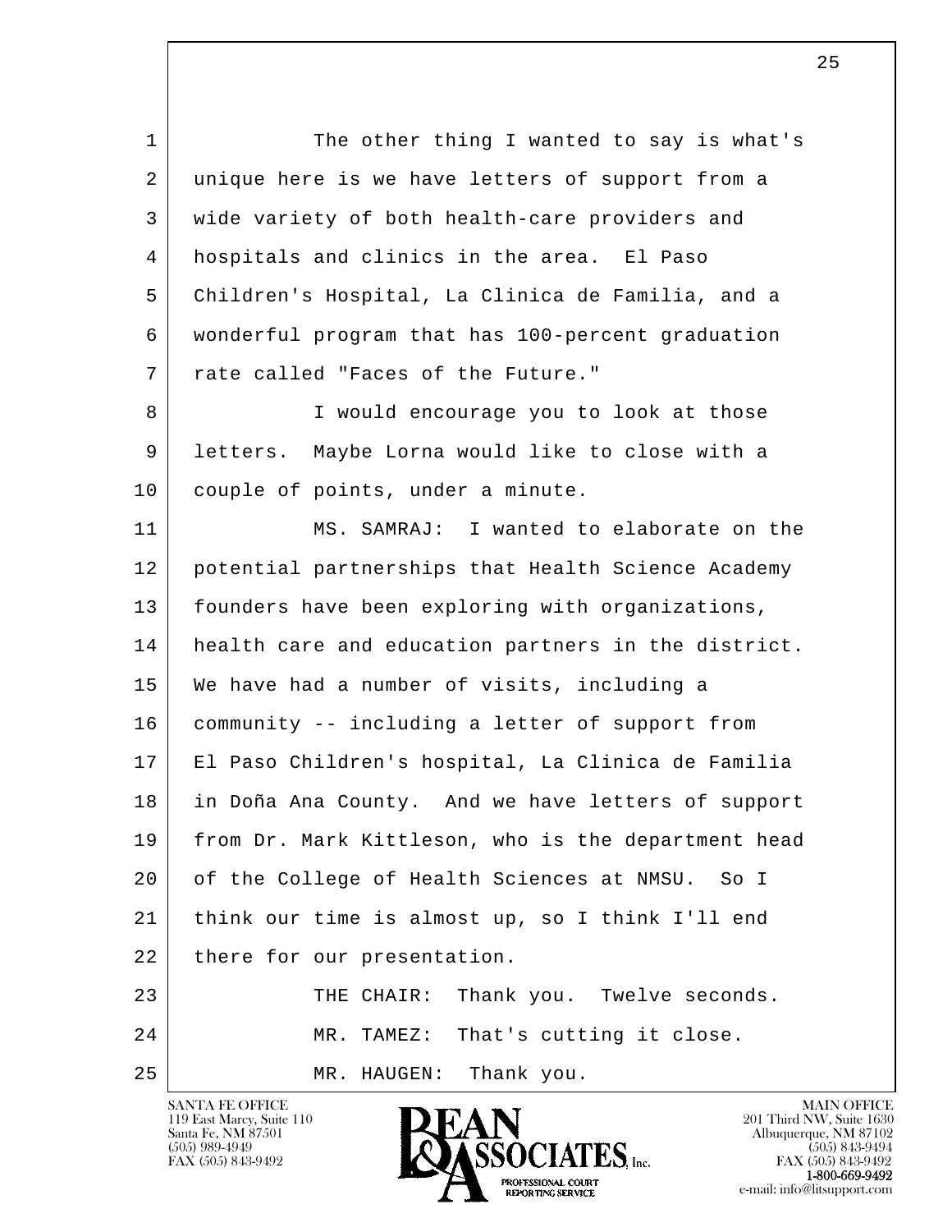The other thing I wanted to say is what's unique here is we have letters of support from a wide variety of both health-care providers and hospitals and clinics in the area. El Paso Children's Hospital, La Clinica de Familia, and a wonderful program that has 100-percent graduation rate called "Faces of the Future."

I would encourage you to look at those letters. Maybe Lorna would like to close with a couple of points, under a minute.

MS. SAMRAJ: I wanted to elaborate on the potential partnerships that Health Science Academy founders have been exploring with organizations, health care and education partners in the district. We have had a number of visits, including a community -- including a letter of support from El Paso Children's hospital, La Clinica de Familia in Doña Ana County. And we have letters of support from Dr. Mark Kittleson, who is the department head of the College of Health Sciences at NMSU. So I think our time is almost up, so I think I'll end there for our presentation.

THE CHAIR: Thank you. Twelve seconds.

MR. TAMEZ: That's cutting it close.

MR. HAUGEN: Thank you.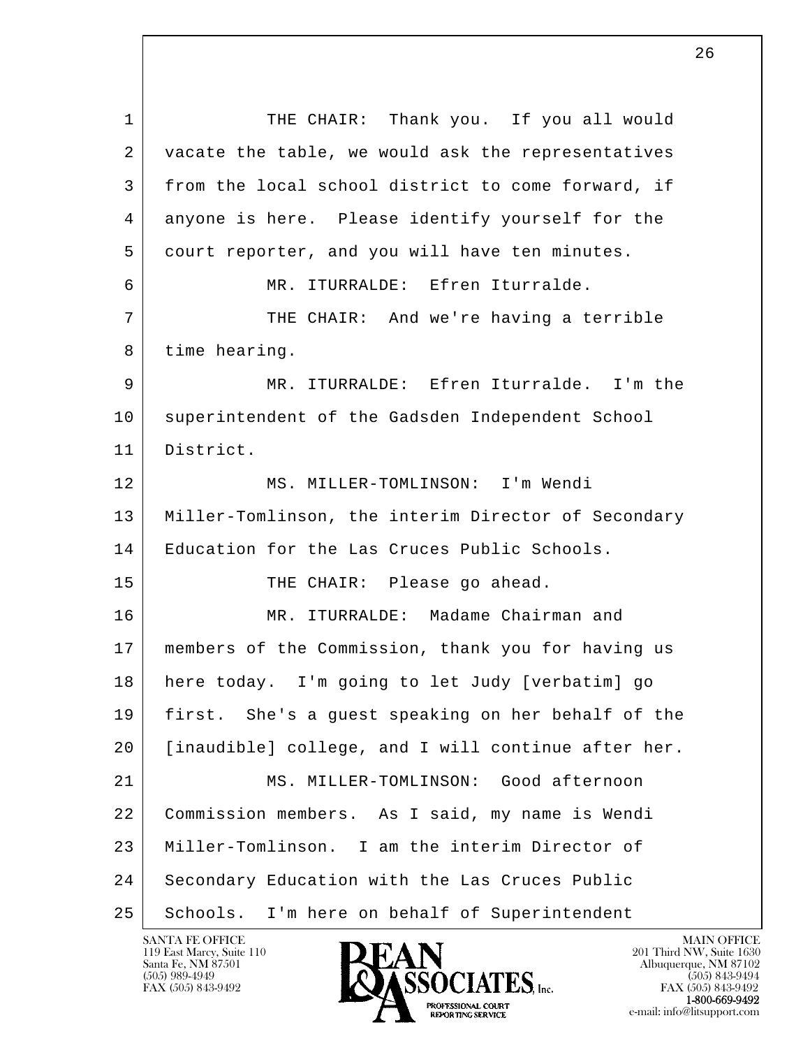THE CHAIR: Thank you. If you all would vacate the table, we would ask the representatives from the local school district to come forward, if anyone is here. Please identify yourself for the court reporter, and you will have ten minutes.

MR. ITURRALDE: Efren Iturralde.

THE CHAIR: And we're having a terrible time hearing.

MR. ITURRALDE: Efren Iturralde. I'm the superintendent of the Gadsden Independent School District.

MS. MILLER-TOMLINSON: I'm Wendi Miller-Tomlinson, the interim Director of Secondary Education for the Las Cruces Public Schools.

THE CHAIR: Please go ahead.

MR. ITURRALDE: Madame Chairman and members of the Commission, thank you for having us here today. I'm going to let Judy [verbatim] go first. She's a guest speaking on her behalf of the [inaudible] college, and I will continue after her.

MS. MILLER-TOMLINSON: Good afternoon Commission members. As I said, my name is Wendi Miller-Tomlinson. I am the interim Director of Secondary Education with the Las Cruces Public Schools. I'm here on behalf of Superintendent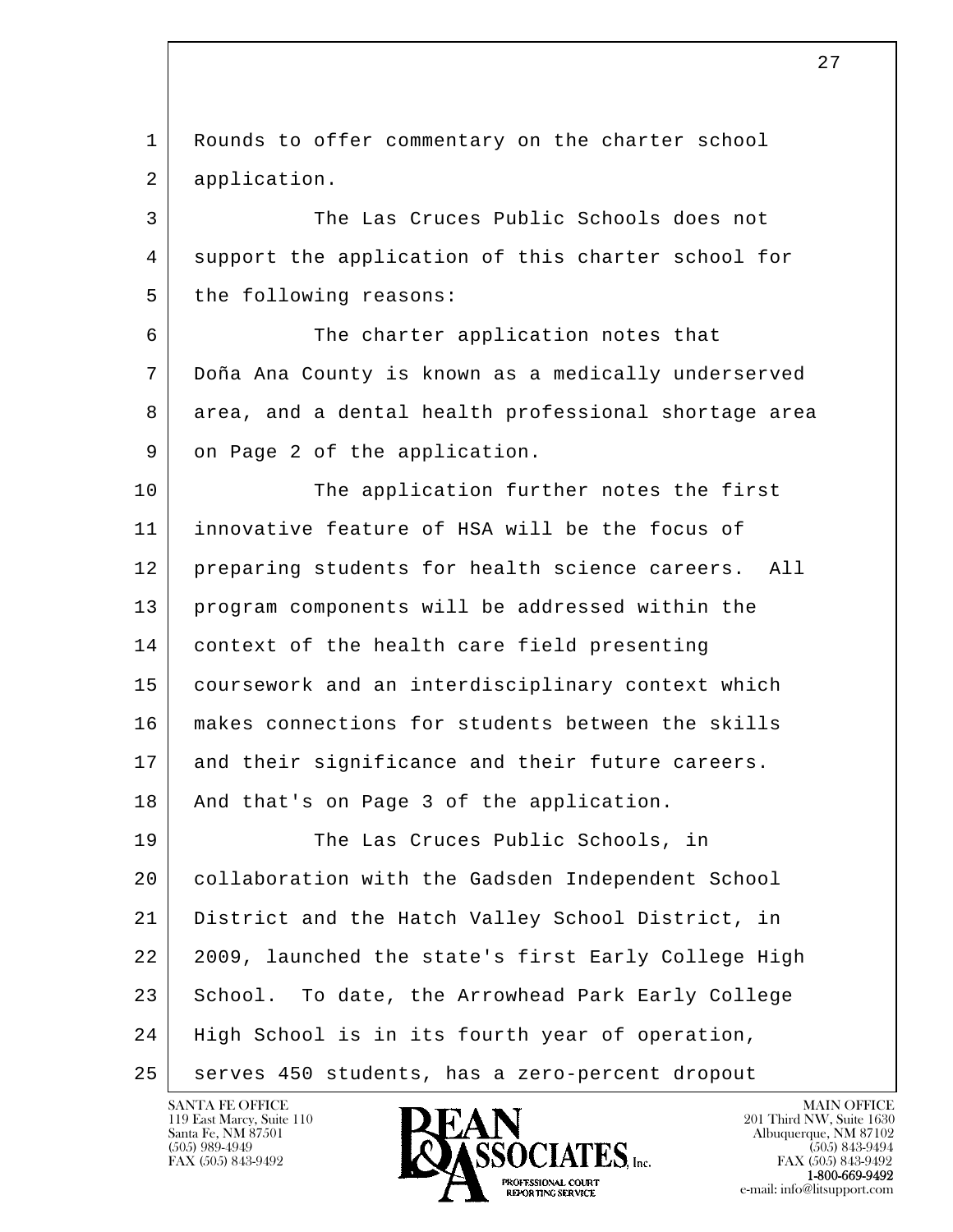Rounds to offer commentary on the charter school application.

The Las Cruces Public Schools does not support the application of this charter school for the following reasons:

The charter application notes that Doña Ana County is known as a medically underserved area, and a dental health professional shortage area on Page 2 of the application.

The application further notes the first innovative feature of HSA will be the focus of preparing students for health science careers. All program components will be addressed within the context of the health care field presenting coursework and an interdisciplinary context which makes connections for students between the skills and their significance and their future careers. And that's on Page 3 of the application.

The Las Cruces Public Schools, in collaboration with the Gadsden Independent School District and the Hatch Valley School District, in 2009, launched the state's first Early College High School. To date, the Arrowhead Park Early College High School is in its fourth year of operation, serves 450 students, has a zero-percent dropout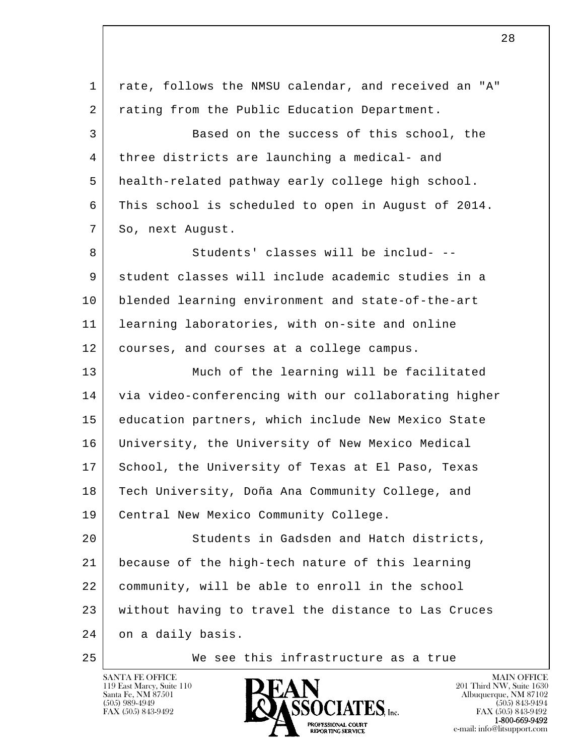rate, follows the NMSU calendar, and received an "A" rating from the Public Education Department.

Based on the success of this school, the three districts are launching a medical- and health-related pathway early college high school. This school is scheduled to open in August of 2014. So, next August.

Students' classes will be includ- -- student classes will include academic studies in a blended learning environment and state-of-the-art learning laboratories, with on-site and online courses, and courses at a college campus.

Much of the learning will be facilitated via video-conferencing with our collaborating higher education partners, which include New Mexico State University, the University of New Mexico Medical School, the University of Texas at El Paso, Texas Tech University, Doña Ana Community College, and Central New Mexico Community College.

Students in Gadsden and Hatch districts, because of the high-tech nature of this learning community, will be able to enroll in the school without having to travel the distance to Las Cruces on a daily basis.

We see this infrastructure as a true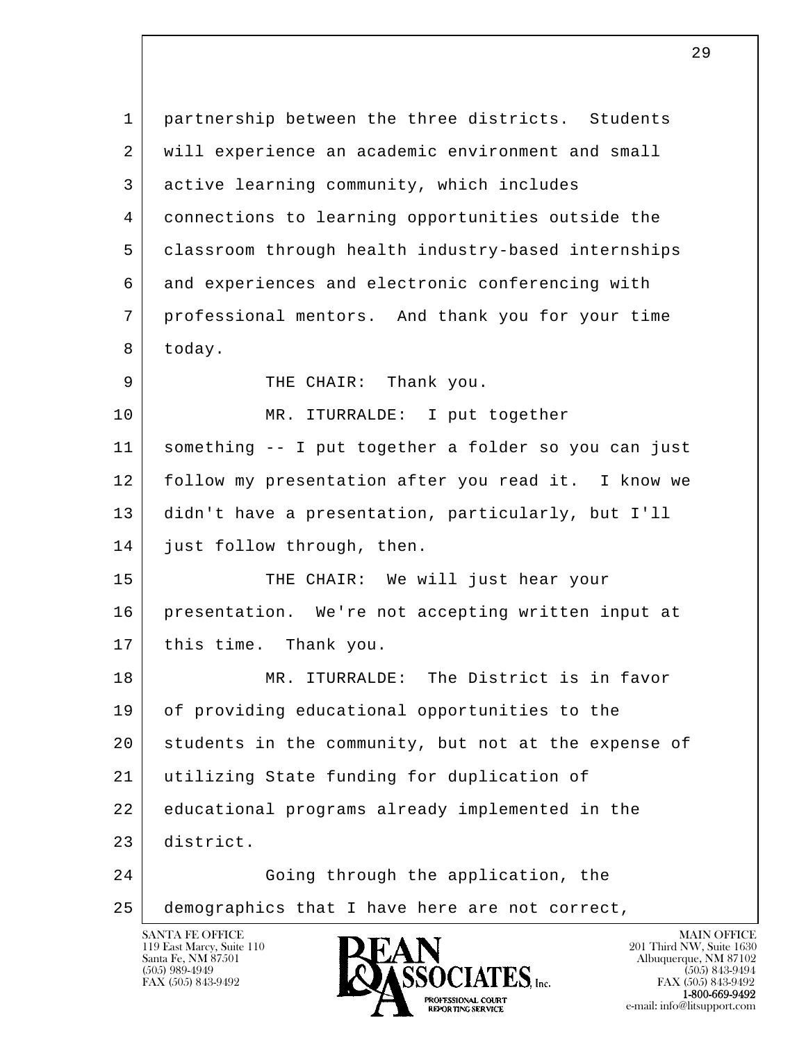partnership between the three districts. Students will experience an academic environment and small active learning community, which includes connections to learning opportunities outside the classroom through health industry-based internships and experiences and electronic conferencing with professional mentors. And thank you for your time today.

THE CHAIR: Thank you.

MR. ITURRALDE: I put together something -- I put together a folder so you can just follow my presentation after you read it. I know we didn't have a presentation, particularly, but I'll just follow through, then.

THE CHAIR: We will just hear your presentation. We're not accepting written input at this time. Thank you.

MR. ITURRALDE: The District is in favor of providing educational opportunities to the students in the community, but not at the expense of utilizing State funding for duplication of educational programs already implemented in the district.

Going through the application, the demographics that I have here are not correct,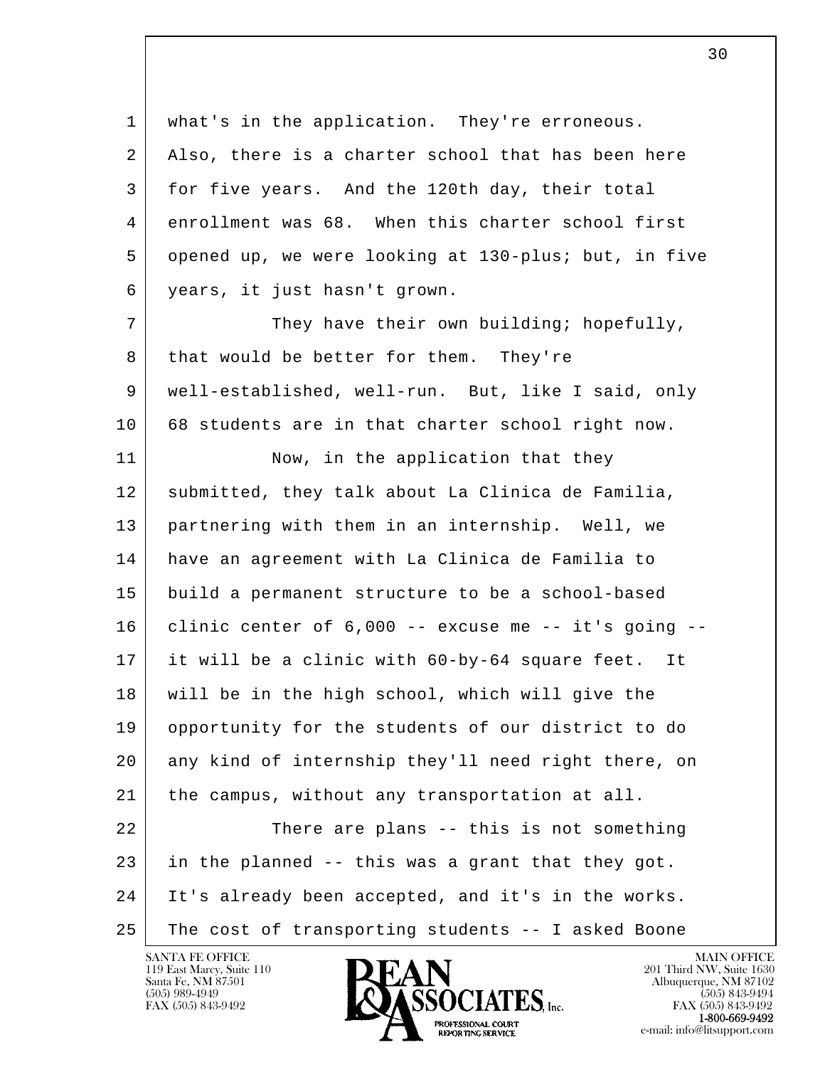what's in the application. They're erroneous. Also, there is a charter school that has been here for five years. And the 120th day, their total enrollment was 68. When this charter school first opened up, we were looking at 130-plus; but, in five years, it just hasn't grown.

They have their own building; hopefully, that would be better for them. They're well-established, well-run. But, like I said, only 68 students are in that charter school right now.

Now, in the application that they submitted, they talk about La Clinica de Familia, partnering with them in an internship. Well, we have an agreement with La Clinica de Familia to build a permanent structure to be a school-based clinic center of 6,000 -- excuse me -- it's going -- it will be a clinic with 60-by-64 square feet. It will be in the high school, which will give the opportunity for the students of our district to do any kind of internship they'll need right there, on the campus, without any transportation at all.

There are plans -- this is not something in the planned -- this was a grant that they got. It's already been accepted, and it's in the works. The cost of transporting students -- I asked Boone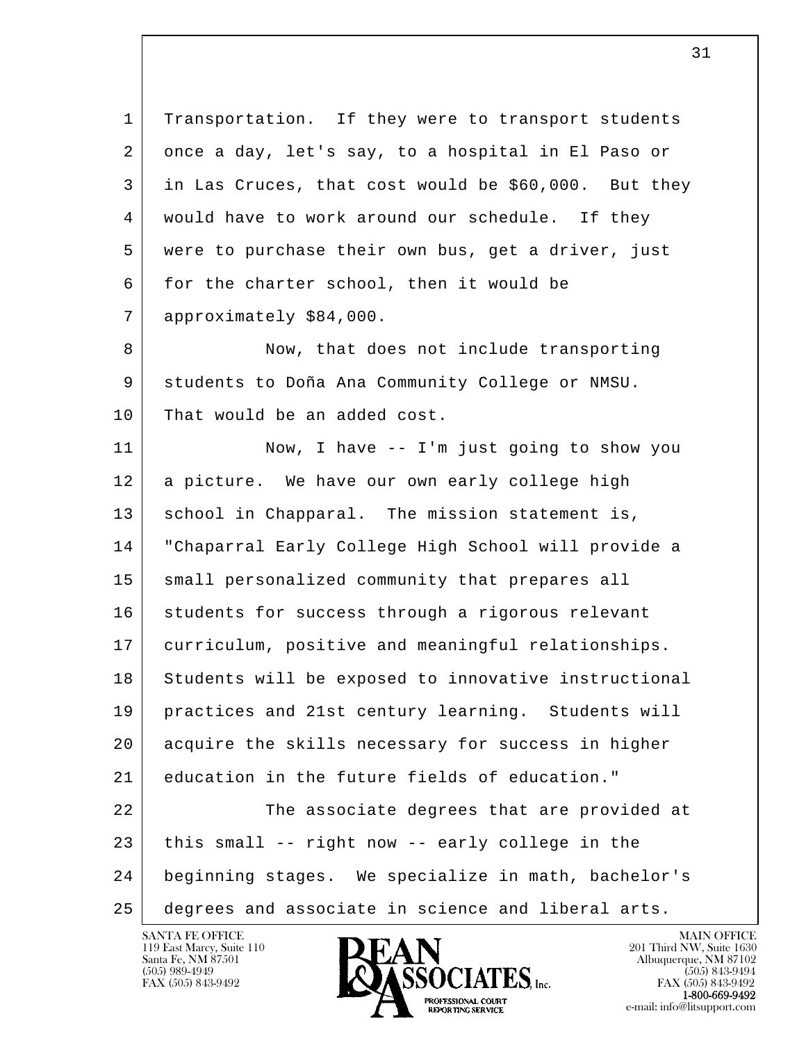Transportation. If they were to transport students once a day, let's say, to a hospital in El Paso or in Las Cruces, that cost would be $60,000. But they would have to work around our schedule. If they were to purchase their own bus, get a driver, just for the charter school, then it would be approximately $84,000.

Now, that does not include transporting students to Doña Ana Community College or NMSU. That would be an added cost.

Now, I have -- I'm just going to show you a picture. We have our own early college high school in Chapparal. The mission statement is, "Chaparral Early College High School will provide a small personalized community that prepares all students for success through a rigorous relevant curriculum, positive and meaningful relationships. Students will be exposed to innovative instructional practices and 21st century learning. Students will acquire the skills necessary for success in higher education in the future fields of education."

The associate degrees that are provided at this small -- right now -- early college in the beginning stages. We specialize in math, bachelor's degrees and associate in science and liberal arts.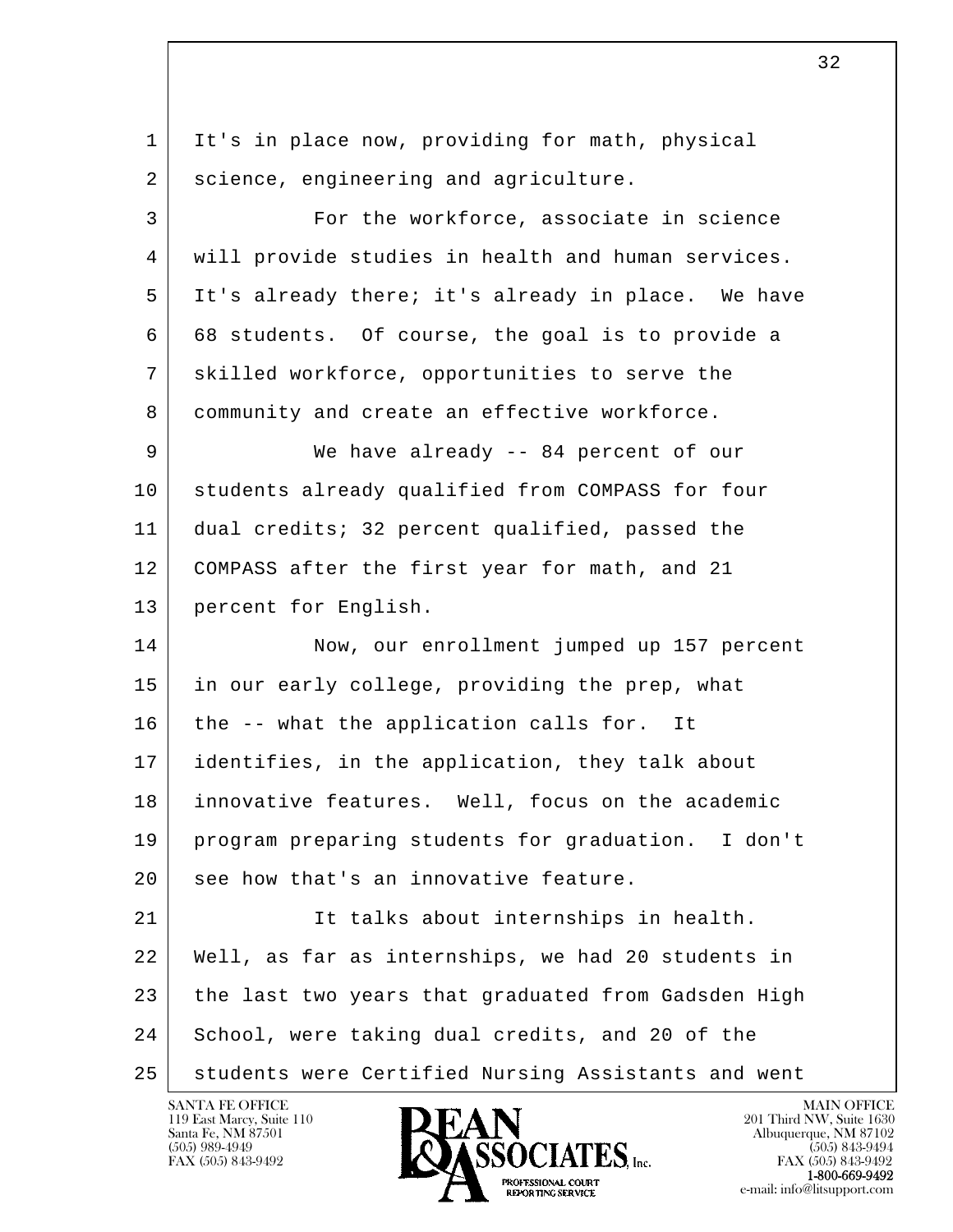It's in place now, providing for math, physical science, engineering and agriculture.

For the workforce, associate in science will provide studies in health and human services. It's already there; it's already in place. We have 68 students. Of course, the goal is to provide a skilled workforce, opportunities to serve the community and create an effective workforce.

We have already -- 84 percent of our students already qualified from COMPASS for four dual credits; 32 percent qualified, passed the COMPASS after the first year for math, and 21 percent for English.

Now, our enrollment jumped up 157 percent in our early college, providing the prep, what the -- what the application calls for. It identifies, in the application, they talk about innovative features. Well, focus on the academic program preparing students for graduation. I don't see how that's an innovative feature.

It talks about internships in health. Well, as far as internships, we had 20 students in the last two years that graduated from Gadsden High School, were taking dual credits, and 20 of the students were Certified Nursing Assistants and went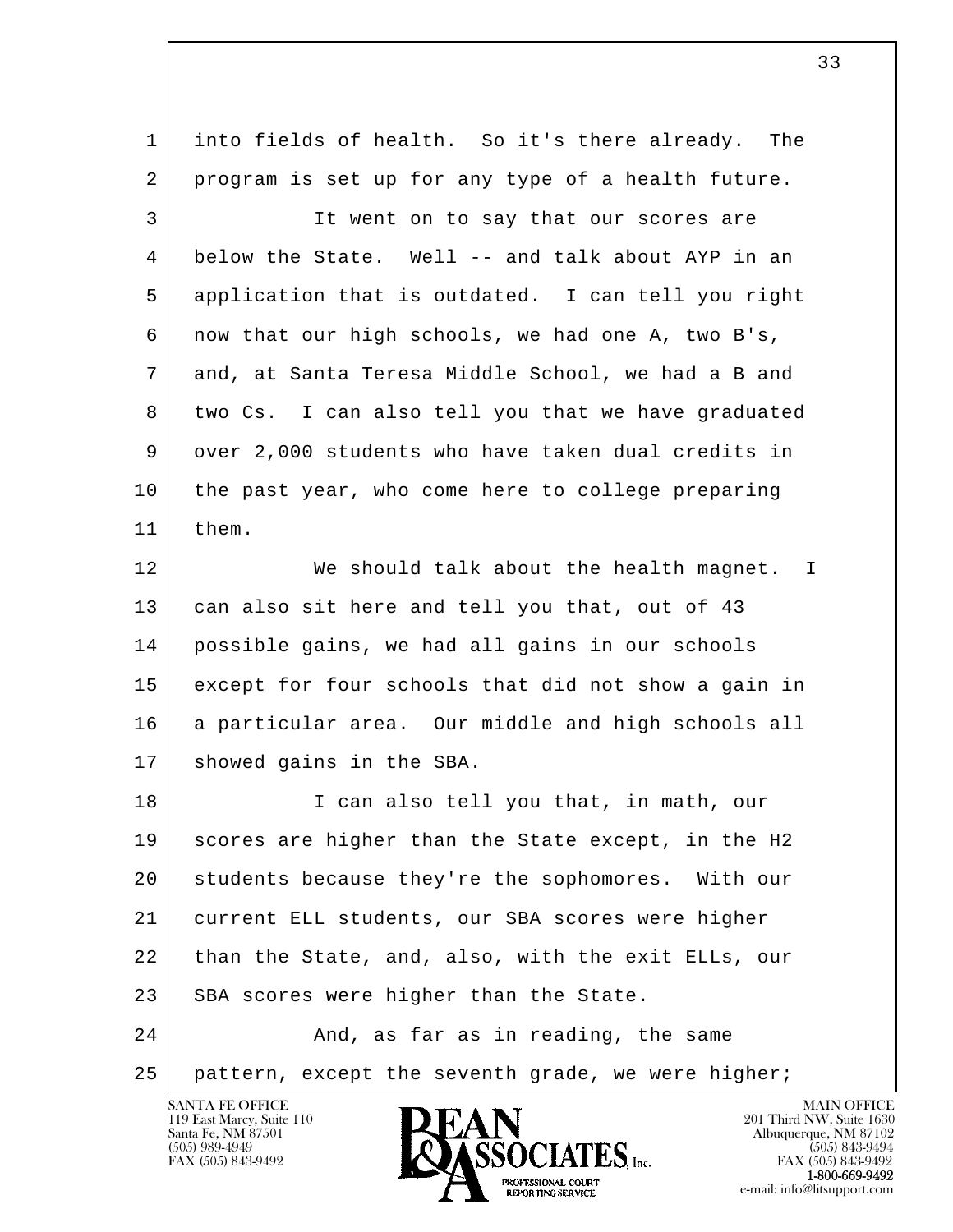into fields of health. So it's there already. The program is set up for any type of a health future.

It went on to say that our scores are below the State. Well -- and talk about AYP in an application that is outdated. I can tell you right now that our high schools, we had one A, two B's, and, at Santa Teresa Middle School, we had a B and two Cs. I can also tell you that we have graduated over 2,000 students who have taken dual credits in the past year, who come here to college preparing them.

We should talk about the health magnet. I can also sit here and tell you that, out of 43 possible gains, we had all gains in our schools except for four schools that did not show a gain in a particular area. Our middle and high schools all showed gains in the SBA.

I can also tell you that, in math, our scores are higher than the State except, in the H2 students because they're the sophomores. With our current ELL students, our SBA scores were higher than the State, and, also, with the exit ELLs, our SBA scores were higher than the State.

And, as far as in reading, the same pattern, except the seventh grade, we were higher;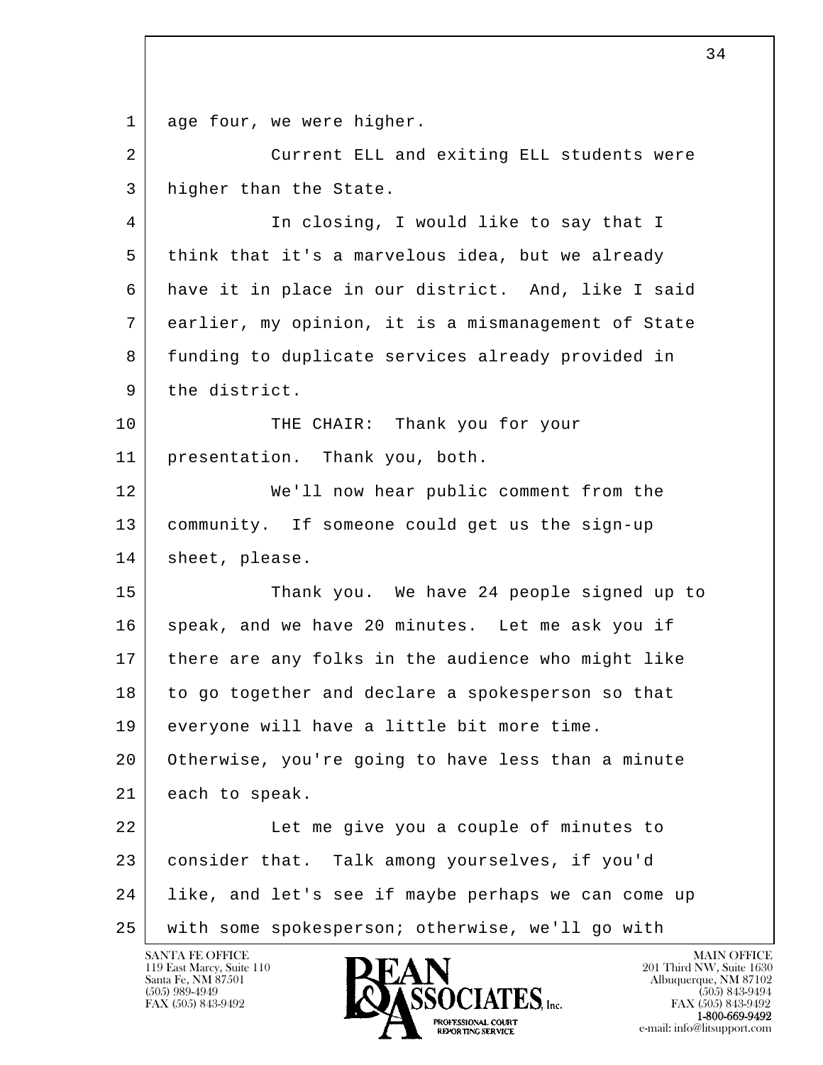age four, we were higher.

Current ELL and exiting ELL students were higher than the State.

In closing, I would like to say that I think that it's a marvelous idea, but we already have it in place in our district. And, like I said earlier, my opinion, it is a mismanagement of State funding to duplicate services already provided in the district.

THE CHAIR: Thank you for your presentation. Thank you, both.

We'll now hear public comment from the community. If someone could get us the sign-up sheet, please.

Thank you. We have 24 people signed up to speak, and we have 20 minutes. Let me ask you if there are any folks in the audience who might like to go together and declare a spokesperson so that everyone will have a little bit more time. Otherwise, you're going to have less than a minute each to speak.

Let me give you a couple of minutes to consider that. Talk among yourselves, if you'd like, and let's see if maybe perhaps we can come up with some spokesperson; otherwise, we'll go with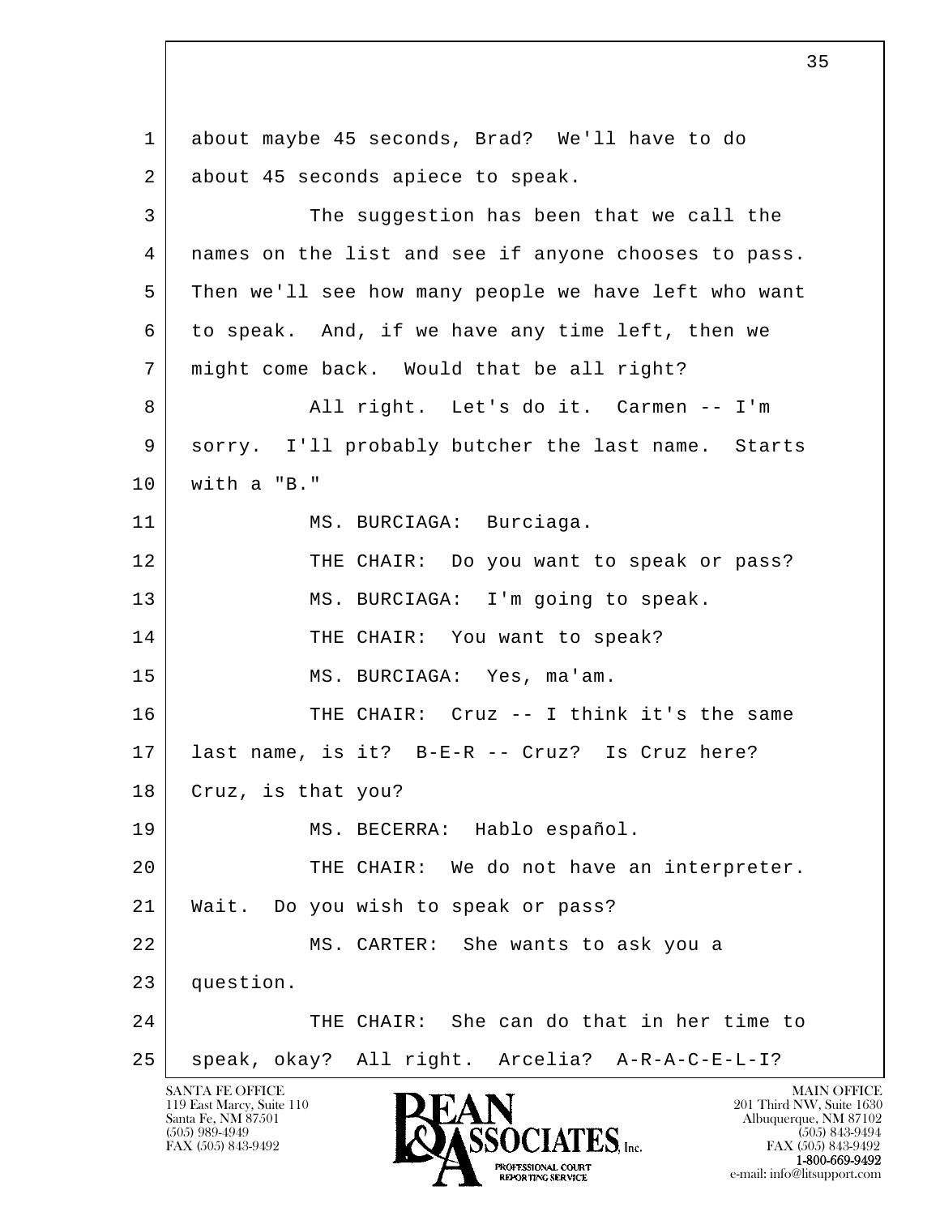1 about maybe 45 seconds, Brad? We'll have to do
2 about 45 seconds apiece to speak.
3 The suggestion has been that we call the
4 names on the list and see if anyone chooses to pass.
5 Then we'll see how many people we have left who want
6 to speak. And, if we have any time left, then we
7 might come back. Would that be all right?
8 All right. Let's do it. Carmen -- I'm
9 sorry. I'll probably butcher the last name. Starts
10 with a "B."
11 MS. BURCIAGA: Burciaga.
12 THE CHAIR: Do you want to speak or pass?
13 MS. BURCIAGA: I'm going to speak.
14 THE CHAIR: You want to speak?
15 MS. BURCIAGA: Yes, ma'am.
16 THE CHAIR: Cruz -- I think it's the same
17 last name, is it? B-E-R -- Cruz? Is Cruz here?
18 Cruz, is that you?
19 MS. BECERRA: Hablo español.
20 THE CHAIR: We do not have an interpreter.
21 Wait. Do you wish to speak or pass?
22 MS. CARTER: She wants to ask you a
23 question.
24 THE CHAIR: She can do that in her time to
25 speak, okay? All right. Arcelia? A-R-A-C-E-L-I?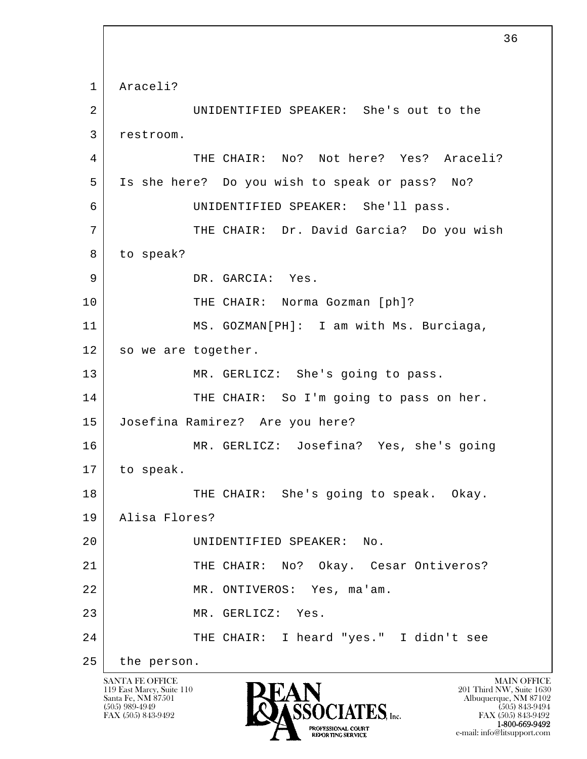1 Araceli?

2 UNIDENTIFIED SPEAKER: She's out to the

3 restroom.

4 THE CHAIR: No? Not here? Yes? Araceli?

5 Is she here? Do you wish to speak or pass? No?

6 UNIDENTIFIED SPEAKER: She'll pass.

7 THE CHAIR: Dr. David Garcia? Do you wish

8 to speak?

9 DR. GARCIA: Yes.

10 THE CHAIR: Norma Gozman [ph]?

11 MS. GOZMAN[PH]: I am with Ms. Burciaga,

12 so we are together.

13 MR. GERLICZ: She's going to pass.

14 THE CHAIR: So I'm going to pass on her.

15 Josefina Ramirez? Are you here?

16 MR. GERLICZ: Josefina? Yes, she's going

17 to speak.

18 THE CHAIR: She's going to speak. Okay.

19 Alisa Flores?

20 UNIDENTIFIED SPEAKER: No.

21 THE CHAIR: No? Okay. Cesar Ontiveros?

22 MR. ONTIVEROS: Yes, ma'am.

23 MR. GERLICZ: Yes.

24 THE CHAIR: I heard "yes." I didn't see

25 the person.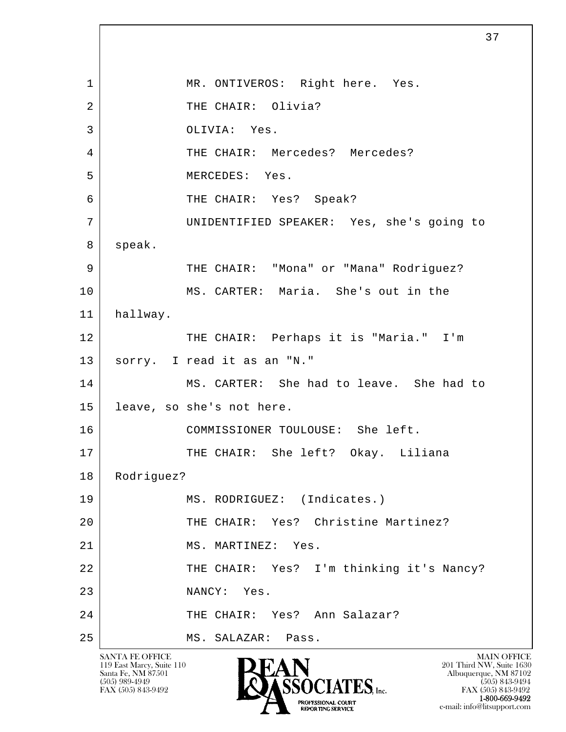MR. ONTIVEROS: Right here. Yes.

THE CHAIR: Olivia?

OLIVIA: Yes.

THE CHAIR: Mercedes? Mercedes?

MERCEDES: Yes.

THE CHAIR: Yes? Speak?

UNIDENTIFIED SPEAKER: Yes, she's going to speak.

THE CHAIR: "Mona" or "Mana" Rodriguez?

MS. CARTER: Maria. She's out in the hallway.

THE CHAIR: Perhaps it is "Maria." I'm sorry. I read it as an "N."

MS. CARTER: She had to leave. She had to leave, so she's not here.

COMMISSIONER TOULOUSE: She left.

THE CHAIR: She left? Okay. Liliana Rodriguez?

MS. RODRIGUEZ: (Indicates.)

THE CHAIR: Yes? Christine Martinez?

MS. MARTINEZ: Yes.

THE CHAIR: Yes? I'm thinking it's Nancy?

NANCY: Yes.

THE CHAIR: Yes? Ann Salazar?

MS. SALAZAR: Pass.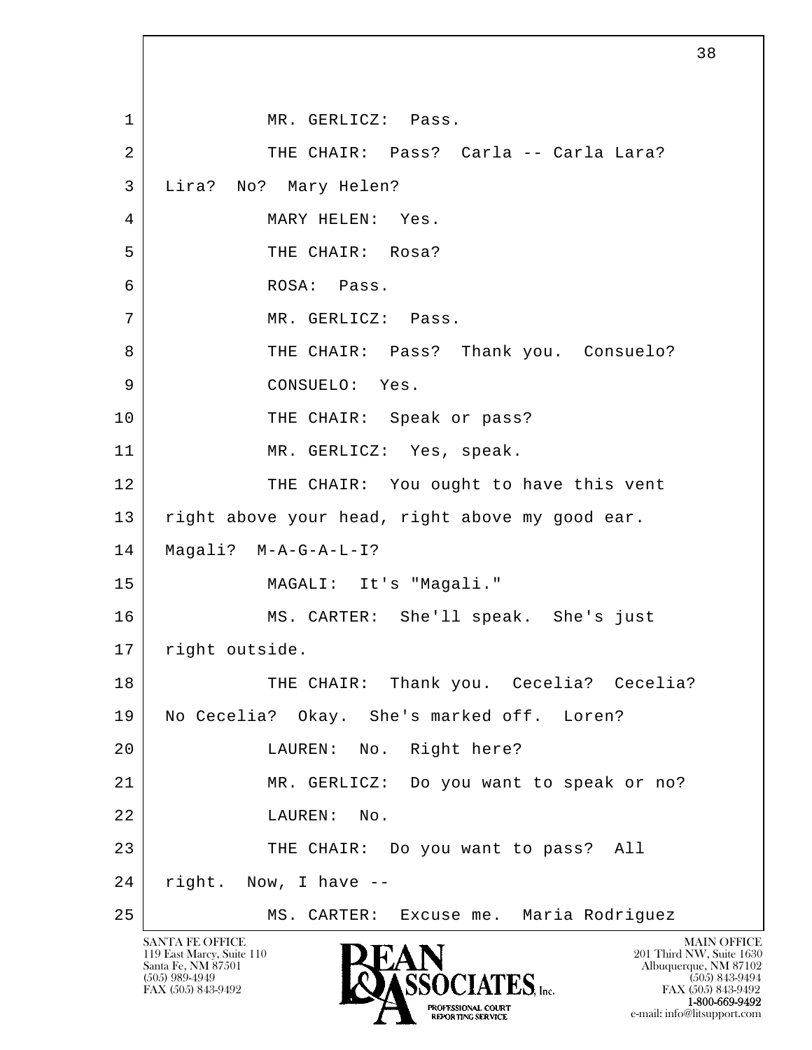1 MR. GERLICZ: Pass.

2 THE CHAIR: Pass? Carla -- Carla Lara?

3 Lira? No? Mary Helen?

4 MARY HELEN: Yes.

5 THE CHAIR: Rosa?

6 ROSA: Pass.

7 MR. GERLICZ: Pass.

8 THE CHAIR: Pass? Thank you. Consuelo?

9 CONSUELO: Yes.

10 THE CHAIR: Speak or pass?

11 MR. GERLICZ: Yes, speak.

12 THE CHAIR: You ought to have this vent

13 right above your head, right above my good ear.

14 Magali? M-A-G-A-L-I?

15 MAGALI: It's "Magali."

16 MS. CARTER: She'll speak. She's just

17 right outside.

18 THE CHAIR: Thank you. Cecelia? Cecelia?

19 No Cecelia? Okay. She's marked off. Loren?

20 LAUREN: No. Right here?

21 MR. GERLICZ: Do you want to speak or no?

22 LAUREN: No.

23 THE CHAIR: Do you want to pass? All

24 right. Now, I have --

25 MS. CARTER: Excuse me. Maria Rodriguez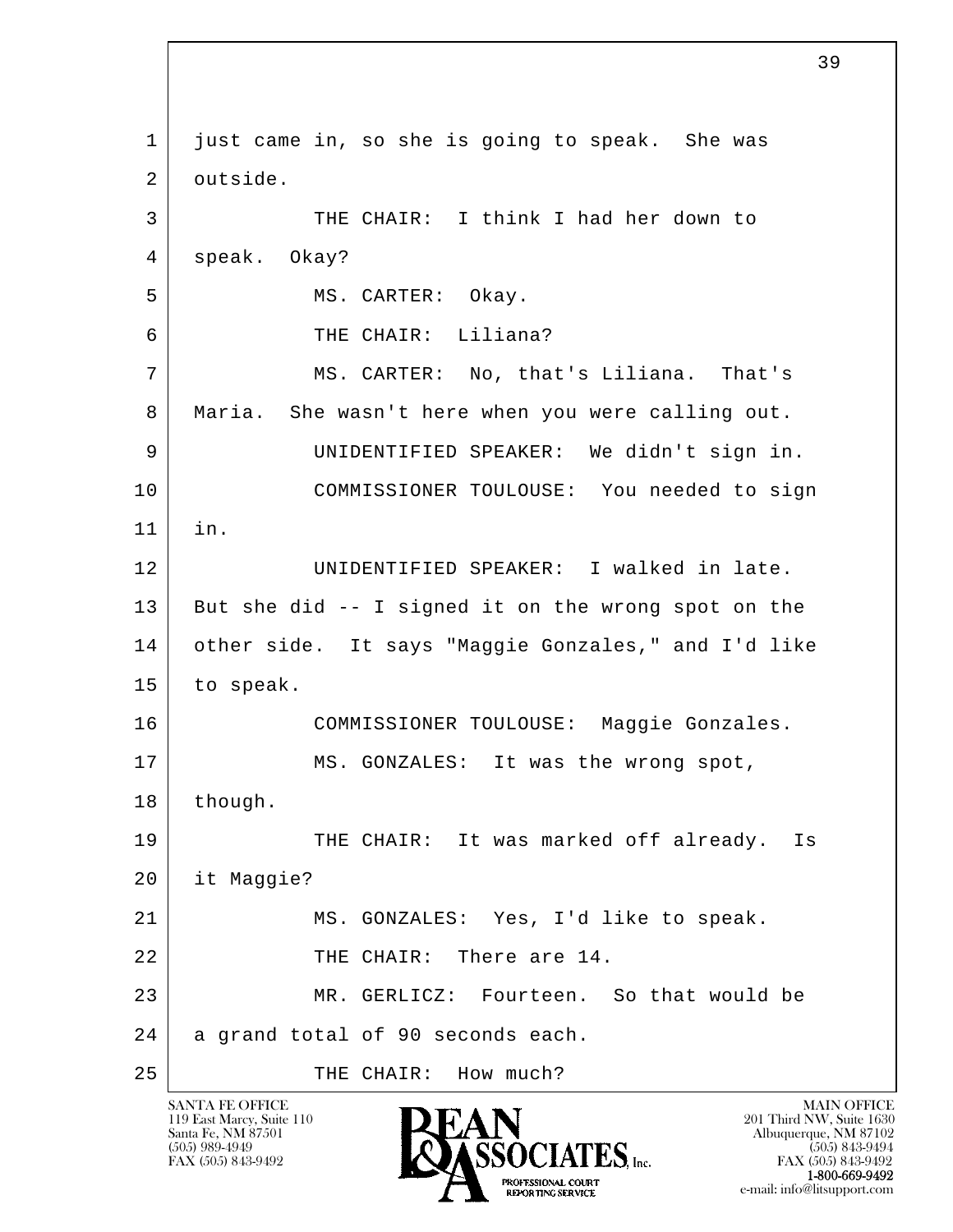1 just came in, so she is going to speak. She was
2 outside.
3 THE CHAIR: I think I had her down to
4 speak. Okay?
5 MS. CARTER: Okay.
6 THE CHAIR: Liliana?
7 MS. CARTER: No, that's Liliana. That's
8 Maria. She wasn't here when you were calling out.
9 UNIDENTIFIED SPEAKER: We didn't sign in.
10 COMMISSIONER TOULOUSE: You needed to sign
11 in.
12 UNIDENTIFIED SPEAKER: I walked in late.
13 But she did -- I signed it on the wrong spot on the
14 other side. It says "Maggie Gonzales," and I'd like
15 to speak.
16 COMMISSIONER TOULOUSE: Maggie Gonzales.
17 MS. GONZALES: It was the wrong spot,
18 though.
19 THE CHAIR: It was marked off already. Is
20 it Maggie?
21 MS. GONZALES: Yes, I'd like to speak.
22 THE CHAIR: There are 14.
23 MR. GERLICZ: Fourteen. So that would be
24 a grand total of 90 seconds each.
25 THE CHAIR: How much?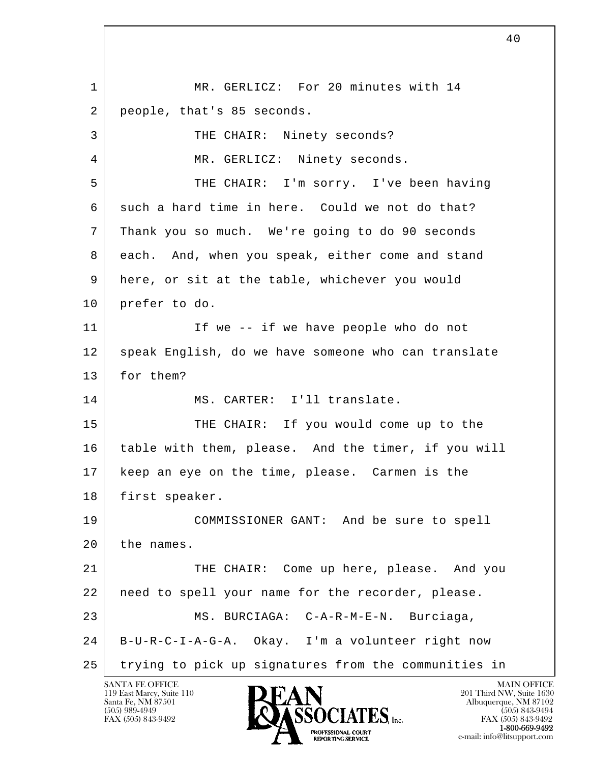MR. GERLICZ: For 20 minutes with 14 people, that's 85 seconds.

THE CHAIR: Ninety seconds?

MR. GERLICZ: Ninety seconds.

THE CHAIR: I'm sorry. I've been having such a hard time in here. Could we not do that? Thank you so much. We're going to do 90 seconds each. And, when you speak, either come and stand here, or sit at the table, whichever you would prefer to do.

If we -- if we have people who do not speak English, do we have someone who can translate for them?

MS. CARTER: I'll translate.

THE CHAIR: If you would come up to the table with them, please. And the timer, if you will keep an eye on the time, please. Carmen is the first speaker.

COMMISSIONER GANT: And be sure to spell the names.

THE CHAIR: Come up here, please. And you need to spell your name for the recorder, please.

MS. BURCIAGA: C-A-R-M-E-N. Burciaga, B-U-R-C-I-A-G-A. Okay. I'm a volunteer right now trying to pick up signatures from the communities in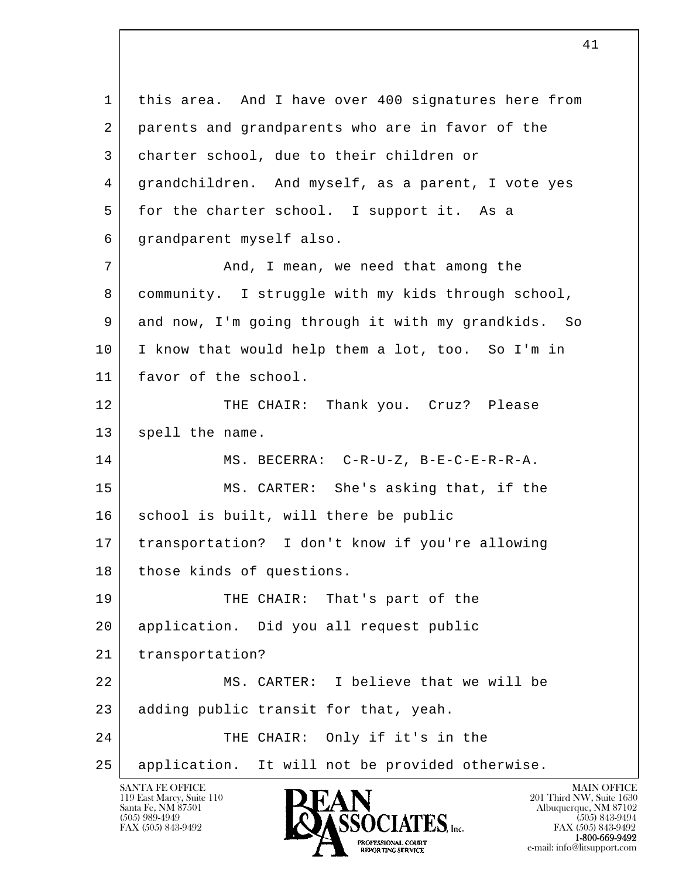1 this area. And I have over 400 signatures here from
2 parents and grandparents who are in favor of the
3 charter school, due to their children or
4 grandchildren. And myself, as a parent, I vote yes
5 for the charter school. I support it. As a
6 grandparent myself also.
7 And, I mean, we need that among the
8 community. I struggle with my kids through school,
9 and now, I'm going through it with my grandkids. So
10 I know that would help them a lot, too. So I'm in
11 favor of the school.
12 THE CHAIR: Thank you. Cruz? Please
13 spell the name.
14 MS. BECERRA: C-R-U-Z, B-E-C-E-R-R-A.
15 MS. CARTER: She's asking that, if the
16 school is built, will there be public
17 transportation? I don't know if you're allowing
18 those kinds of questions.
19 THE CHAIR: That's part of the
20 application. Did you all request public
21 transportation?
22 MS. CARTER: I believe that we will be
23 adding public transit for that, yeah.
24 THE CHAIR: Only if it's in the
25 application. It will not be provided otherwise.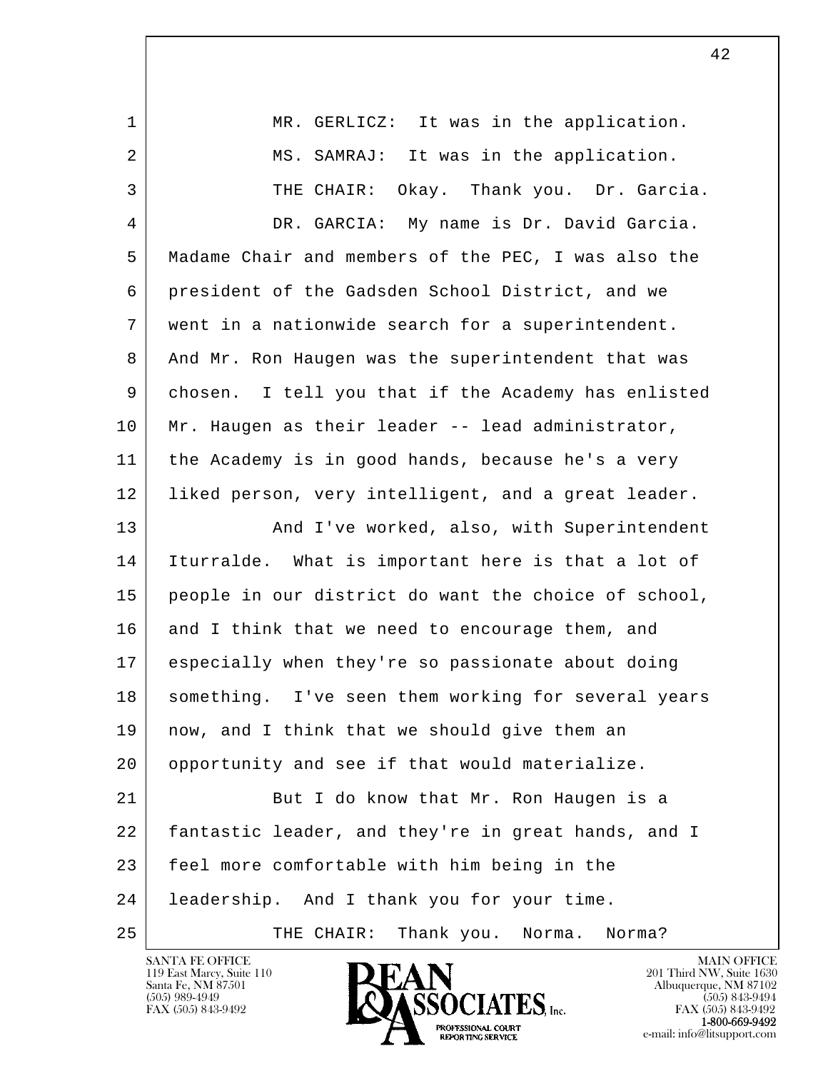MR. GERLICZ: It was in the application.

MS. SAMRAJ: It was in the application.

THE CHAIR: Okay. Thank you. Dr. Garcia.

DR. GARCIA: My name is Dr. David Garcia. Madame Chair and members of the PEC, I was also the president of the Gadsden School District, and we went in a nationwide search for a superintendent. And Mr. Ron Haugen was the superintendent that was chosen. I tell you that if the Academy has enlisted Mr. Haugen as their leader -- lead administrator, the Academy is in good hands, because he's a very liked person, very intelligent, and a great leader.

And I've worked, also, with Superintendent Iturralde. What is important here is that a lot of people in our district do want the choice of school, and I think that we need to encourage them, and especially when they're so passionate about doing something. I've seen them working for several years now, and I think that we should give them an opportunity and see if that would materialize.

But I do know that Mr. Ron Haugen is a fantastic leader, and they're in great hands, and I feel more comfortable with him being in the leadership. And I thank you for your time.

THE CHAIR: Thank you. Norma. Norma?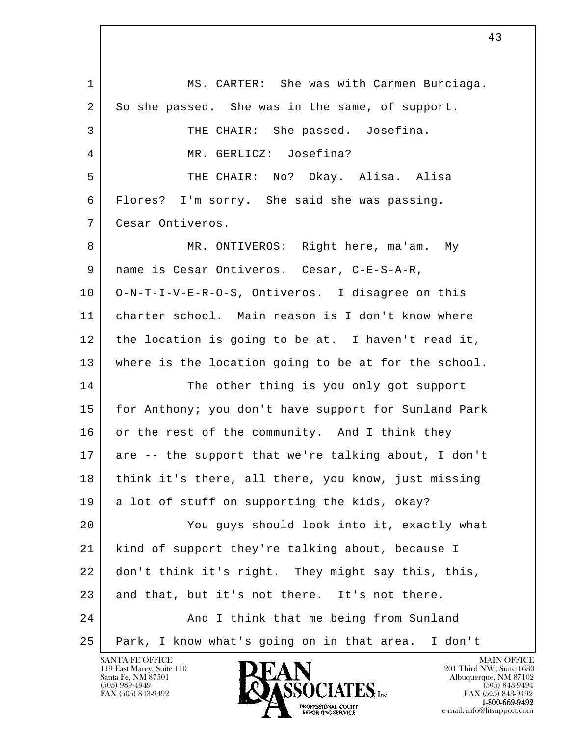MS. CARTER: She was with Carmen Burciaga. So she passed. She was in the same, of support.

THE CHAIR: She passed. Josefina.

MR. GERLICZ: Josefina?

THE CHAIR: No? Okay. Alisa. Alisa Flores? I'm sorry. She said she was passing. Cesar Ontiveros.

MR. ONTIVEROS: Right here, ma'am. My name is Cesar Ontiveros. Cesar, C-E-S-A-R, O-N-T-I-V-E-R-O-S, Ontiveros. I disagree on this charter school. Main reason is I don't know where the location is going to be at. I haven't read it, where is the location going to be at for the school.

The other thing is you only got support for Anthony; you don't have support for Sunland Park or the rest of the community. And I think they are -- the support that we're talking about, I don't think it's there, all there, you know, just missing a lot of stuff on supporting the kids, okay?

You guys should look into it, exactly what kind of support they're talking about, because I don't think it's right. They might say this, this, and that, but it's not there. It's not there.

And I think that me being from Sunland Park, I know what's going on in that area. I don't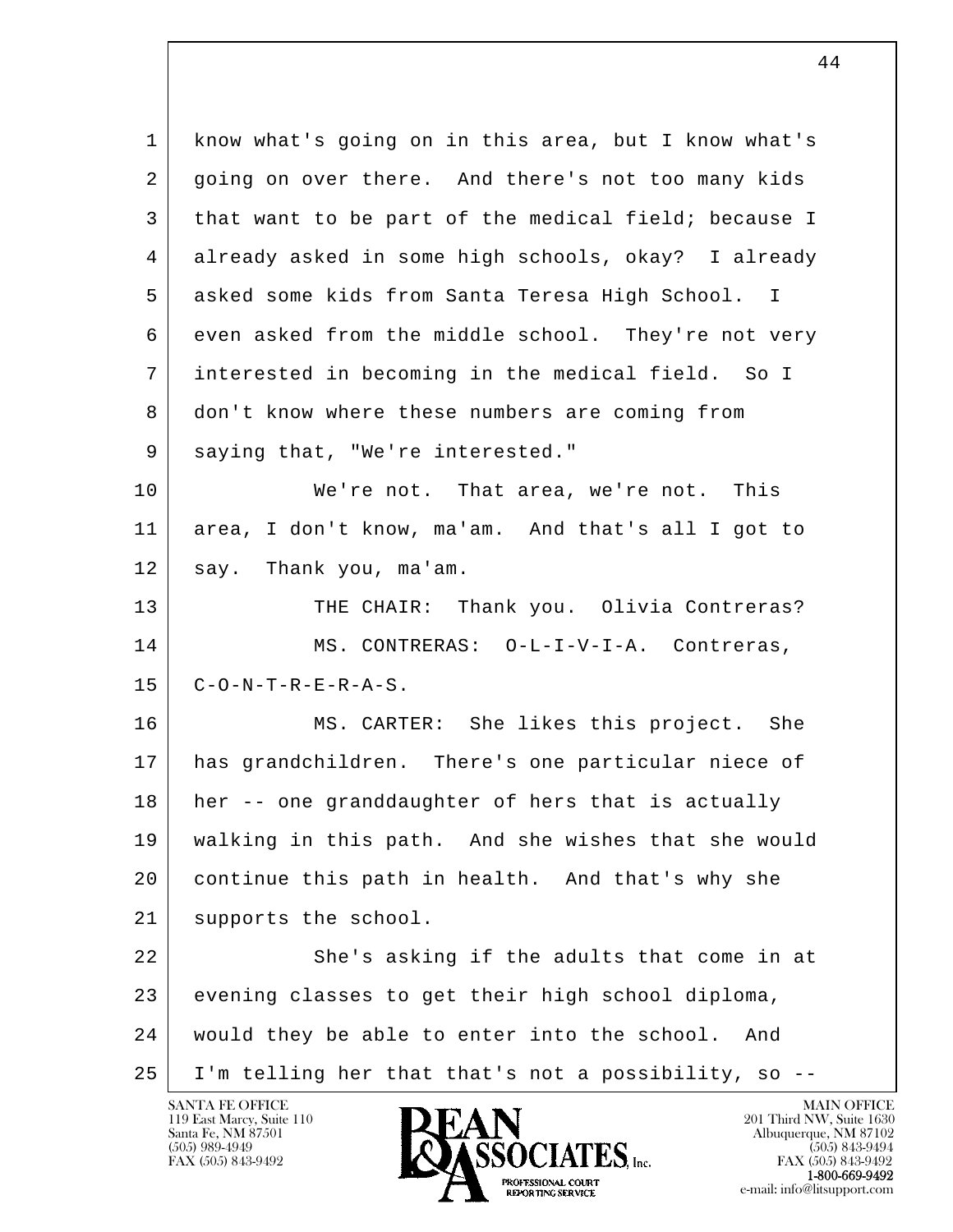know what's going on in this area, but I know what's going on over there. And there's not too many kids that want to be part of the medical field; because I already asked in some high schools, okay? I already asked some kids from Santa Teresa High School. I even asked from the middle school. They're not very interested in becoming in the medical field. So I don't know where these numbers are coming from saying that, "We're interested."

We're not. That area, we're not. This area, I don't know, ma'am. And that's all I got to say. Thank you, ma'am.

THE CHAIR: Thank you. Olivia Contreras?

MS. CONTRERAS: O-L-I-V-I-A. Contreras, C-O-N-T-R-E-R-A-S.

MS. CARTER: She likes this project. She has grandchildren. There's one particular niece of her -- one granddaughter of hers that is actually walking in this path. And she wishes that she would continue this path in health. And that's why she supports the school.

She's asking if the adults that come in at evening classes to get their high school diploma, would they be able to enter into the school. And I'm telling her that that's not a possibility, so --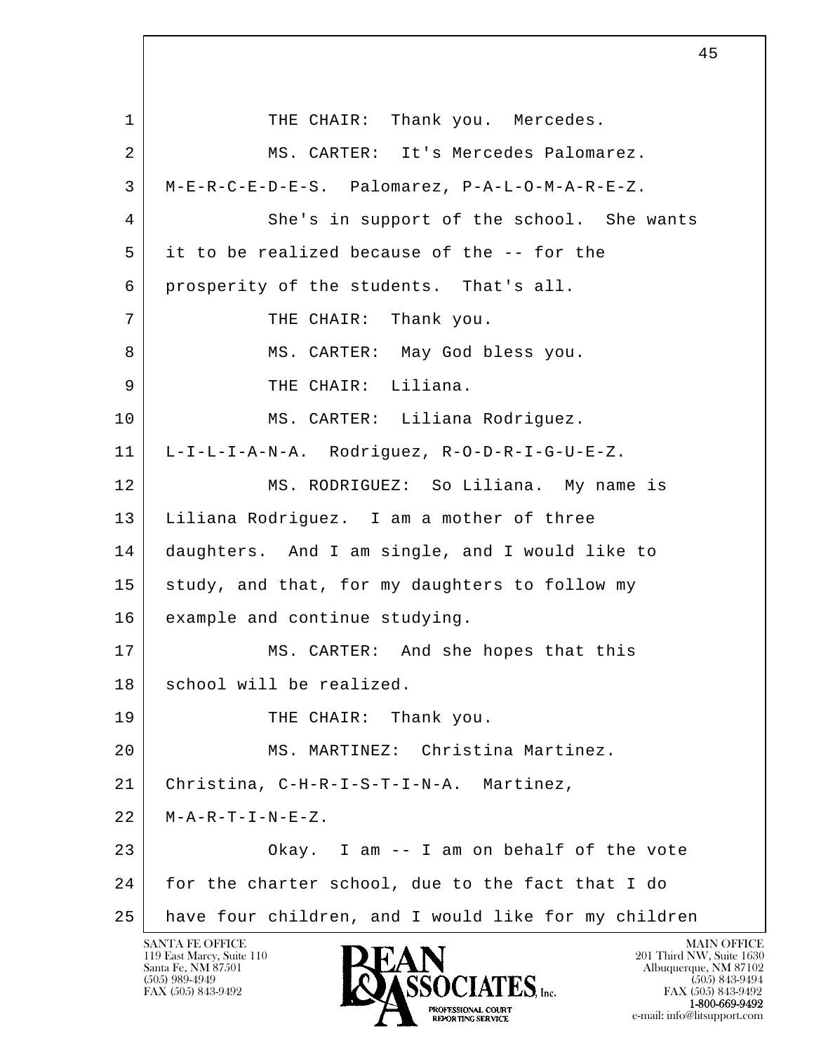THE CHAIR: Thank you. Mercedes.

MS. CARTER: It's Mercedes Palomarez. M-E-R-C-E-D-E-S. Palomarez, P-A-L-O-M-A-R-E-Z.

She's in support of the school. She wants it to be realized because of the -- for the prosperity of the students. That's all.

THE CHAIR: Thank you.

MS. CARTER: May God bless you.

THE CHAIR: Liliana.

MS. CARTER: Liliana Rodriguez. L-I-L-I-A-N-A. Rodriguez, R-O-D-R-I-G-U-E-Z.

MS. RODRIGUEZ: So Liliana. My name is Liliana Rodriguez. I am a mother of three daughters. And I am single, and I would like to study, and that, for my daughters to follow my example and continue studying.

MS. CARTER: And she hopes that this school will be realized.

THE CHAIR: Thank you.

MS. MARTINEZ: Christina Martinez. Christina, C-H-R-I-S-T-I-N-A. Martinez, M-A-R-T-I-N-E-Z.

Okay. I am -- I am on behalf of the vote for the charter school, due to the fact that I do have four children, and I would like for my children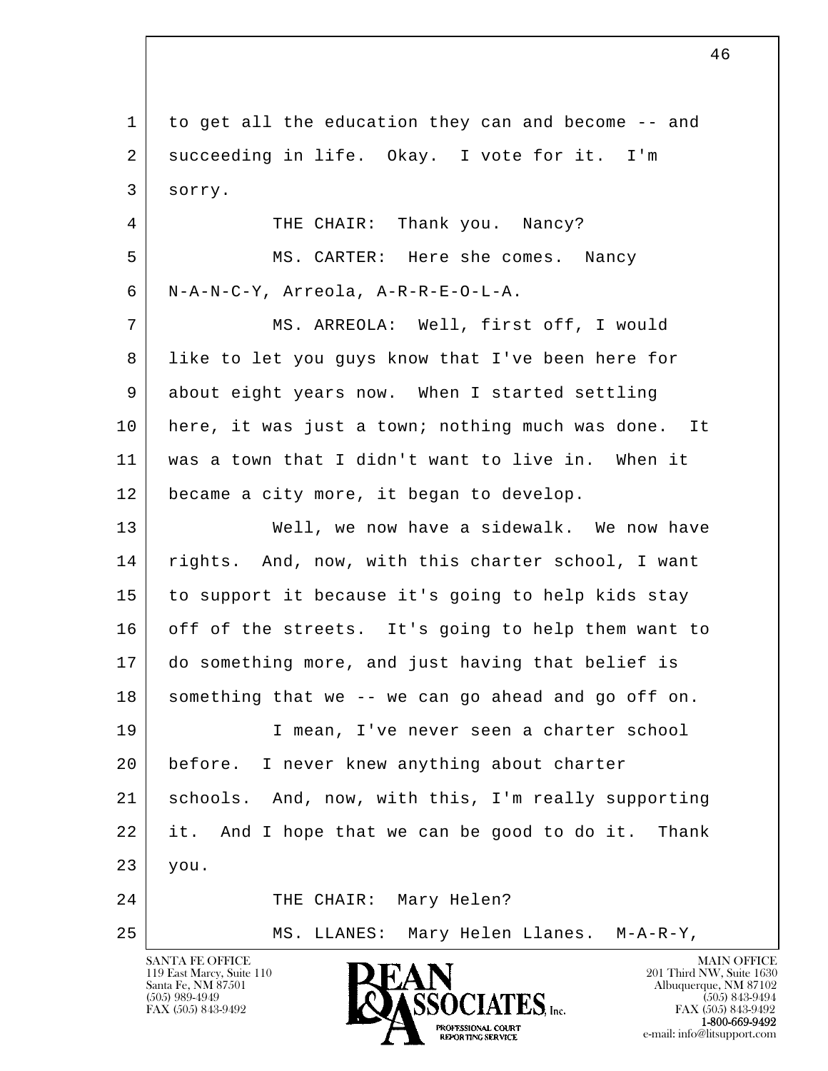to get all the education they can and become -- and succeeding in life. Okay. I vote for it. I'm sorry.

THE CHAIR: Thank you. Nancy?

MS. CARTER: Here she comes. Nancy N-A-N-C-Y, Arreola, A-R-R-E-O-L-A.

MS. ARREOLA: Well, first off, I would like to let you guys know that I've been here for about eight years now. When I started settling here, it was just a town; nothing much was done. It was a town that I didn't want to live in. When it became a city more, it began to develop.

Well, we now have a sidewalk. We now have rights. And, now, with this charter school, I want to support it because it's going to help kids stay off of the streets. It's going to help them want to do something more, and just having that belief is something that we -- we can go ahead and go off on.

I mean, I've never seen a charter school before. I never knew anything about charter schools. And, now, with this, I'm really supporting it. And I hope that we can be good to do it. Thank you.

THE CHAIR: Mary Helen?

MS. LLANES: Mary Helen Llanes. M-A-R-Y,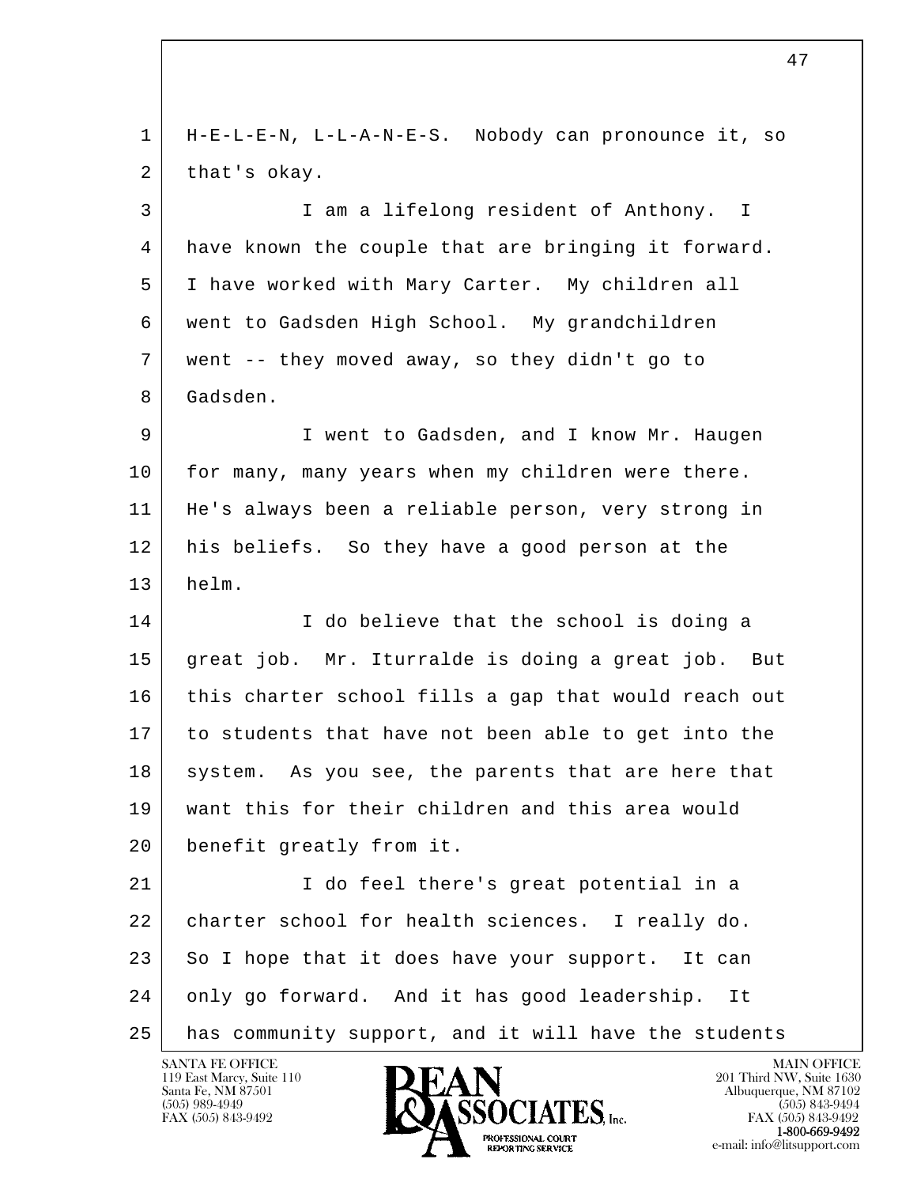1 H-E-L-E-N, L-L-A-N-E-S. Nobody can pronounce it, so
2 that's okay.
3 I am a lifelong resident of Anthony. I
4 have known the couple that are bringing it forward.
5 I have worked with Mary Carter. My children all
6 went to Gadsden High School. My grandchildren
7 went -- they moved away, so they didn't go to
8 Gadsden.
9 I went to Gadsden, and I know Mr. Haugen
10 for many, many years when my children were there.
11 He's always been a reliable person, very strong in
12 his beliefs. So they have a good person at the
13 helm.
14 I do believe that the school is doing a
15 great job. Mr. Iturralde is doing a great job. But
16 this charter school fills a gap that would reach out
17 to students that have not been able to get into the
18 system. As you see, the parents that are here that
19 want this for their children and this area would
20 benefit greatly from it.
21 I do feel there's great potential in a
22 charter school for health sciences. I really do.
23 So I hope that it does have your support. It can
24 only go forward. And it has good leadership. It
25 has community support, and it will have the students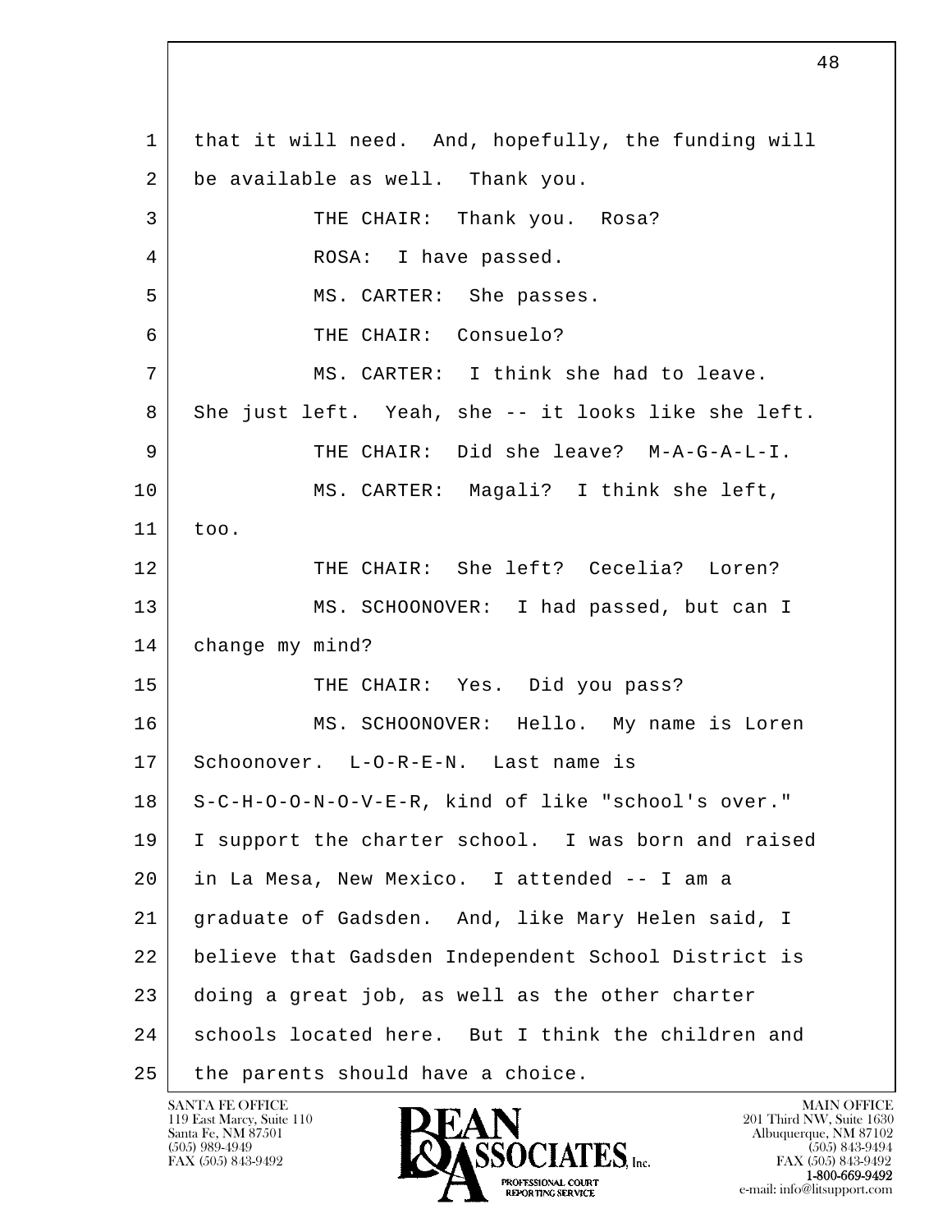1 that it will need. And, hopefully, the funding will
2 be available as well. Thank you.
3 THE CHAIR: Thank you. Rosa?
4 ROSA: I have passed.
5 MS. CARTER: She passes.
6 THE CHAIR: Consuelo?
7 MS. CARTER: I think she had to leave.
8 She just left. Yeah, she -- it looks like she left.
9 THE CHAIR: Did she leave? M-A-G-A-L-I.
10 MS. CARTER: Magali? I think she left,
11 too.
12 THE CHAIR: She left? Cecelia? Loren?
13 MS. SCHOONOVER: I had passed, but can I
14 change my mind?
15 THE CHAIR: Yes. Did you pass?
16 MS. SCHOONOVER: Hello. My name is Loren
17 Schoonover. L-O-R-E-N. Last name is
18 S-C-H-O-O-N-O-V-E-R, kind of like "school's over."
19 I support the charter school. I was born and raised
20 in La Mesa, New Mexico. I attended -- I am a
21 graduate of Gadsden. And, like Mary Helen said, I
22 believe that Gadsden Independent School District is
23 doing a great job, as well as the other charter
24 schools located here. But I think the children and
25 the parents should have a choice.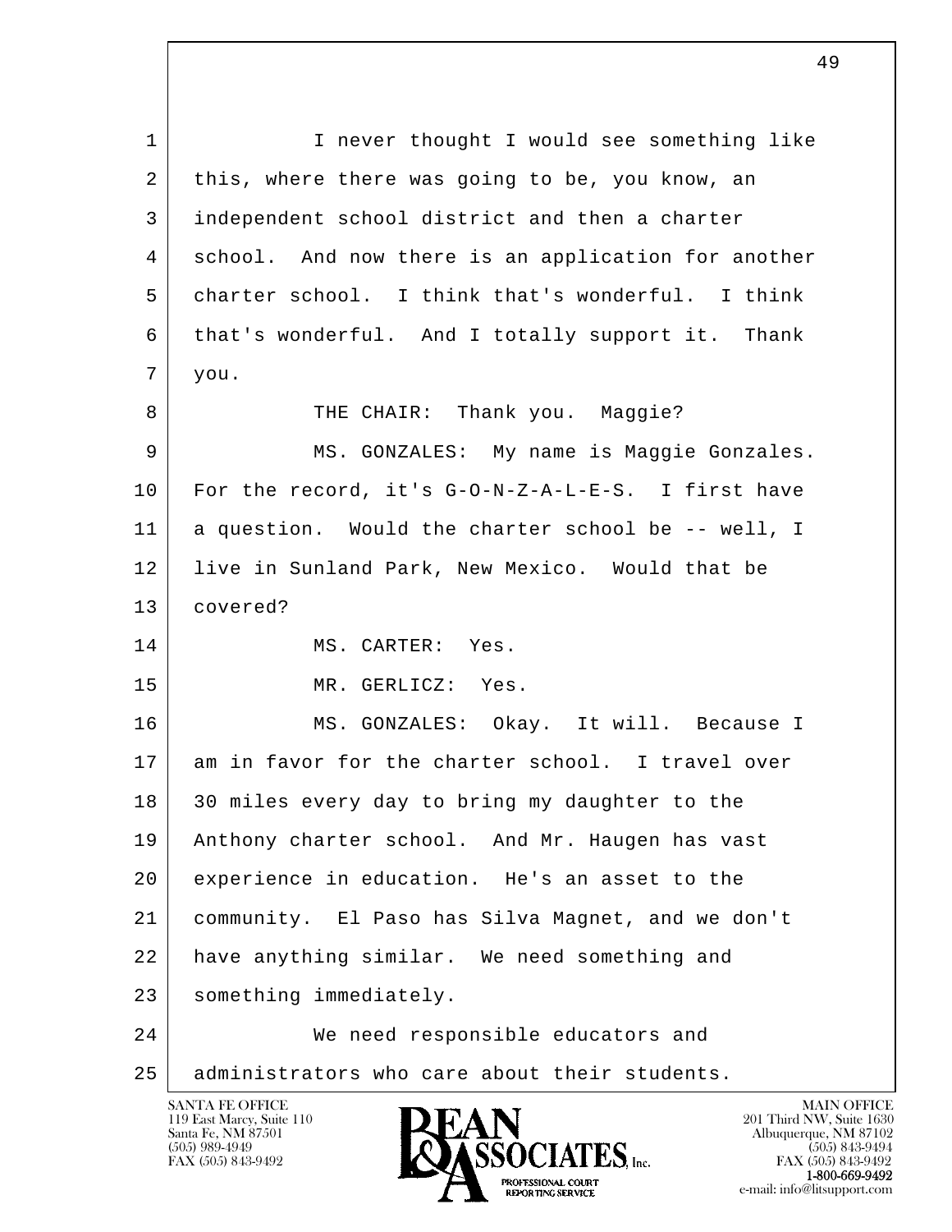I never thought I would see something like this, where there was going to be, you know, an independent school district and then a charter school. And now there is an application for another charter school. I think that's wonderful. I think that's wonderful. And I totally support it. Thank you.

THE CHAIR: Thank you. Maggie?

MS. GONZALES: My name is Maggie Gonzales. For the record, it's G-O-N-Z-A-L-E-S. I first have a question. Would the charter school be -- well, I live in Sunland Park, New Mexico. Would that be covered?

MS. CARTER: Yes.

MR. GERLICZ: Yes.

MS. GONZALES: Okay. It will. Because I am in favor for the charter school. I travel over 30 miles every day to bring my daughter to the Anthony charter school. And Mr. Haugen has vast experience in education. He's an asset to the community. El Paso has Silva Magnet, and we don't have anything similar. We need something and something immediately.

We need responsible educators and administrators who care about their students.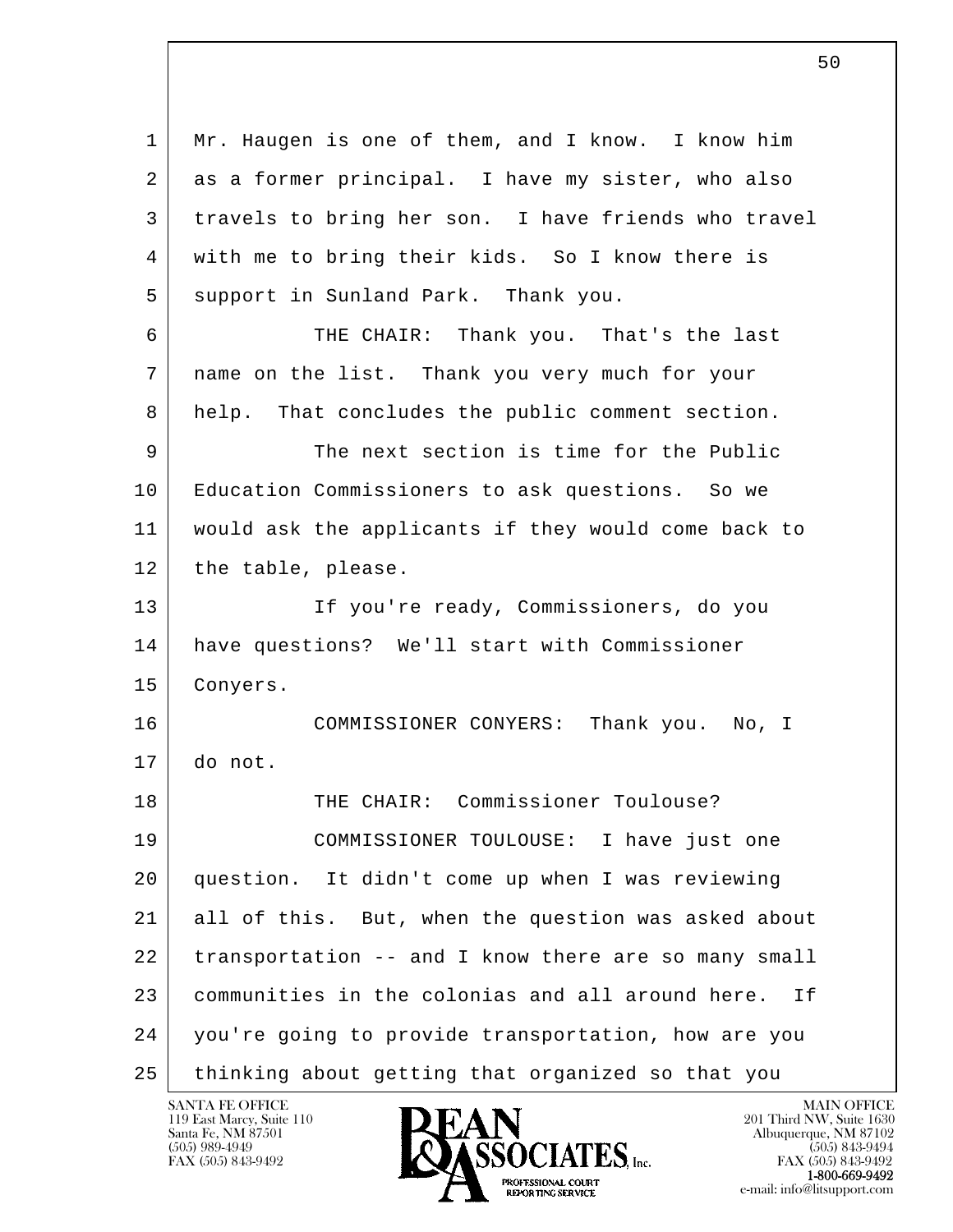Mr. Haugen is one of them, and I know. I know him as a former principal. I have my sister, who also travels to bring her son. I have friends who travel with me to bring their kids. So I know there is support in Sunland Park. Thank you.

THE CHAIR: Thank you. That's the last name on the list. Thank you very much for your help. That concludes the public comment section.

The next section is time for the Public Education Commissioners to ask questions. So we would ask the applicants if they would come back to the table, please.

If you're ready, Commissioners, do you have questions? We'll start with Commissioner Conyers.

COMMISSIONER CONYERS: Thank you. No, I do not.

THE CHAIR: Commissioner Toulouse?

COMMISSIONER TOULOUSE: I have just one question. It didn't come up when I was reviewing all of this. But, when the question was asked about transportation -- and I know there are so many small communities in the colonias and all around here. If you're going to provide transportation, how are you thinking about getting that organized so that you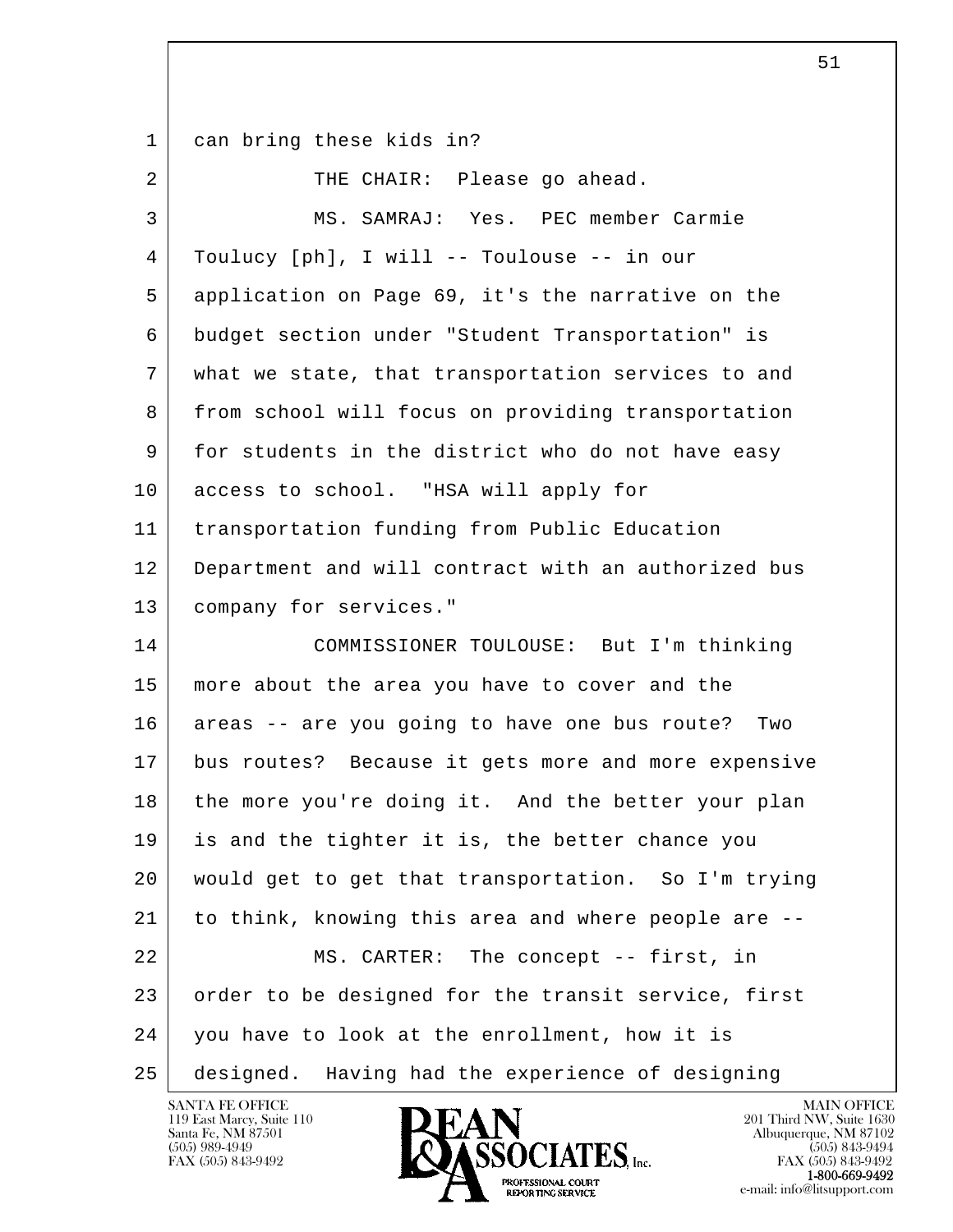1 can bring these kids in?

2 THE CHAIR: Please go ahead.

3 MS. SAMRAJ: Yes. PEC member Carmie

4 Toulucy [ph], I will -- Toulouse -- in our

5 application on Page 69, it's the narrative on the

6 budget section under "Student Transportation" is

7 what we state, that transportation services to and

8 from school will focus on providing transportation

9 for students in the district who do not have easy

10 access to school. "HSA will apply for

11 transportation funding from Public Education

12 Department and will contract with an authorized bus

13 company for services."

14 COMMISSIONER TOULOUSE: But I'm thinking

15 more about the area you have to cover and the

16 areas -- are you going to have one bus route? Two

17 bus routes? Because it gets more and more expensive

18 the more you're doing it. And the better your plan

19 is and the tighter it is, the better chance you

20 would get to get that transportation. So I'm trying

21 to think, knowing this area and where people are --

22 MS. CARTER: The concept -- first, in

23 order to be designed for the transit service, first

24 you have to look at the enrollment, how it is

25 designed. Having had the experience of designing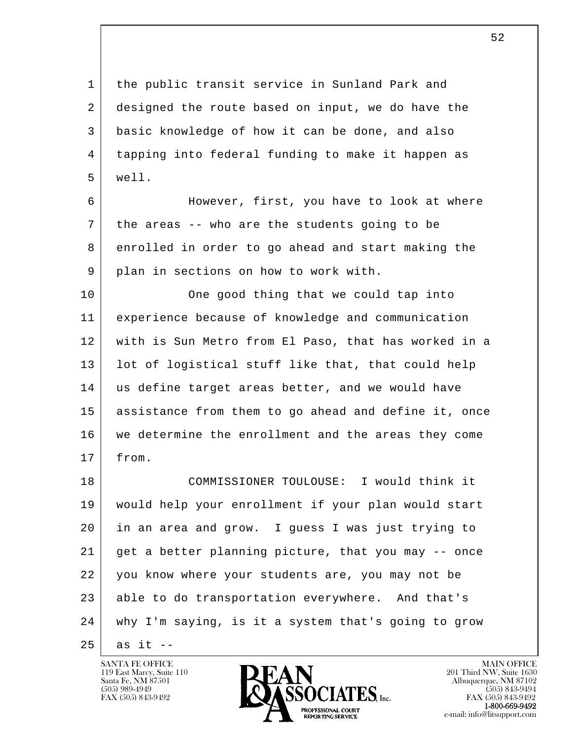the public transit service in Sunland Park and designed the route based on input, we do have the basic knowledge of how it can be done, and also tapping into federal funding to make it happen as well.

However, first, you have to look at where the areas -- who are the students going to be enrolled in order to go ahead and start making the plan in sections on how to work with.

One good thing that we could tap into experience because of knowledge and communication with is Sun Metro from El Paso, that has worked in a lot of logistical stuff like that, that could help us define target areas better, and we would have assistance from them to go ahead and define it, once we determine the enrollment and the areas they come from.

COMMISSIONER TOULOUSE: I would think it would help your enrollment if your plan would start in an area and grow. I guess I was just trying to get a better planning picture, that you may -- once you know where your students are, you may not be able to do transportation everywhere. And that's why I'm saying, is it a system that's going to grow as it --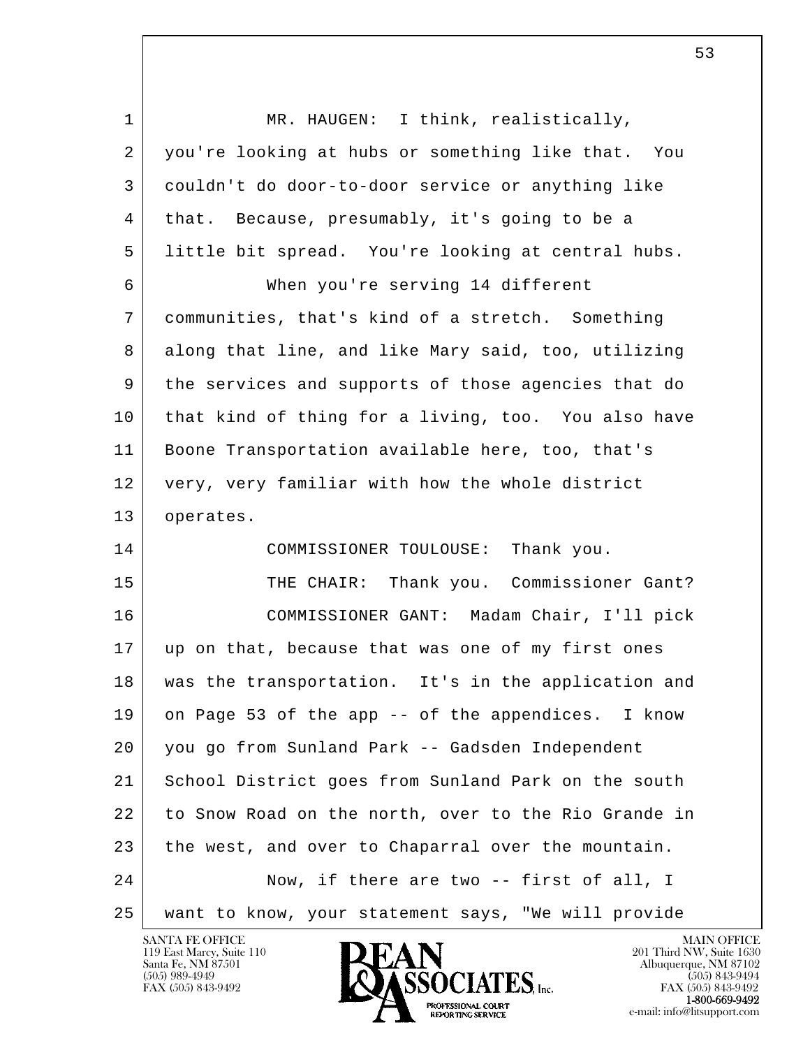MR. HAUGEN: I think, realistically, you're looking at hubs or something like that. You couldn't do door-to-door service or anything like that. Because, presumably, it's going to be a little bit spread. You're looking at central hubs.

When you're serving 14 different communities, that's kind of a stretch. Something along that line, and like Mary said, too, utilizing the services and supports of those agencies that do that kind of thing for a living, too. You also have Boone Transportation available here, too, that's very, very familiar with how the whole district operates.

COMMISSIONER TOULOUSE: Thank you.

THE CHAIR: Thank you. Commissioner Gant?

COMMISSIONER GANT: Madam Chair, I'll pick up on that, because that was one of my first ones was the transportation. It's in the application and on Page 53 of the app -- of the appendices. I know you go from Sunland Park -- Gadsden Independent School District goes from Sunland Park on the south to Snow Road on the north, over to the Rio Grande in the west, and over to Chaparral over the mountain.

Now, if there are two -- first of all, I want to know, your statement says, "We will provide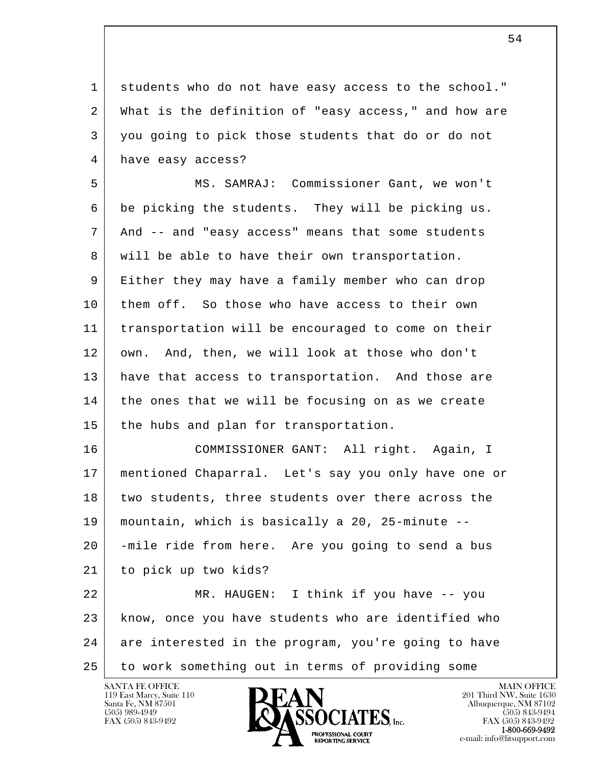students who do not have easy access to the school." What is the definition of "easy access," and how are you going to pick those students that do or do not have easy access?

MS. SAMRAJ: Commissioner Gant, we won't be picking the students. They will be picking us. And -- and "easy access" means that some students will be able to have their own transportation. Either they may have a family member who can drop them off. So those who have access to their own transportation will be encouraged to come on their own. And, then, we will look at those who don't have that access to transportation. And those are the ones that we will be focusing on as we create the hubs and plan for transportation.

COMMISSIONER GANT: All right. Again, I mentioned Chaparral. Let's say you only have one or two students, three students over there across the mountain, which is basically a 20, 25-minute -- -mile ride from here. Are you going to send a bus to pick up two kids?

MR. HAUGEN: I think if you have -- you know, once you have students who are identified who are interested in the program, you're going to have to work something out in terms of providing some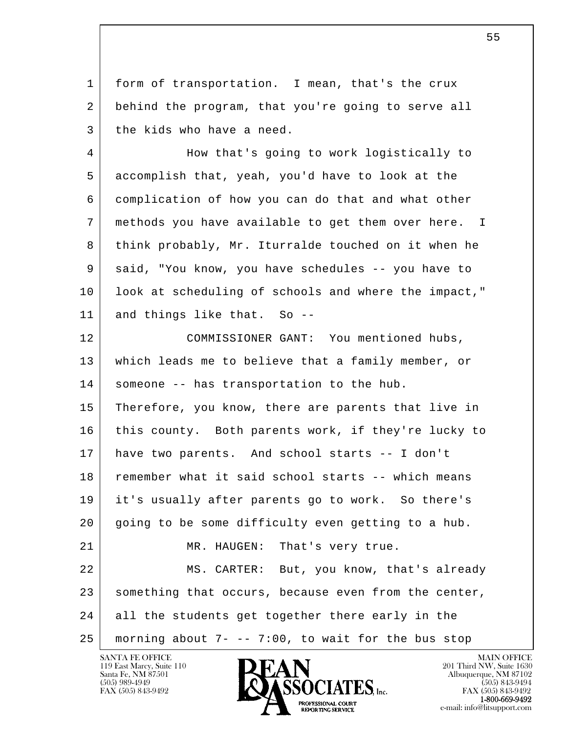form of transportation. I mean, that's the crux behind the program, that you're going to serve all the kids who have a need.

How that's going to work logistically to accomplish that, yeah, you'd have to look at the complication of how you can do that and what other methods you have available to get them over here. I think probably, Mr. Iturralde touched on it when he said, "You know, you have schedules -- you have to look at scheduling of schools and where the impact," and things like that. So --

COMMISSIONER GANT: You mentioned hubs, which leads me to believe that a family member, or someone -- has transportation to the hub. Therefore, you know, there are parents that live in this county. Both parents work, if they're lucky to have two parents. And school starts -- I don't remember what it said school starts -- which means it's usually after parents go to work. So there's going to be some difficulty even getting to a hub.

MR. HAUGEN: That's very true.

MS. CARTER: But, you know, that's already something that occurs, because even from the center, all the students get together there early in the morning about 7- -- 7:00, to wait for the bus stop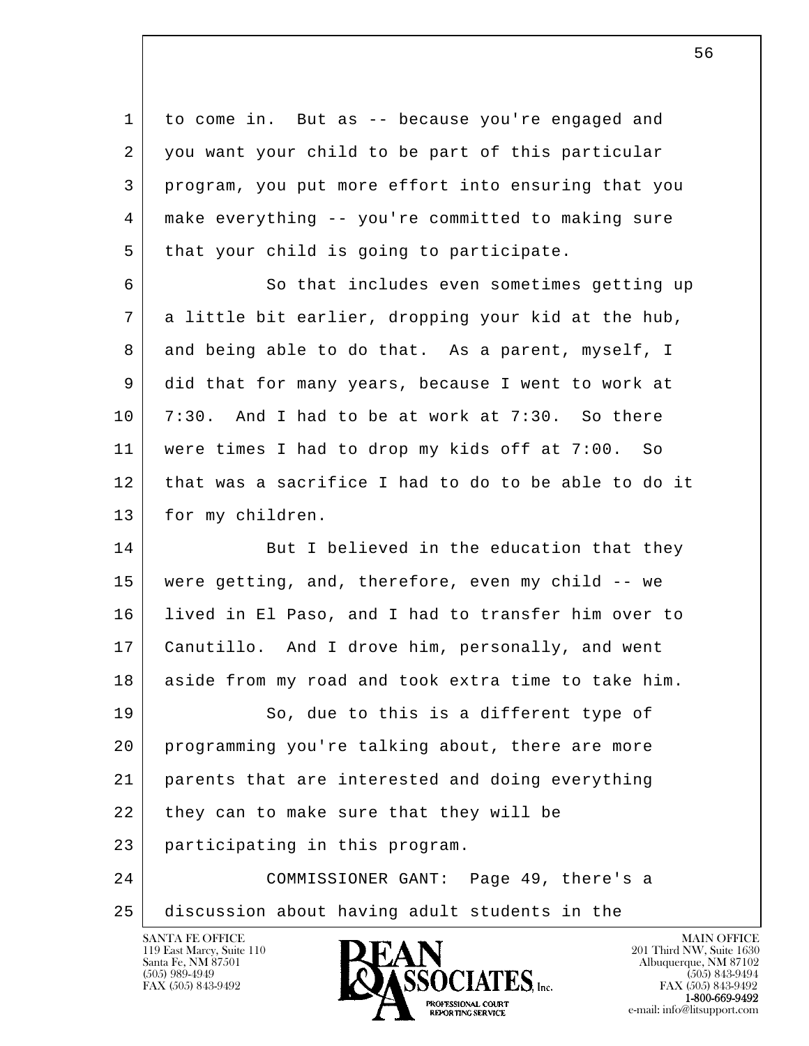to come in. But as -- because you're engaged and you want your child to be part of this particular program, you put more effort into ensuring that you make everything -- you're committed to making sure that your child is going to participate.

So that includes even sometimes getting up a little bit earlier, dropping your kid at the hub, and being able to do that. As a parent, myself, I did that for many years, because I went to work at 7:30. And I had to be at work at 7:30. So there were times I had to drop my kids off at 7:00. So that was a sacrifice I had to do to be able to do it for my children.

But I believed in the education that they were getting, and, therefore, even my child -- we lived in El Paso, and I had to transfer him over to Canutillo. And I drove him, personally, and went aside from my road and took extra time to take him.

So, due to this is a different type of programming you're talking about, there are more parents that are interested and doing everything they can to make sure that they will be participating in this program.

COMMISSIONER GANT: Page 49, there's a discussion about having adult students in the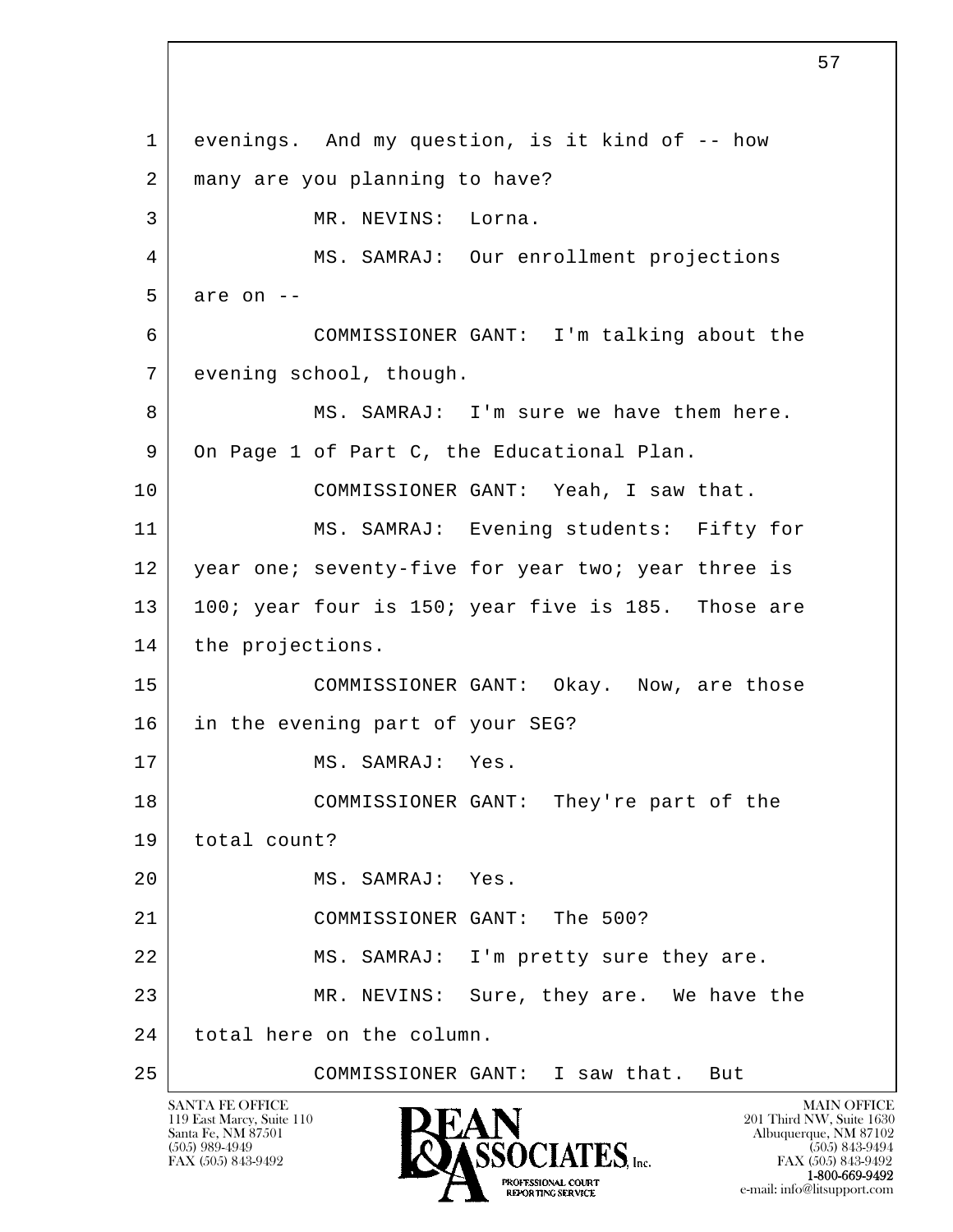1 evenings. And my question, is it kind of -- how
2 many are you planning to have?
3 MR. NEVINS: Lorna.
4 MS. SAMRAJ: Our enrollment projections
5 are on --
6 COMMISSIONER GANT: I'm talking about the
7 evening school, though.
8 MS. SAMRAJ: I'm sure we have them here.
9 On Page 1 of Part C, the Educational Plan.
10 COMMISSIONER GANT: Yeah, I saw that.
11 MS. SAMRAJ: Evening students: Fifty for
12 year one; seventy-five for year two; year three is
13 100; year four is 150; year five is 185. Those are
14 the projections.
15 COMMISSIONER GANT: Okay. Now, are those
16 in the evening part of your SEG?
17 MS. SAMRAJ: Yes.
18 COMMISSIONER GANT: They're part of the
19 total count?
20 MS. SAMRAJ: Yes.
21 COMMISSIONER GANT: The 500?
22 MS. SAMRAJ: I'm pretty sure they are.
23 MR. NEVINS: Sure, they are. We have the
24 total here on the column.
25 COMMISSIONER GANT: I saw that. But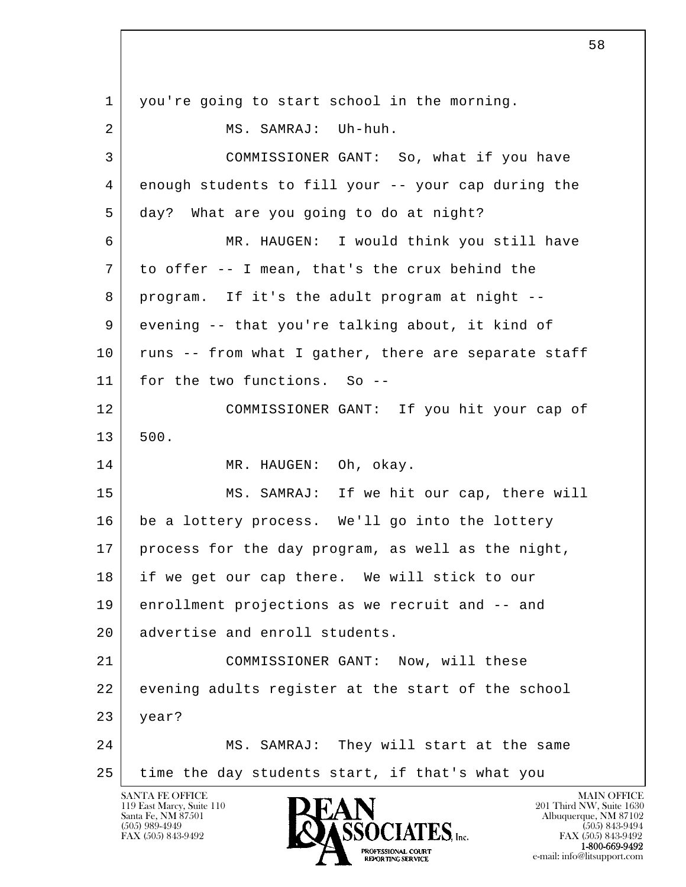1 you're going to start school in the morning.

2 MS. SAMRAJ: Uh-huh.

3 COMMISSIONER GANT: So, what if you have

4 enough students to fill your -- your cap during the

5 day? What are you going to do at night?

6 MR. HAUGEN: I would think you still have

7 to offer -- I mean, that's the crux behind the

8 program. If it's the adult program at night --

9 evening -- that you're talking about, it kind of

10 runs -- from what I gather, there are separate staff

11 for the two functions. So --

12 COMMISSIONER GANT: If you hit your cap of

13 500.

14 MR. HAUGEN: Oh, okay.

15 MS. SAMRAJ: If we hit our cap, there will

16 be a lottery process. We'll go into the lottery

17 process for the day program, as well as the night,

18 if we get our cap there. We will stick to our

19 enrollment projections as we recruit and -- and

20 advertise and enroll students.

21 COMMISSIONER GANT: Now, will these

22 evening adults register at the start of the school

23 year?

24 MS. SAMRAJ: They will start at the same

25 time the day students start, if that's what you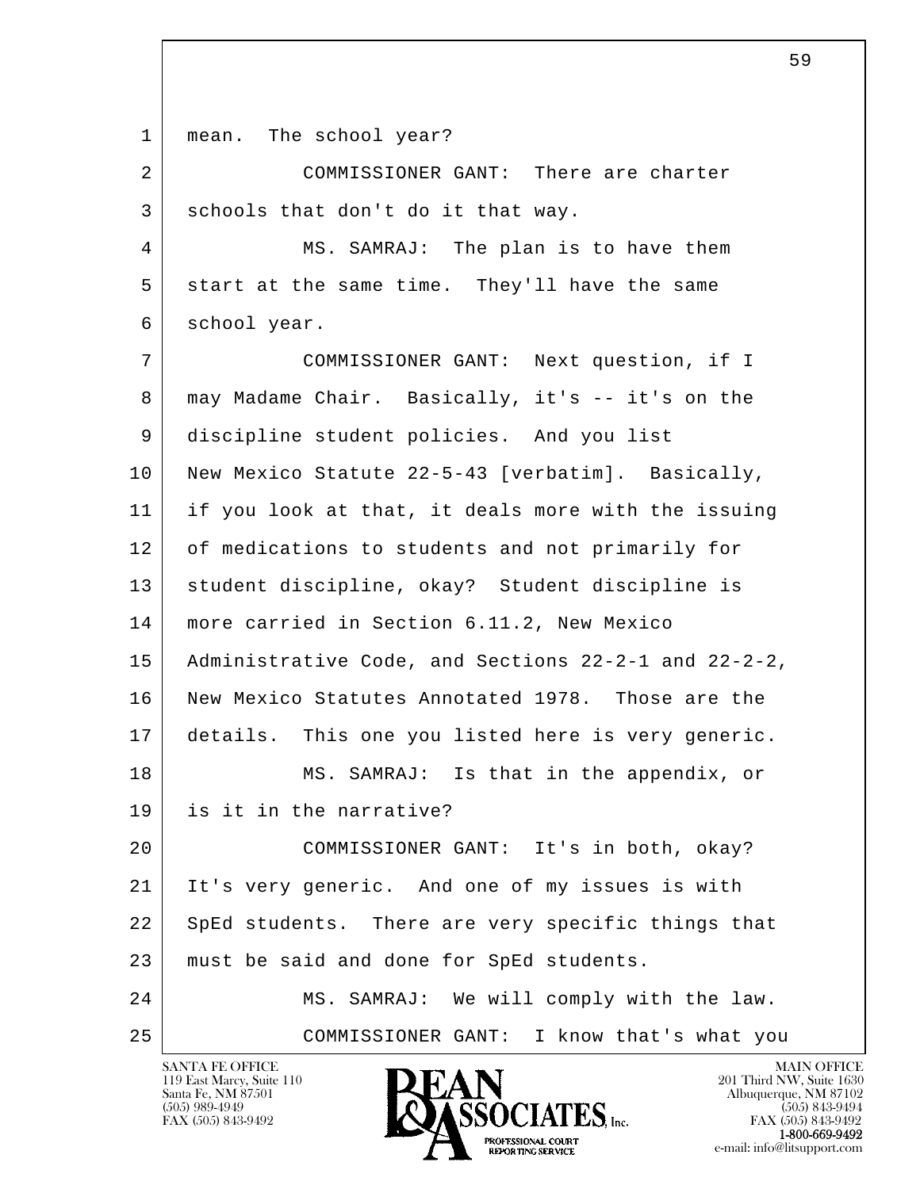1 mean. The school year?

2 COMMISSIONER GANT: There are charter

3 schools that don't do it that way.

4 MS. SAMRAJ: The plan is to have them

5 start at the same time. They'll have the same

6 school year.

7 COMMISSIONER GANT: Next question, if I

8 may Madame Chair. Basically, it's -- it's on the

9 discipline student policies. And you list

10 New Mexico Statute 22-5-43 [verbatim]. Basically,

11 if you look at that, it deals more with the issuing

12 of medications to students and not primarily for

13 student discipline, okay? Student discipline is

14 more carried in Section 6.11.2, New Mexico

15 Administrative Code, and Sections 22-2-1 and 22-2-2,

16 New Mexico Statutes Annotated 1978. Those are the

17 details. This one you listed here is very generic.

18 MS. SAMRAJ: Is that in the appendix, or

19 is it in the narrative?

20 COMMISSIONER GANT: It's in both, okay?

21 It's very generic. And one of my issues is with

22 SpEd students. There are very specific things that

23 must be said and done for SpEd students.

24 MS. SAMRAJ: We will comply with the law.

25 COMMISSIONER GANT: I know that's what you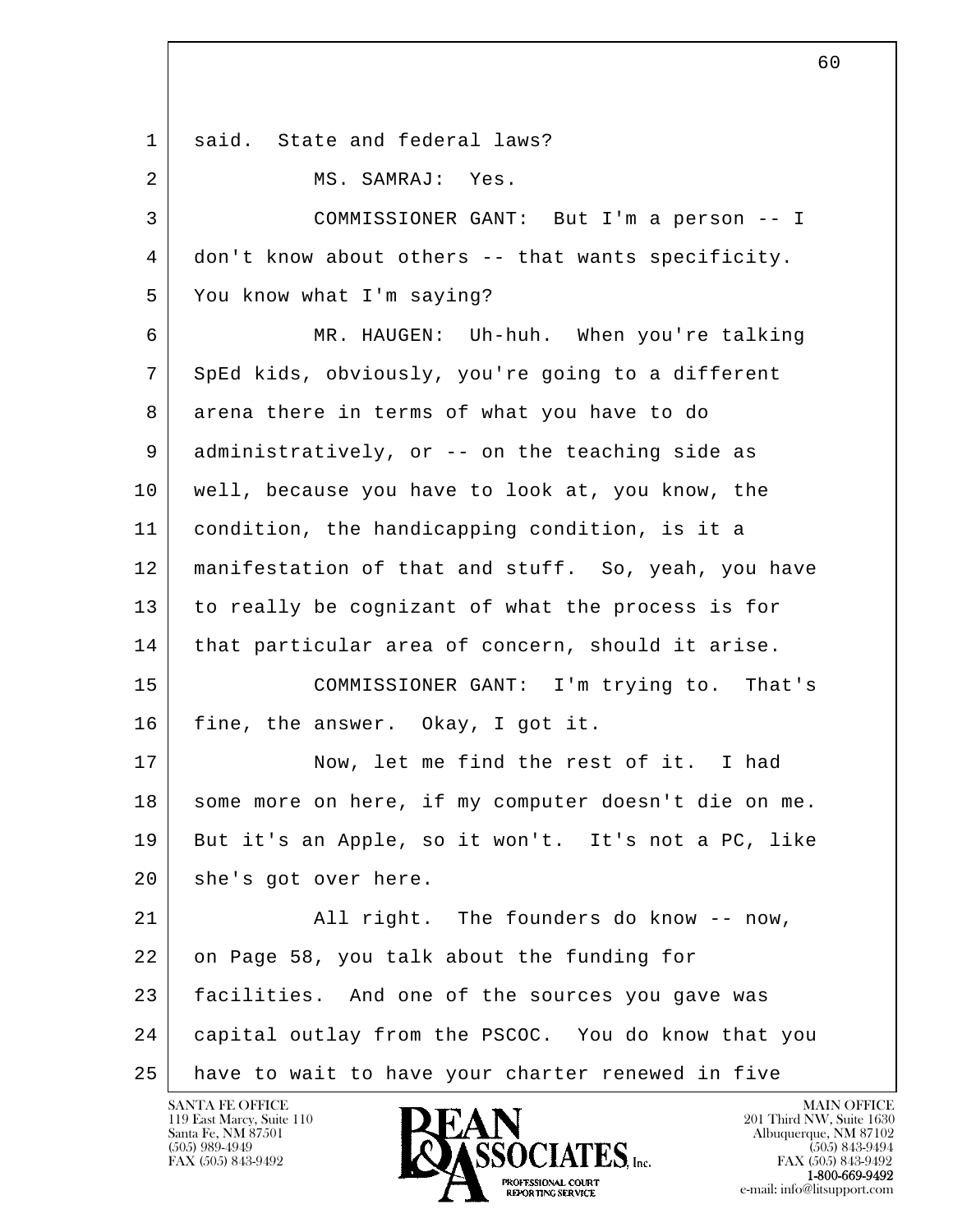said. State and federal laws?

MS. SAMRAJ: Yes.

COMMISSIONER GANT: But I'm a person -- I don't know about others -- that wants specificity. You know what I'm saying?

MR. HAUGEN: Uh-huh. When you're talking SpEd kids, obviously, you're going to a different arena there in terms of what you have to do administratively, or -- on the teaching side as well, because you have to look at, you know, the condition, the handicapping condition, is it a manifestation of that and stuff. So, yeah, you have to really be cognizant of what the process is for that particular area of concern, should it arise.

COMMISSIONER GANT: I'm trying to. That's fine, the answer. Okay, I got it.

Now, let me find the rest of it. I had some more on here, if my computer doesn't die on me. But it's an Apple, so it won't. It's not a PC, like she's got over here.

All right. The founders do know -- now, on Page 58, you talk about the funding for facilities. And one of the sources you gave was capital outlay from the PSCOC. You do know that you have to wait to have your charter renewed in five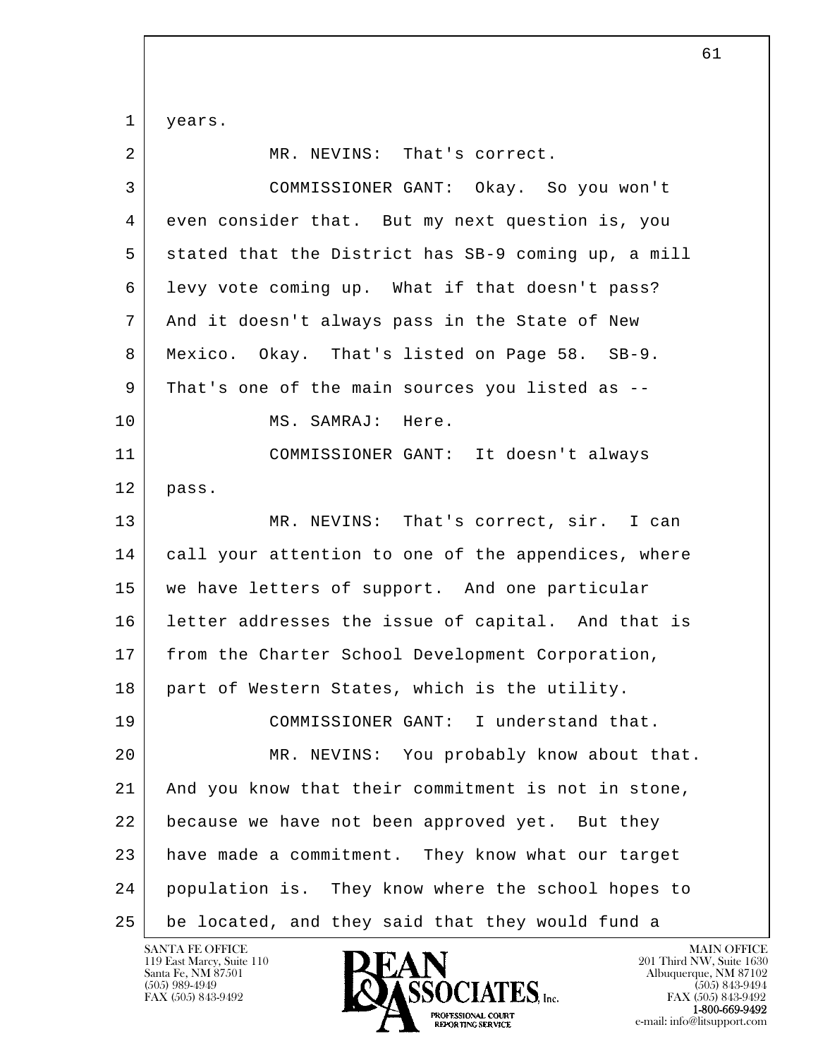1 years.

2 MR. NEVINS: That's correct.

3 COMMISSIONER GANT: Okay. So you won't

4 even consider that. But my next question is, you

5 stated that the District has SB-9 coming up, a mill

6 levy vote coming up. What if that doesn't pass?

7 And it doesn't always pass in the State of New

8 Mexico. Okay. That's listed on Page 58. SB-9.

9 That's one of the main sources you listed as --

10 MS. SAMRAJ: Here.

11 COMMISSIONER GANT: It doesn't always

12 pass.

13 MR. NEVINS: That's correct, sir. I can

14 call your attention to one of the appendices, where

15 we have letters of support. And one particular

16 letter addresses the issue of capital. And that is

17 from the Charter School Development Corporation,

18 part of Western States, which is the utility.

19 COMMISSIONER GANT: I understand that.

20 MR. NEVINS: You probably know about that.

21 And you know that their commitment is not in stone,

22 because we have not been approved yet. But they

23 have made a commitment. They know what our target

24 population is. They know where the school hopes to

25 be located, and they said that they would fund a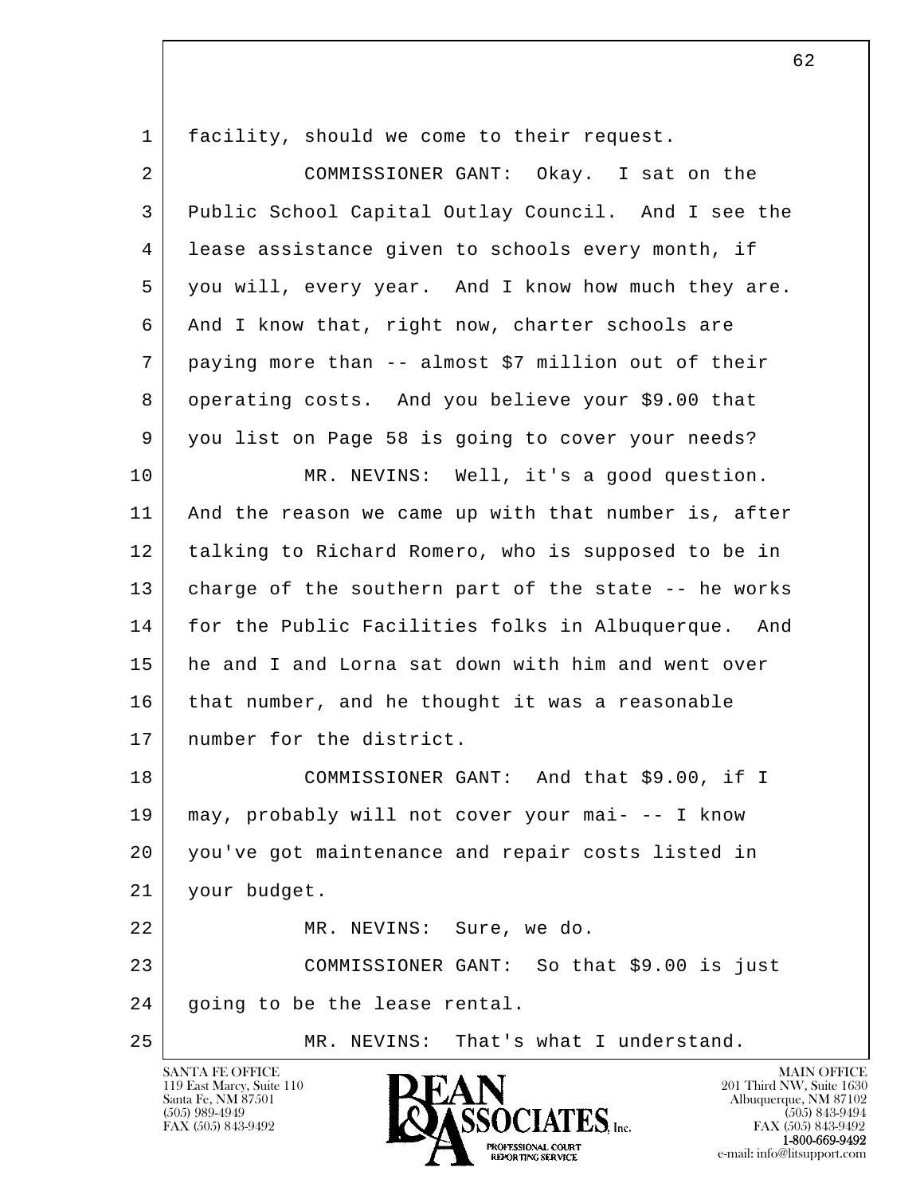facility, should we come to their request.

COMMISSIONER GANT: Okay. I sat on the Public School Capital Outlay Council. And I see the lease assistance given to schools every month, if you will, every year. And I know how much they are. And I know that, right now, charter schools are paying more than -- almost $7 million out of their operating costs. And you believe your $9.00 that you list on Page 58 is going to cover your needs?

MR. NEVINS: Well, it's a good question. And the reason we came up with that number is, after talking to Richard Romero, who is supposed to be in charge of the southern part of the state -- he works for the Public Facilities folks in Albuquerque. And he and I and Lorna sat down with him and went over that number, and he thought it was a reasonable number for the district.

COMMISSIONER GANT: And that $9.00, if I may, probably will not cover your mai- -- I know you've got maintenance and repair costs listed in your budget.

MR. NEVINS: Sure, we do.

COMMISSIONER GANT: So that $9.00 is just going to be the lease rental.

MR. NEVINS: That's what I understand.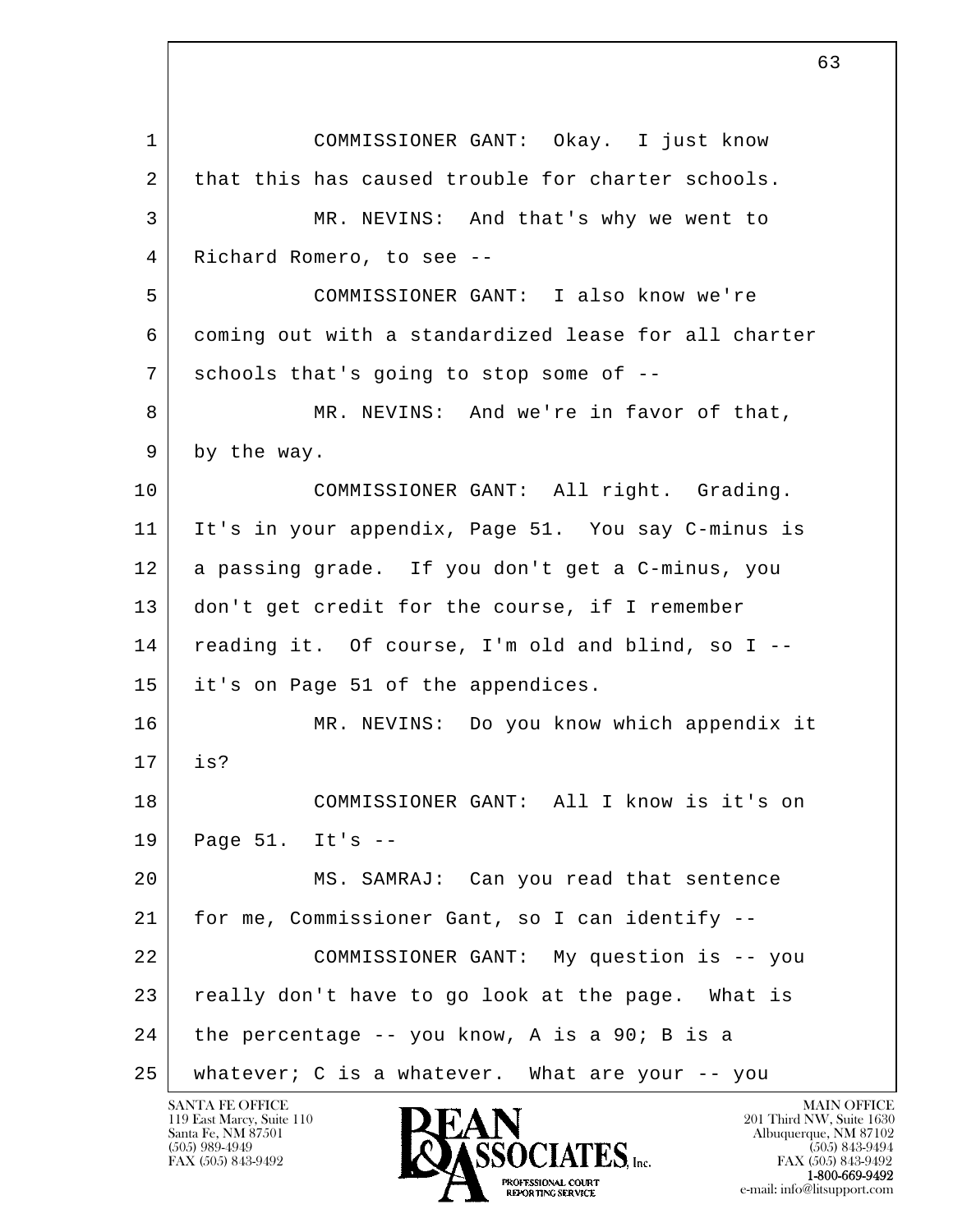1 COMMISSIONER GANT: Okay. I just know
2 that this has caused trouble for charter schools.
3 MR. NEVINS: And that's why we went to
4 Richard Romero, to see --
5 COMMISSIONER GANT: I also know we're
6 coming out with a standardized lease for all charter
7 schools that's going to stop some of --
8 MR. NEVINS: And we're in favor of that,
9 by the way.
10 COMMISSIONER GANT: All right. Grading.
11 It's in your appendix, Page 51. You say C-minus is
12 a passing grade. If you don't get a C-minus, you
13 don't get credit for the course, if I remember
14 reading it. Of course, I'm old and blind, so I --
15 it's on Page 51 of the appendices.
16 MR. NEVINS: Do you know which appendix it
17 is?
18 COMMISSIONER GANT: All I know is it's on
19 Page 51. It's --
20 MS. SAMRAJ: Can you read that sentence
21 for me, Commissioner Gant, so I can identify --
22 COMMISSIONER GANT: My question is -- you
23 really don't have to go look at the page. What is
24 the percentage -- you know, A is a 90; B is a
25 whatever; C is a whatever. What are your -- you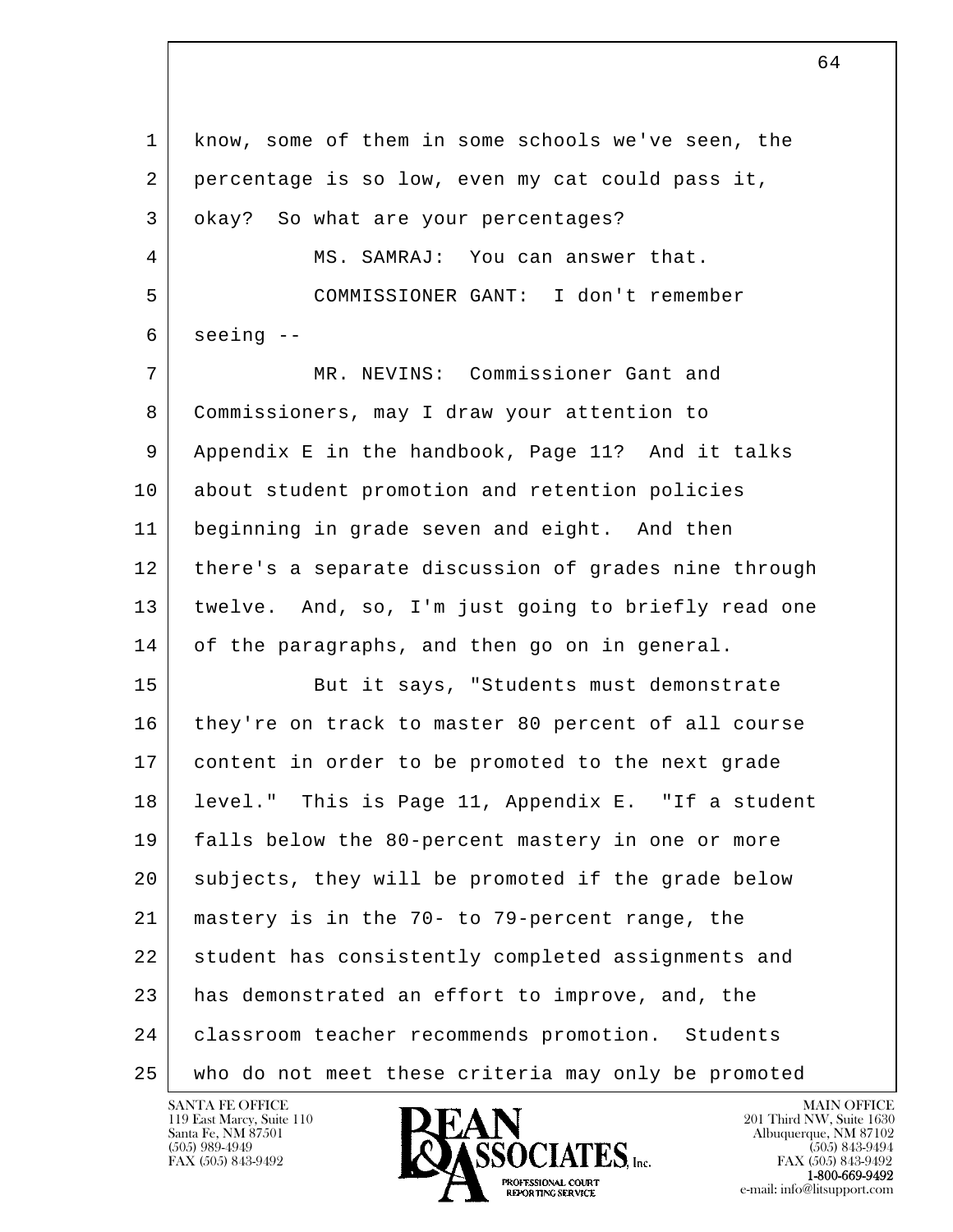know, some of them in some schools we've seen, the percentage is so low, even my cat could pass it, okay? So what are your percentages?

MS. SAMRAJ: You can answer that.

COMMISSIONER GANT: I don't remember seeing --

MR. NEVINS: Commissioner Gant and Commissioners, may I draw your attention to Appendix E in the handbook, Page 11? And it talks about student promotion and retention policies beginning in grade seven and eight. And then there's a separate discussion of grades nine through twelve. And, so, I'm just going to briefly read one of the paragraphs, and then go on in general.

But it says, "Students must demonstrate they're on track to master 80 percent of all course content in order to be promoted to the next grade level." This is Page 11, Appendix E. "If a student falls below the 80-percent mastery in one or more subjects, they will be promoted if the grade below mastery is in the 70- to 79-percent range, the student has consistently completed assignments and has demonstrated an effort to improve, and, the classroom teacher recommends promotion. Students who do not meet these criteria may only be promoted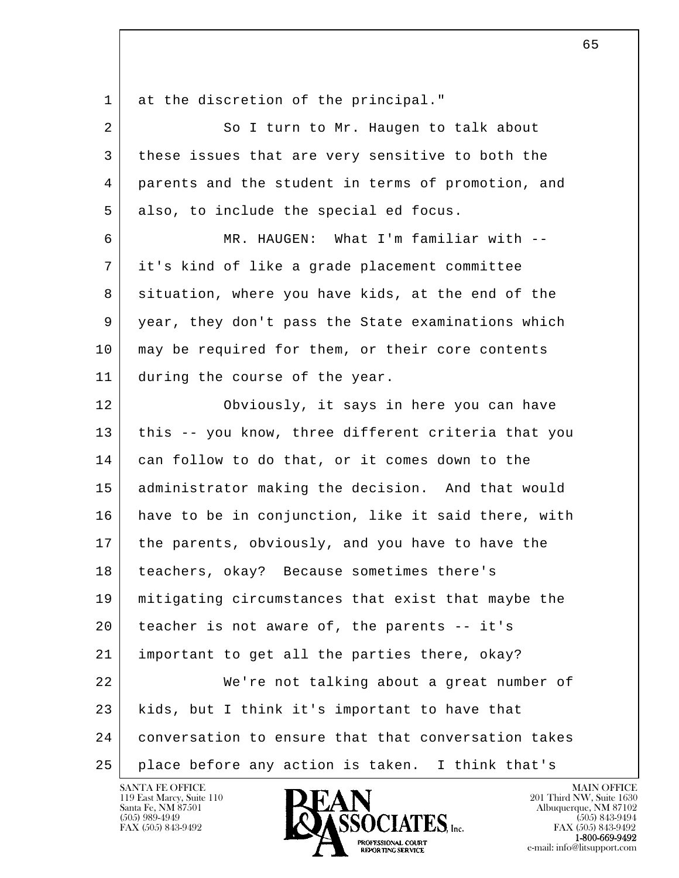1 at the discretion of the principal."

2 So I turn to Mr. Haugen to talk about

3 these issues that are very sensitive to both the

4 parents and the student in terms of promotion, and

5 also, to include the special ed focus.

6 MR. HAUGEN: What I'm familiar with --

7 it's kind of like a grade placement committee

8 situation, where you have kids, at the end of the

9 year, they don't pass the State examinations which

10 may be required for them, or their core contents

11 during the course of the year.

12 Obviously, it says in here you can have

13 this -- you know, three different criteria that you

14 can follow to do that, or it comes down to the

15 administrator making the decision. And that would

16 have to be in conjunction, like it said there, with

17 the parents, obviously, and you have to have the

18 teachers, okay? Because sometimes there's

19 mitigating circumstances that exist that maybe the

20 teacher is not aware of, the parents -- it's

21 important to get all the parties there, okay?

22 We're not talking about a great number of

23 kids, but I think it's important to have that

24 conversation to ensure that that conversation takes

25 place before any action is taken. I think that's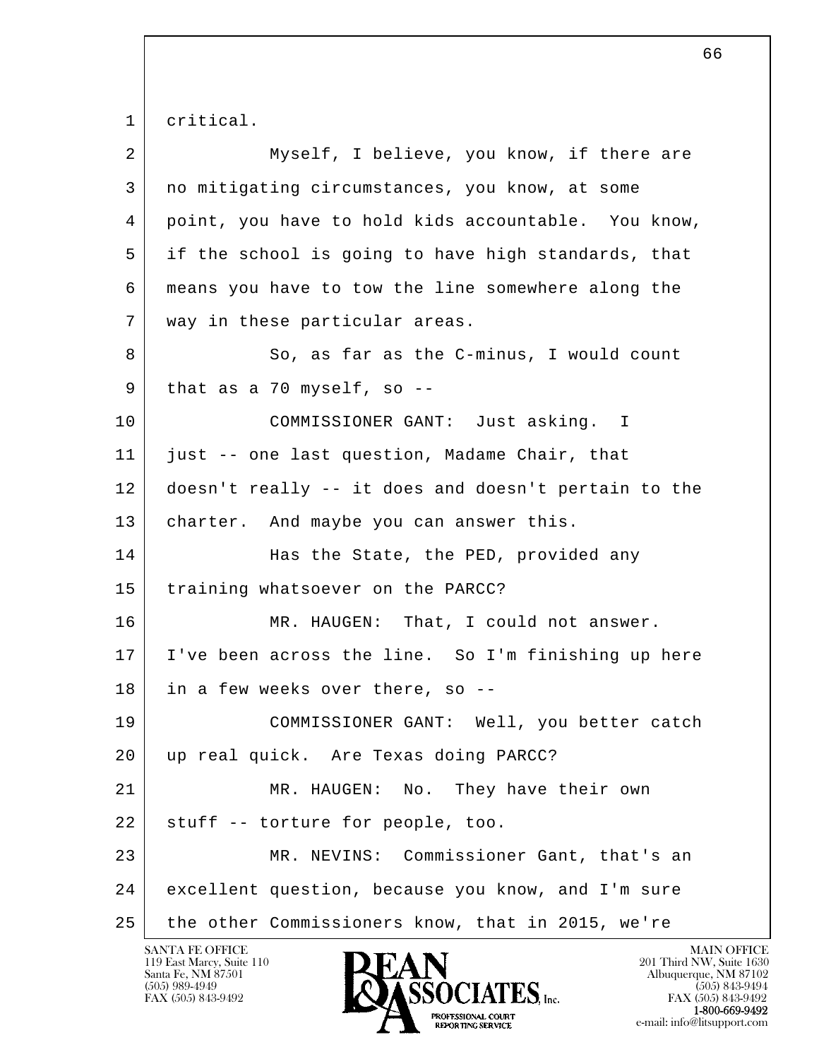1 critical.

2 Myself, I believe, you know, if there are

3 no mitigating circumstances, you know, at some

4 point, you have to hold kids accountable. You know,

5 if the school is going to have high standards, that

6 means you have to tow the line somewhere along the

7 way in these particular areas.

8 So, as far as the C-minus, I would count

9 that as a 70 myself, so --

10 COMMISSIONER GANT: Just asking. I

11 just -- one last question, Madame Chair, that

12 doesn't really -- it does and doesn't pertain to the

13 charter. And maybe you can answer this.

14 Has the State, the PED, provided any

15 training whatsoever on the PARCC?

16 MR. HAUGEN: That, I could not answer.

17 I've been across the line. So I'm finishing up here

18 in a few weeks over there, so --

19 COMMISSIONER GANT: Well, you better catch

20 up real quick. Are Texas doing PARCC?

21 MR. HAUGEN: No. They have their own

22 stuff -- torture for people, too.

23 MR. NEVINS: Commissioner Gant, that's an

24 excellent question, because you know, and I'm sure

25 the other Commissioners know, that in 2015, we're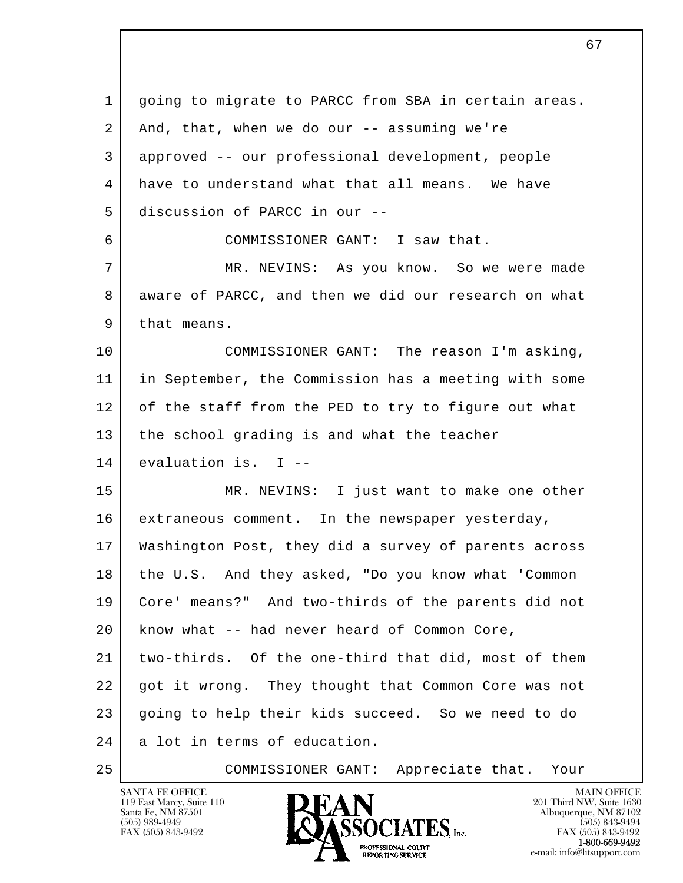1 going to migrate to PARCC from SBA in certain areas.
2 And, that, when we do our -- assuming we're
3 approved -- our professional development, people
4 have to understand what that all means. We have
5 discussion of PARCC in our --
6 COMMISSIONER GANT: I saw that.
7 MR. NEVINS: As you know. So we were made
8 aware of PARCC, and then we did our research on what
9 that means.
10 COMMISSIONER GANT: The reason I'm asking,
11 in September, the Commission has a meeting with some
12 of the staff from the PED to try to figure out what
13 the school grading is and what the teacher
14 evaluation is. I --
15 MR. NEVINS: I just want to make one other
16 extraneous comment. In the newspaper yesterday,
17 Washington Post, they did a survey of parents across
18 the U.S. And they asked, "Do you know what 'Common
19 Core' means?" And two-thirds of the parents did not
20 know what -- had never heard of Common Core,
21 two-thirds. Of the one-third that did, most of them
22 got it wrong. They thought that Common Core was not
23 going to help their kids succeed. So we need to do
24 a lot in terms of education.
25 COMMISSIONER GANT: Appreciate that. Your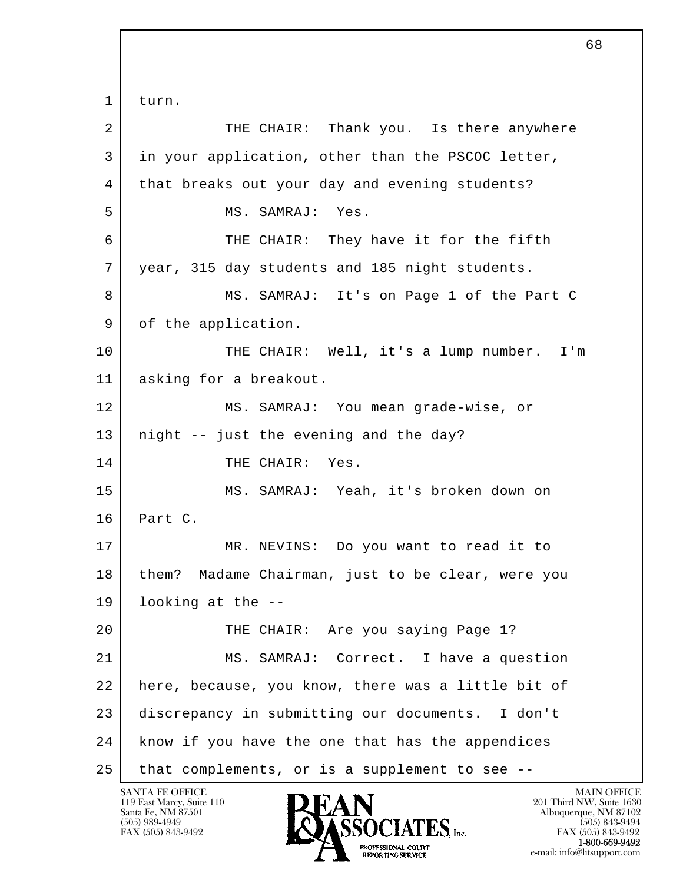turn.

THE CHAIR: Thank you. Is there anywhere in your application, other than the PSCOC letter, that breaks out your day and evening students?

MS. SAMRAJ: Yes.

THE CHAIR: They have it for the fifth year, 315 day students and 185 night students.

MS. SAMRAJ: It's on Page 1 of the Part C of the application.

THE CHAIR: Well, it's a lump number. I'm asking for a breakout.

MS. SAMRAJ: You mean grade-wise, or night -- just the evening and the day?

THE CHAIR: Yes.

MS. SAMRAJ: Yeah, it's broken down on Part C.

MR. NEVINS: Do you want to read it to them? Madame Chairman, just to be clear, were you looking at the --

THE CHAIR: Are you saying Page 1?

MS. SAMRAJ: Correct. I have a question here, because, you know, there was a little bit of discrepancy in submitting our documents. I don't know if you have the one that has the appendices that complements, or is a supplement to see --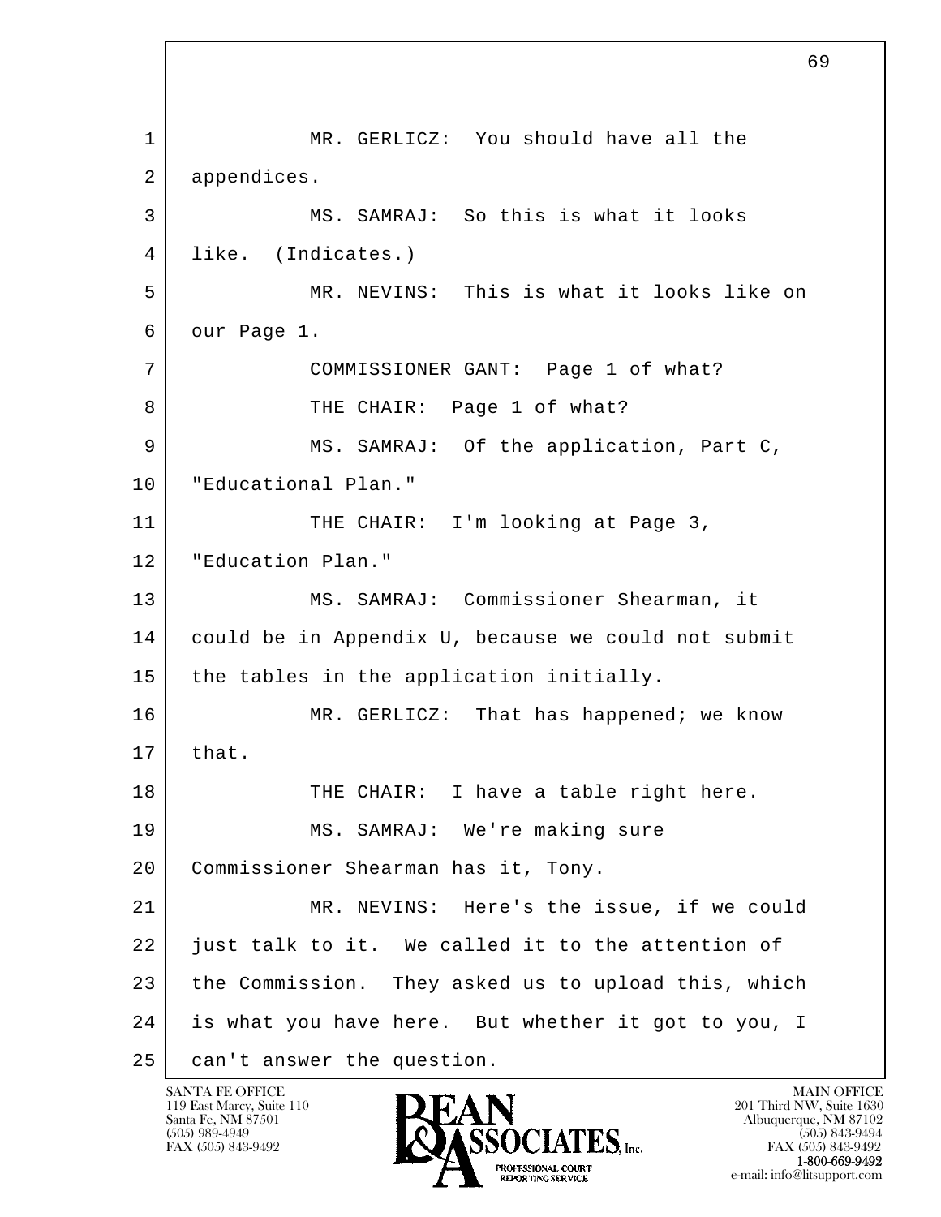MR. GERLICZ: You should have all the appendices.

MS. SAMRAJ: So this is what it looks like. (Indicates.)

MR. NEVINS: This is what it looks like on our Page 1.

COMMISSIONER GANT: Page 1 of what?

THE CHAIR: Page 1 of what?

MS. SAMRAJ: Of the application, Part C, "Educational Plan."

THE CHAIR: I'm looking at Page 3, "Education Plan."

MS. SAMRAJ: Commissioner Shearman, it could be in Appendix U, because we could not submit the tables in the application initially.

MR. GERLICZ: That has happened; we know that.

THE CHAIR: I have a table right here.

MS. SAMRAJ: We're making sure Commissioner Shearman has it, Tony.

MR. NEVINS: Here's the issue, if we could just talk to it. We called it to the attention of the Commission. They asked us to upload this, which is what you have here. But whether it got to you, I can't answer the question.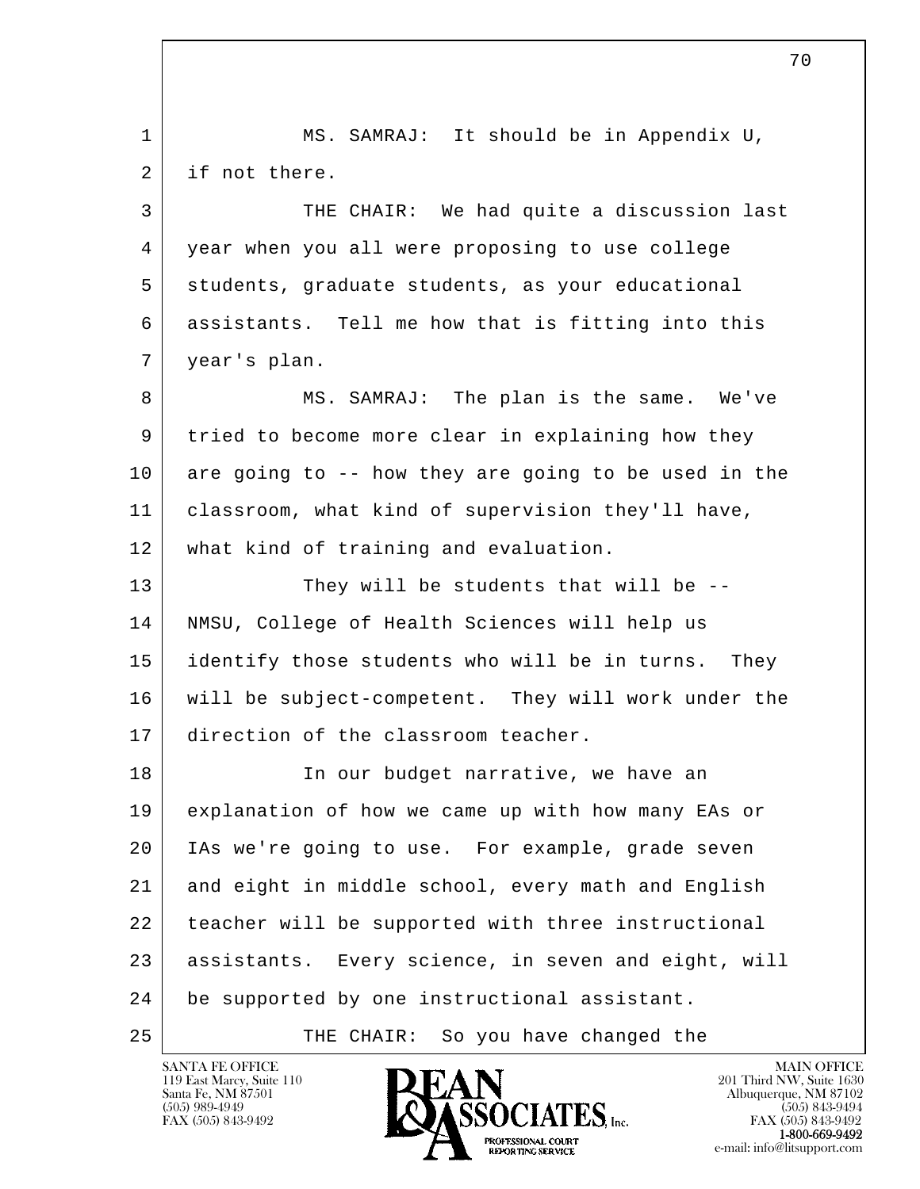MS. SAMRAJ: It should be in Appendix U, if not there.

THE CHAIR: We had quite a discussion last year when you all were proposing to use college students, graduate students, as your educational assistants. Tell me how that is fitting into this year's plan.

MS. SAMRAJ: The plan is the same. We've tried to become more clear in explaining how they are going to -- how they are going to be used in the classroom, what kind of supervision they'll have, what kind of training and evaluation.

They will be students that will be -- NMSU, College of Health Sciences will help us identify those students who will be in turns. They will be subject-competent. They will work under the direction of the classroom teacher.

In our budget narrative, we have an explanation of how we came up with how many EAs or IAs we're going to use. For example, grade seven and eight in middle school, every math and English teacher will be supported with three instructional assistants. Every science, in seven and eight, will be supported by one instructional assistant.

THE CHAIR: So you have changed the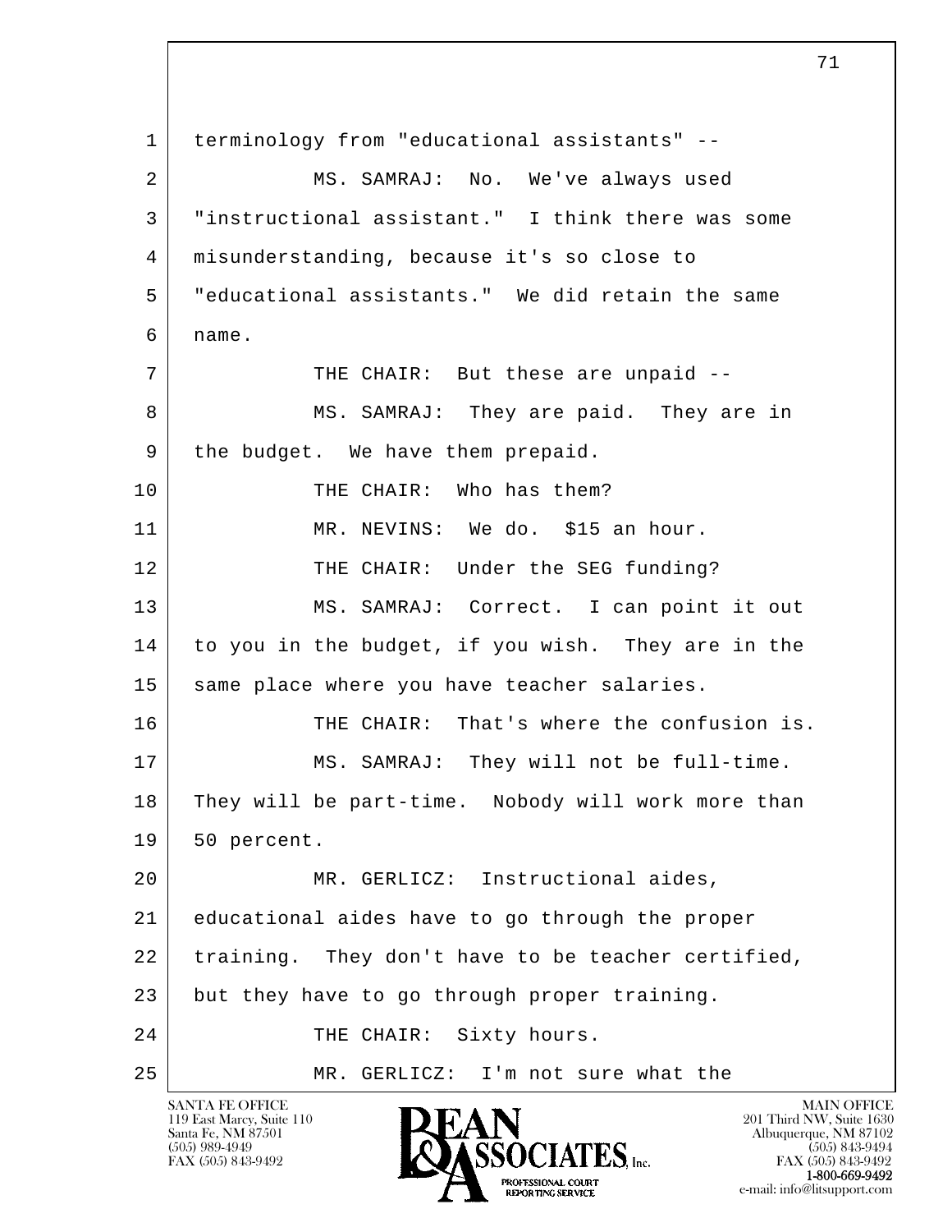1 terminology from "educational assistants" --

2 MS. SAMRAJ: No. We've always used

3 "instructional assistant." I think there was some

4 misunderstanding, because it's so close to

5 "educational assistants." We did retain the same

6 name.

7 THE CHAIR: But these are unpaid --

8 MS. SAMRAJ: They are paid. They are in

9 the budget. We have them prepaid.

10 THE CHAIR: Who has them?

11 MR. NEVINS: We do. $15 an hour.

12 THE CHAIR: Under the SEG funding?

13 MS. SAMRAJ: Correct. I can point it out

14 to you in the budget, if you wish. They are in the

15 same place where you have teacher salaries.

16 THE CHAIR: That's where the confusion is.

17 MS. SAMRAJ: They will not be full-time.

18 They will be part-time. Nobody will work more than

19 50 percent.

20 MR. GERLICZ: Instructional aides,

21 educational aides have to go through the proper

22 training. They don't have to be teacher certified,

23 but they have to go through proper training.

24 THE CHAIR: Sixty hours.

25 MR. GERLICZ: I'm not sure what the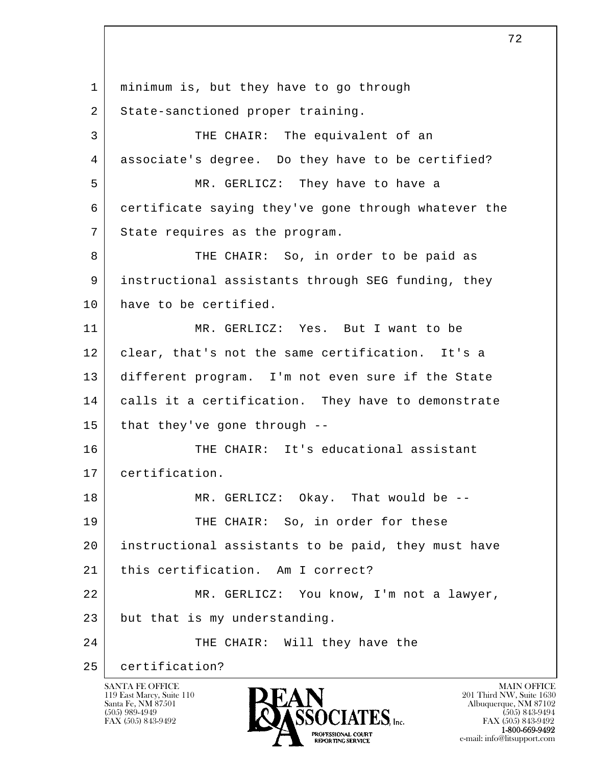1 minimum is, but they have to go through
2 State-sanctioned proper training.
3 THE CHAIR: The equivalent of an
4 associate's degree. Do they have to be certified?
5 MR. GERLICZ: They have to have a
6 certificate saying they've gone through whatever the
7 State requires as the program.
8 THE CHAIR: So, in order to be paid as
9 instructional assistants through SEG funding, they
10 have to be certified.
11 MR. GERLICZ: Yes. But I want to be
12 clear, that's not the same certification. It's a
13 different program. I'm not even sure if the State
14 calls it a certification. They have to demonstrate
15 that they've gone through --
16 THE CHAIR: It's educational assistant
17 certification.
18 MR. GERLICZ: Okay. That would be --
19 THE CHAIR: So, in order for these
20 instructional assistants to be paid, they must have
21 this certification. Am I correct?
22 MR. GERLICZ: You know, I'm not a lawyer,
23 but that is my understanding.
24 THE CHAIR: Will they have the
25 certification?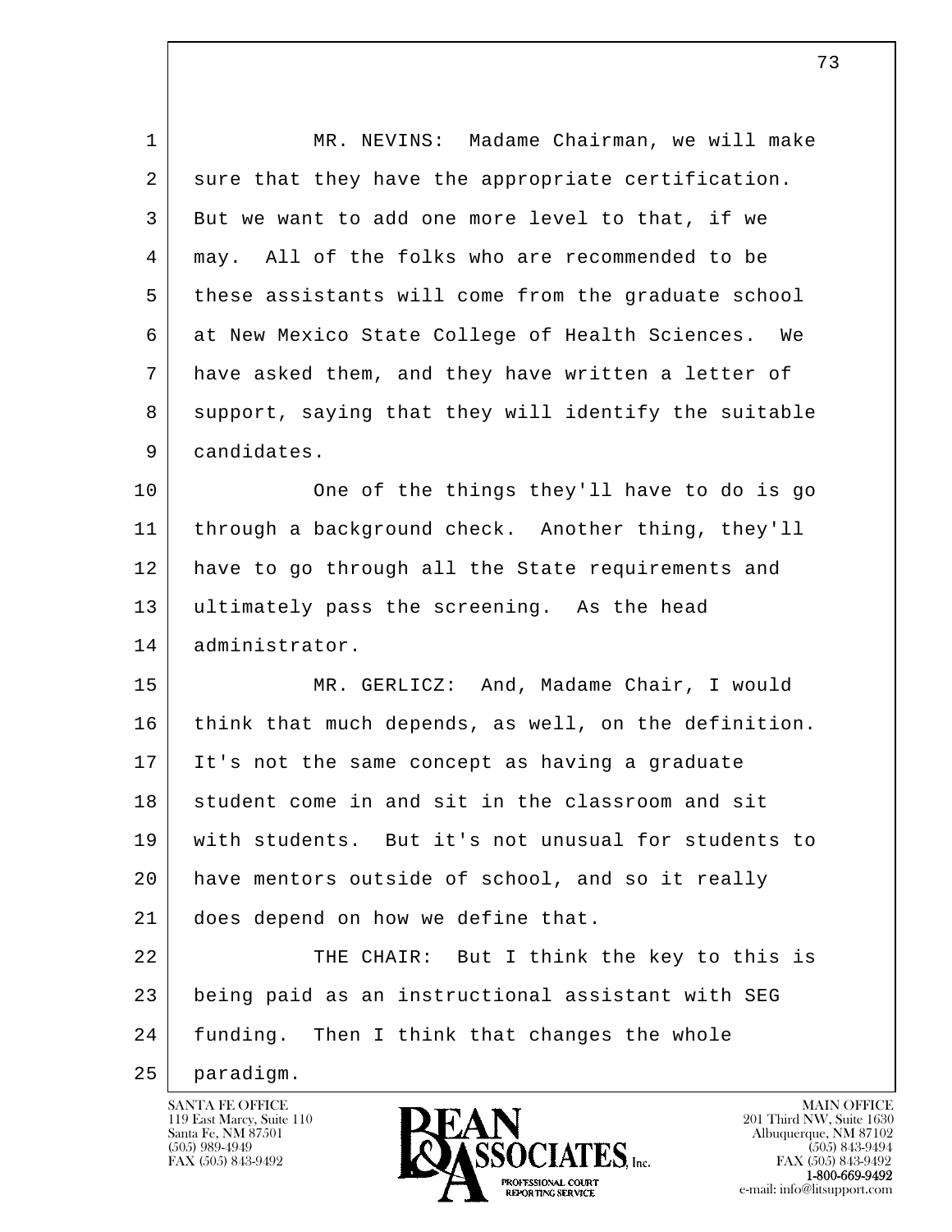1 MR. NEVINS: Madame Chairman, we will make
2 sure that they have the appropriate certification.
3 But we want to add one more level to that, if we
4 may. All of the folks who are recommended to be
5 these assistants will come from the graduate school
6 at New Mexico State College of Health Sciences. We
7 have asked them, and they have written a letter of
8 support, saying that they will identify the suitable
9 candidates.

10 One of the things they'll have to do is go
11 through a background check. Another thing, they'll
12 have to go through all the State requirements and
13 ultimately pass the screening. As the head
14 administrator.

15 MR. GERLICZ: And, Madame Chair, I would
16 think that much depends, as well, on the definition.
17 It's not the same concept as having a graduate
18 student come in and sit in the classroom and sit
19 with students. But it's not unusual for students to
20 have mentors outside of school, and so it really
21 does depend on how we define that.

22 THE CHAIR: But I think the key to this is
23 being paid as an instructional assistant with SEG
24 funding. Then I think that changes the whole
25 paradigm.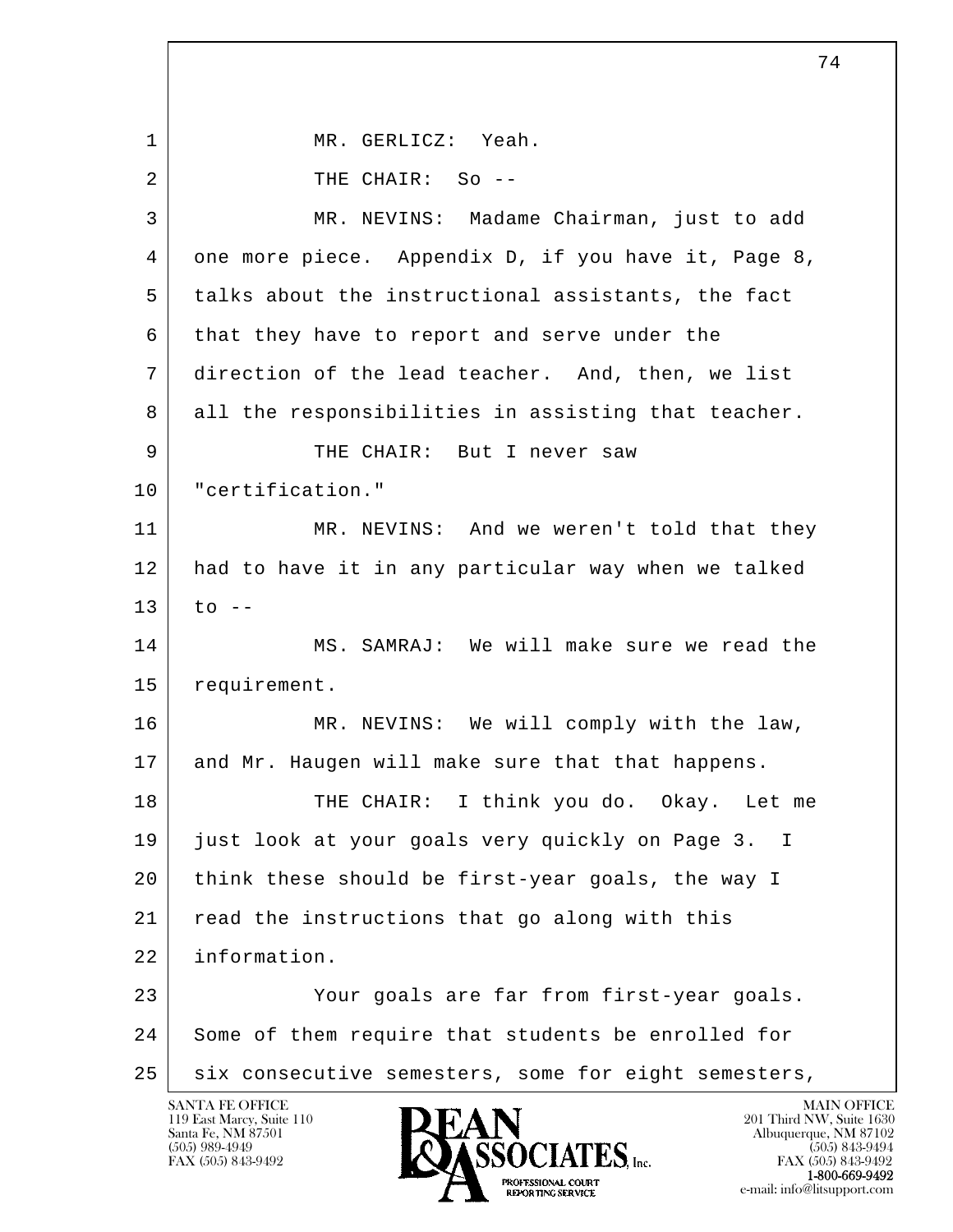MR. GERLICZ: Yeah.

THE CHAIR: So --

MR. NEVINS: Madame Chairman, just to add one more piece. Appendix D, if you have it, Page 8, talks about the instructional assistants, the fact that they have to report and serve under the direction of the lead teacher. And, then, we list all the responsibilities in assisting that teacher.

THE CHAIR: But I never saw "certification."

MR. NEVINS: And we weren't told that they had to have it in any particular way when we talked to --

MS. SAMRAJ: We will make sure we read the requirement.

MR. NEVINS: We will comply with the law, and Mr. Haugen will make sure that that happens.

THE CHAIR: I think you do. Okay. Let me just look at your goals very quickly on Page 3. I think these should be first-year goals, the way I read the instructions that go along with this information.

Your goals are far from first-year goals. Some of them require that students be enrolled for six consecutive semesters, some for eight semesters,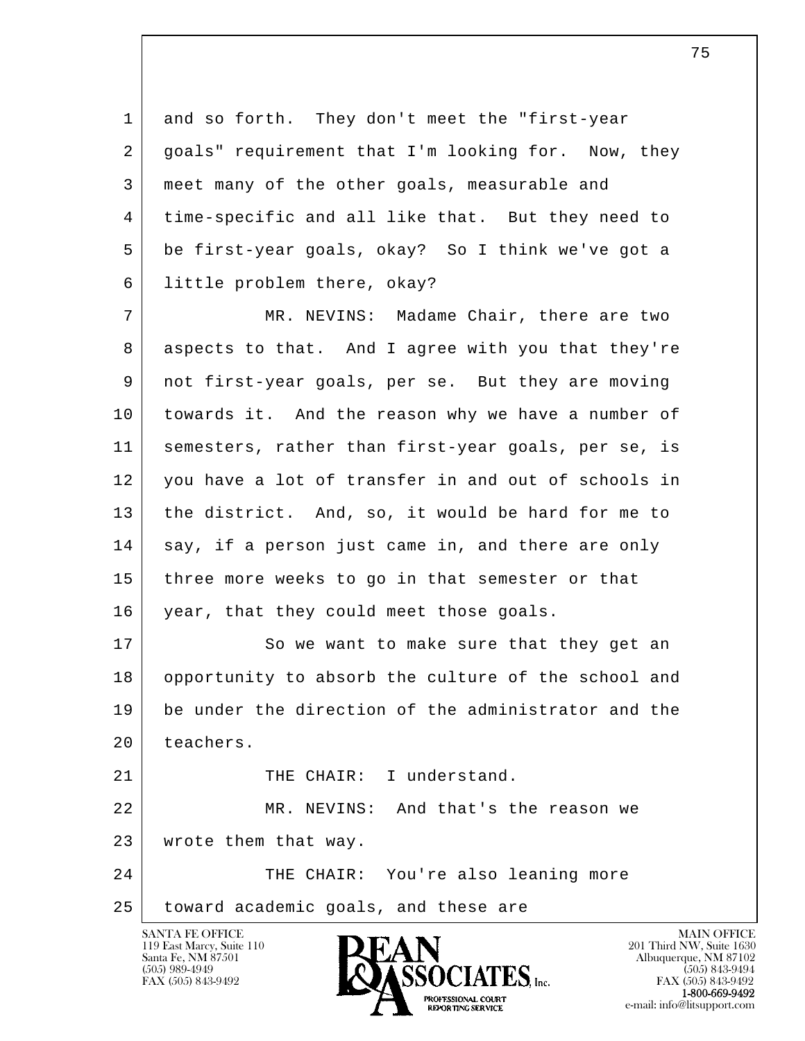and so forth. They don't meet the "first-year goals" requirement that I'm looking for. Now, they meet many of the other goals, measurable and time-specific and all like that. But they need to be first-year goals, okay? So I think we've got a little problem there, okay?

MR. NEVINS: Madame Chair, there are two aspects to that. And I agree with you that they're not first-year goals, per se. But they are moving towards it. And the reason why we have a number of semesters, rather than first-year goals, per se, is you have a lot of transfer in and out of schools in the district. And, so, it would be hard for me to say, if a person just came in, and there are only three more weeks to go in that semester or that year, that they could meet those goals.

So we want to make sure that they get an opportunity to absorb the culture of the school and be under the direction of the administrator and the teachers.

THE CHAIR: I understand.

MR. NEVINS: And that's the reason we wrote them that way.

THE CHAIR: You're also leaning more toward academic goals, and these are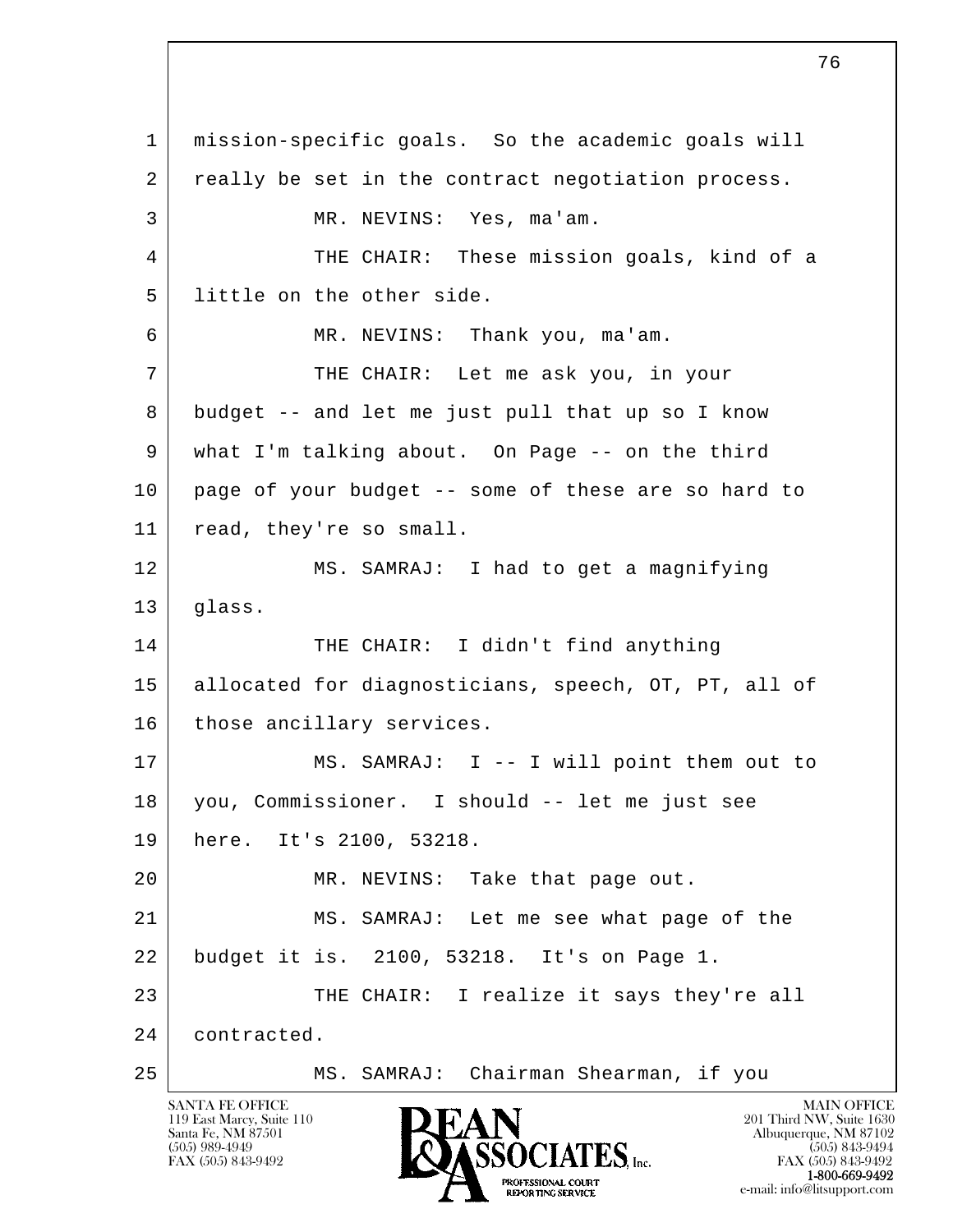1 mission-specific goals. So the academic goals will
2 really be set in the contract negotiation process.
3 MR. NEVINS: Yes, ma'am.
4 THE CHAIR: These mission goals, kind of a
5 little on the other side.
6 MR. NEVINS: Thank you, ma'am.
7 THE CHAIR: Let me ask you, in your
8 budget -- and let me just pull that up so I know
9 what I'm talking about. On Page -- on the third
10 page of your budget -- some of these are so hard to
11 read, they're so small.
12 MS. SAMRAJ: I had to get a magnifying
13 glass.
14 THE CHAIR: I didn't find anything
15 allocated for diagnosticians, speech, OT, PT, all of
16 those ancillary services.
17 MS. SAMRAJ: I -- I will point them out to
18 you, Commissioner. I should -- let me just see
19 here. It's 2100, 53218.
20 MR. NEVINS: Take that page out.
21 MS. SAMRAJ: Let me see what page of the
22 budget it is. 2100, 53218. It's on Page 1.
23 THE CHAIR: I realize it says they're all
24 contracted.
25 MS. SAMRAJ: Chairman Shearman, if you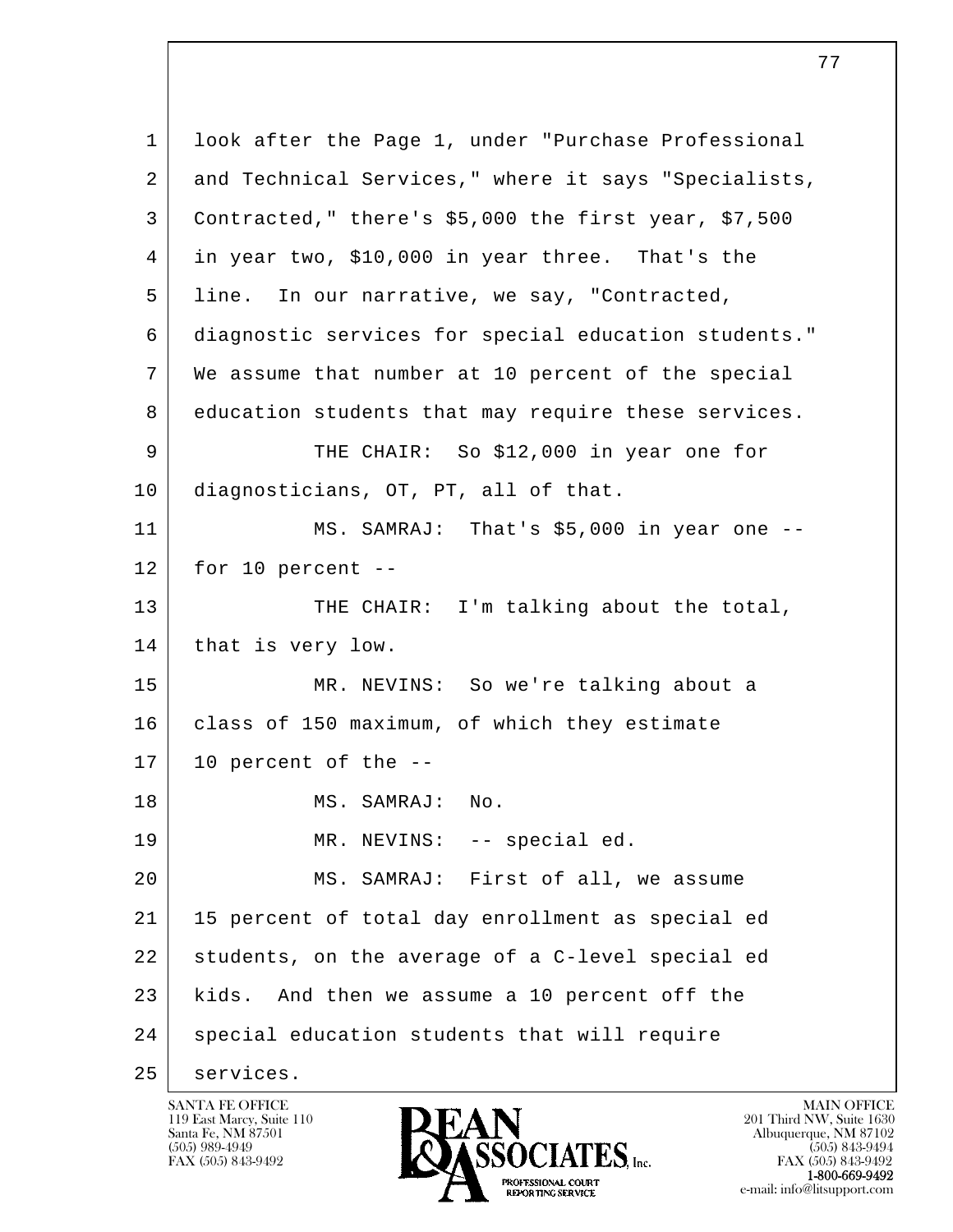look after the Page 1, under "Purchase Professional and Technical Services," where it says "Specialists, Contracted," there's $5,000 the first year, $7,500 in year two, $10,000 in year three. That's the line. In our narrative, we say, "Contracted, diagnostic services for special education students." We assume that number at 10 percent of the special education students that may require these services.

THE CHAIR: So $12,000 in year one for diagnosticians, OT, PT, all of that.

MS. SAMRAJ: That's $5,000 in year one -- for 10 percent --

THE CHAIR: I'm talking about the total, that is very low.

MR. NEVINS: So we're talking about a class of 150 maximum, of which they estimate 10 percent of the --

MS. SAMRAJ: No.

MR. NEVINS: -- special ed.

MS. SAMRAJ: First of all, we assume 15 percent of total day enrollment as special ed students, on the average of a C-level special ed kids. And then we assume a 10 percent off the special education students that will require services.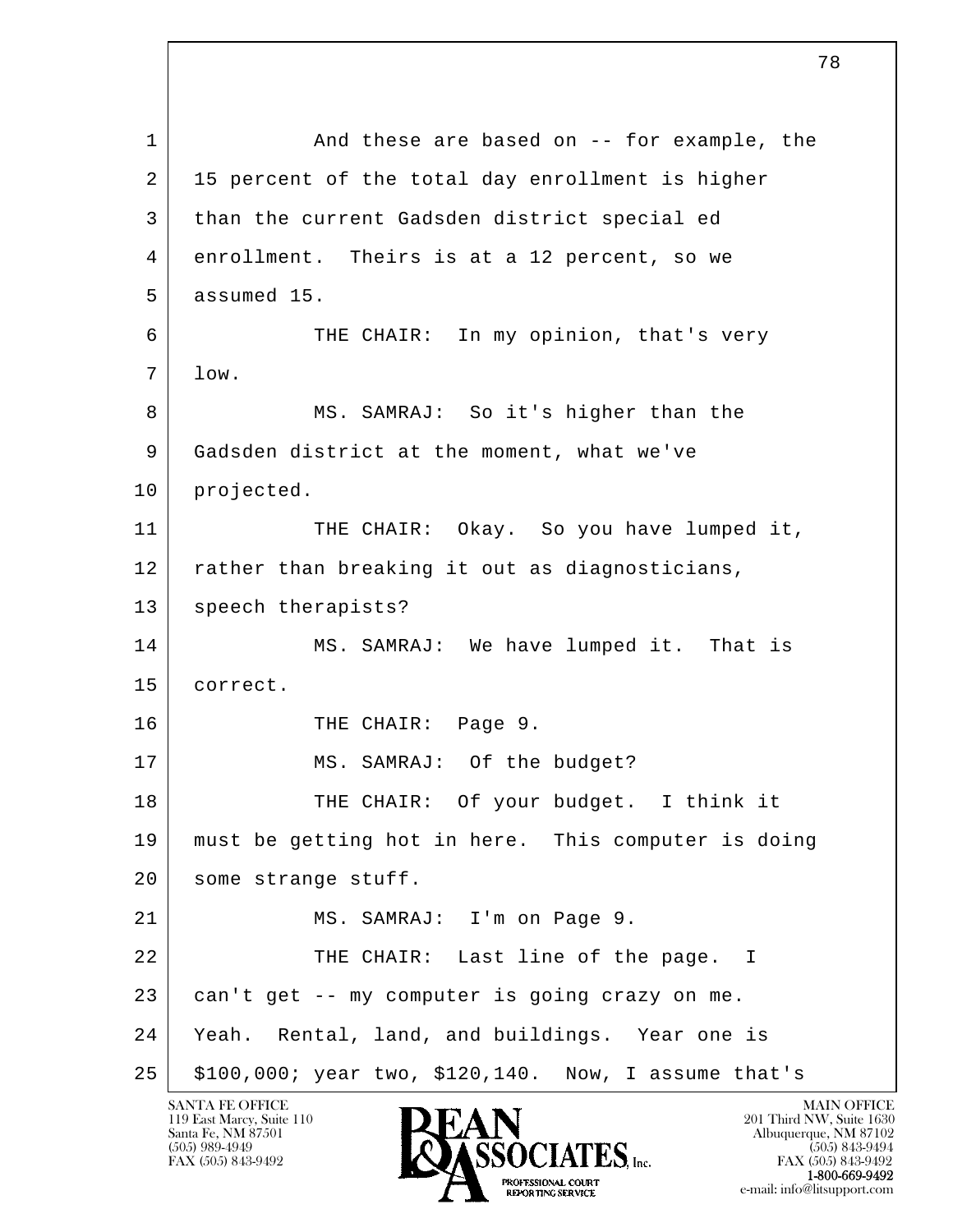1 And these are based on -- for example, the
2 15 percent of the total day enrollment is higher
3 than the current Gadsden district special ed
4 enrollment. Theirs is at a 12 percent, so we
5 assumed 15.

6 THE CHAIR: In my opinion, that's very
7 low.

8 MS. SAMRAJ: So it's higher than the
9 Gadsden district at the moment, what we've
10 projected.

11 THE CHAIR: Okay. So you have lumped it,
12 rather than breaking it out as diagnosticians,
13 speech therapists?

14 MS. SAMRAJ: We have lumped it. That is
15 correct.

16 THE CHAIR: Page 9.

17 MS. SAMRAJ: Of the budget?

18 THE CHAIR: Of your budget. I think it
19 must be getting hot in here. This computer is doing
20 some strange stuff.

21 MS. SAMRAJ: I'm on Page 9.

22 THE CHAIR: Last line of the page. I
23 can't get -- my computer is going crazy on me.
24 Yeah. Rental, land, and buildings. Year one is
25 $100,000; year two, $120,140. Now, I assume that's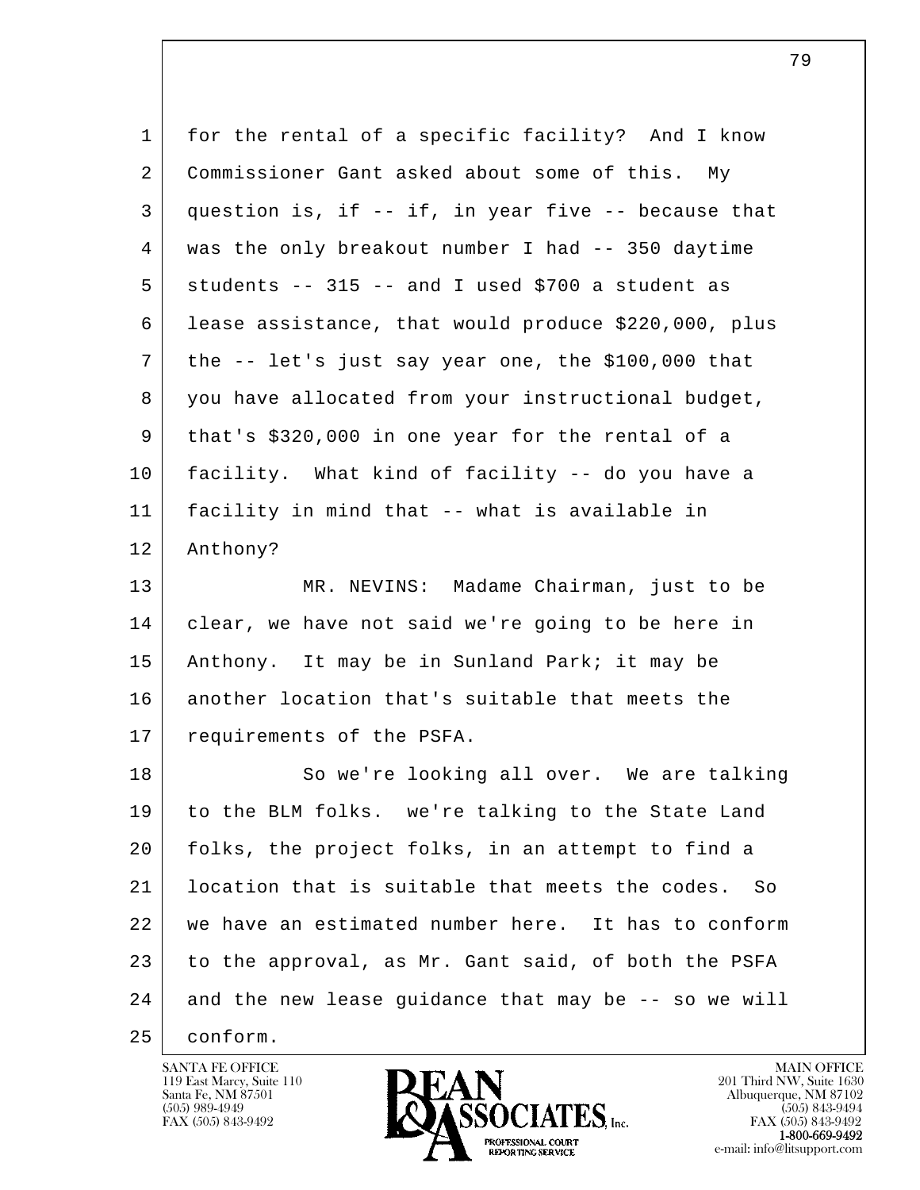for the rental of a specific facility? And I know Commissioner Gant asked about some of this. My question is, if -- if, in year five -- because that was the only breakout number I had -- 350 daytime students -- 315 -- and I used $700 a student as lease assistance, that would produce $220,000, plus the -- let's just say year one, the $100,000 that you have allocated from your instructional budget, that's $320,000 in one year for the rental of a facility. What kind of facility -- do you have a facility in mind that -- what is available in Anthony?

MR. NEVINS: Madame Chairman, just to be clear, we have not said we're going to be here in Anthony. It may be in Sunland Park; it may be another location that's suitable that meets the requirements of the PSFA.

So we're looking all over. We are talking to the BLM folks. we're talking to the State Land folks, the project folks, in an attempt to find a location that is suitable that meets the codes. So we have an estimated number here. It has to conform to the approval, as Mr. Gant said, of both the PSFA and the new lease guidance that may be -- so we will conform.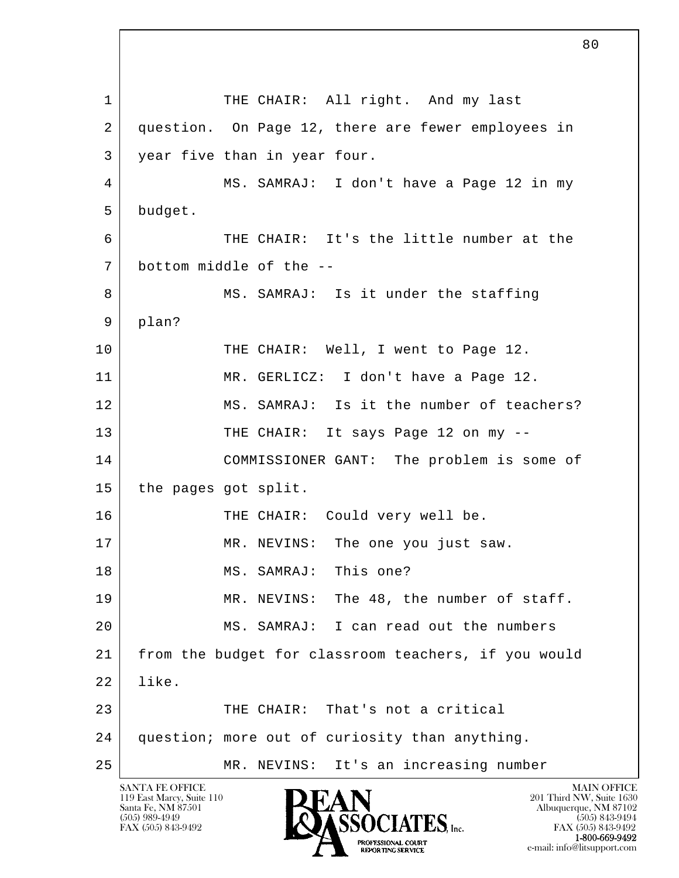1 THE CHAIR: All right. And my last
2 question. On Page 12, there are fewer employees in
3 year five than in year four.
4 MS. SAMRAJ: I don't have a Page 12 in my
5 budget.
6 THE CHAIR: It's the little number at the
7 bottom middle of the --
8 MS. SAMRAJ: Is it under the staffing
9 plan?
10 THE CHAIR: Well, I went to Page 12.
11 MR. GERLICZ: I don't have a Page 12.
12 MS. SAMRAJ: Is it the number of teachers?
13 THE CHAIR: It says Page 12 on my --
14 COMMISSIONER GANT: The problem is some of
15 the pages got split.
16 THE CHAIR: Could very well be.
17 MR. NEVINS: The one you just saw.
18 MS. SAMRAJ: This one?
19 MR. NEVINS: The 48, the number of staff.
20 MS. SAMRAJ: I can read out the numbers
21 from the budget for classroom teachers, if you would
22 like.
23 THE CHAIR: That's not a critical
24 question; more out of curiosity than anything.
25 MR. NEVINS: It's an increasing number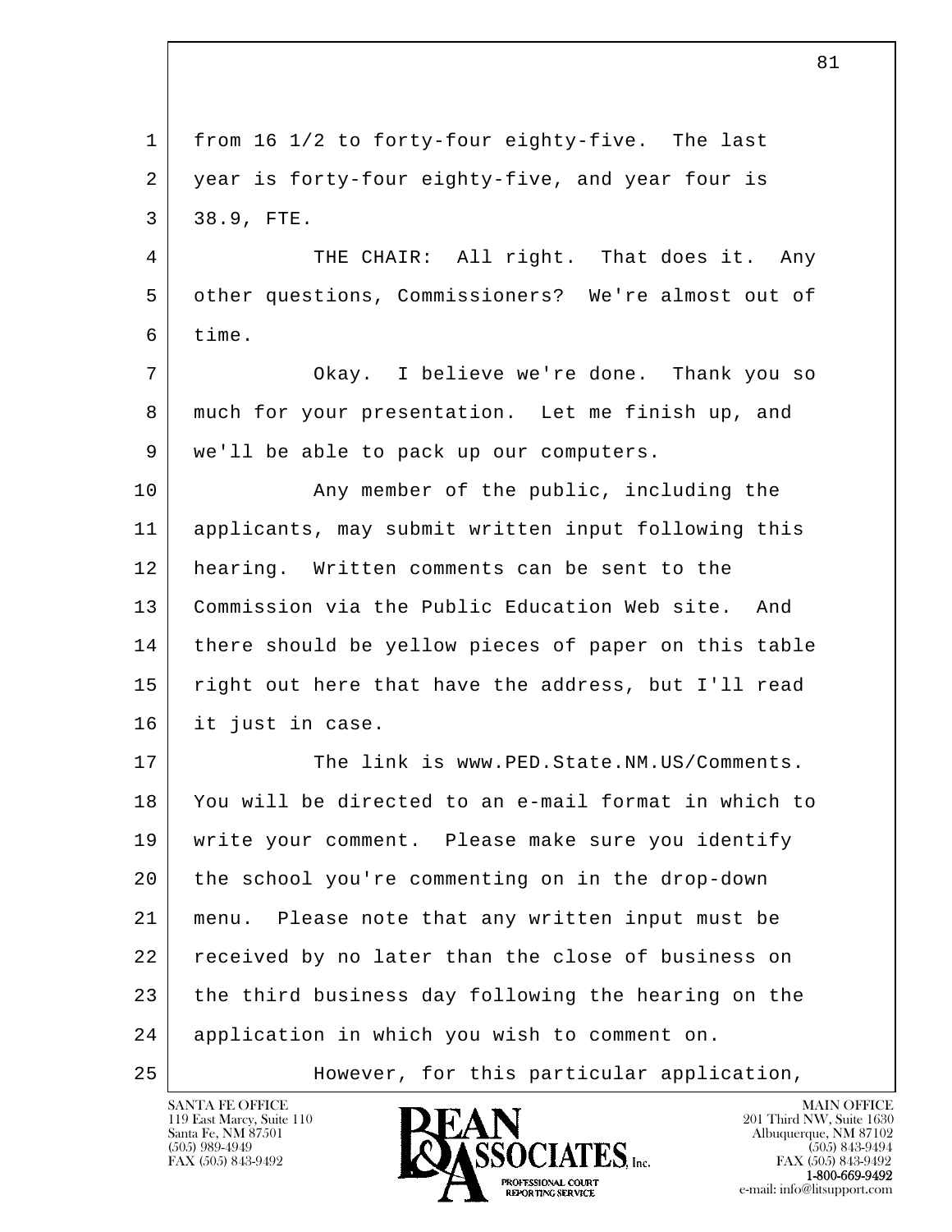from 16 1/2 to forty-four eighty-five. The last year is forty-four eighty-five, and year four is 38.9, FTE.

THE CHAIR: All right. That does it. Any other questions, Commissioners? We're almost out of time.

Okay. I believe we're done. Thank you so much for your presentation. Let me finish up, and we'll be able to pack up our computers.

Any member of the public, including the applicants, may submit written input following this hearing. Written comments can be sent to the Commission via the Public Education Web site. And there should be yellow pieces of paper on this table right out here that have the address, but I'll read it just in case.

The link is www.PED.State.NM.US/Comments. You will be directed to an e-mail format in which to write your comment. Please make sure you identify the school you're commenting on in the drop-down menu. Please note that any written input must be received by no later than the close of business on the third business day following the hearing on the application in which you wish to comment on.

However, for this particular application,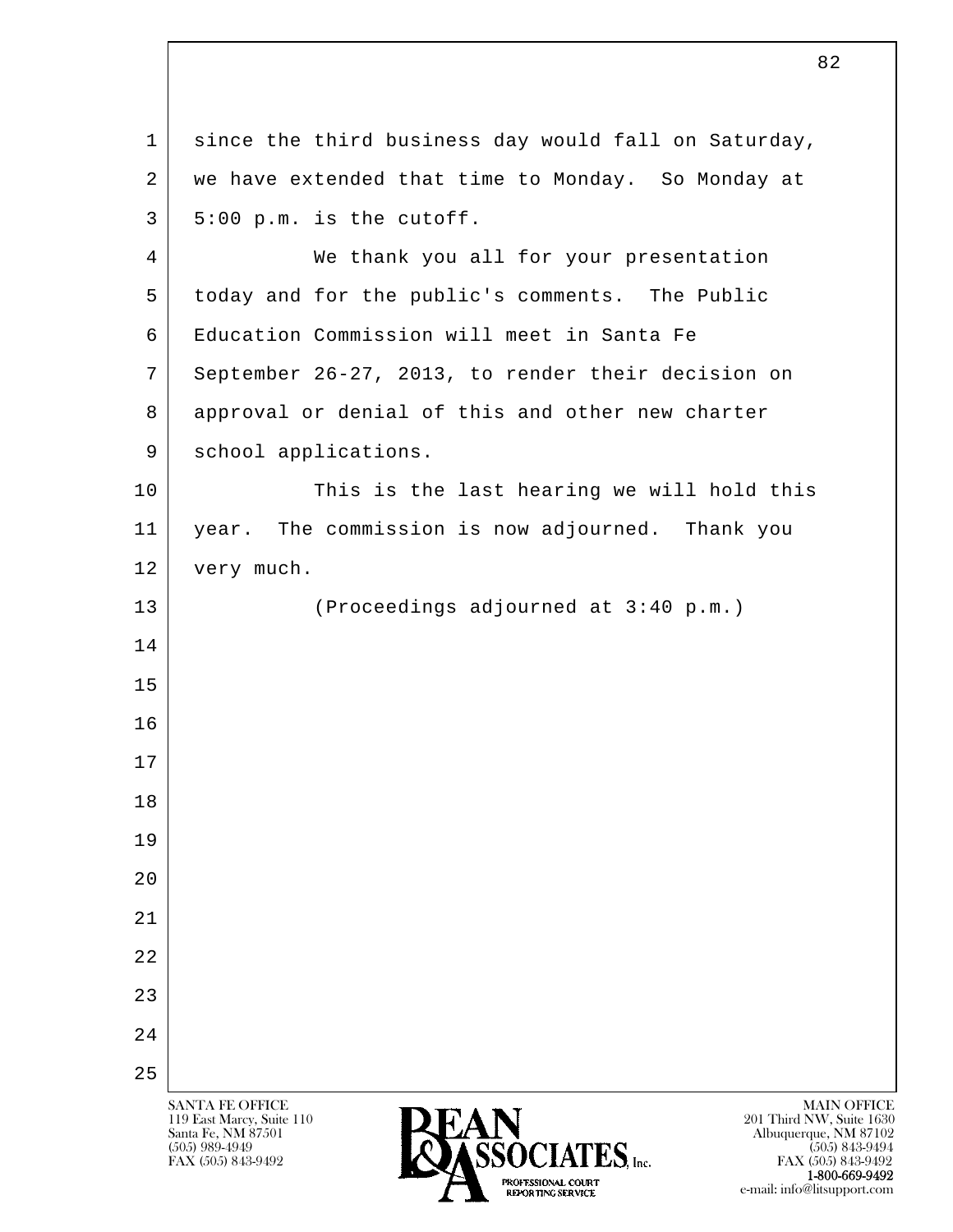since the third business day would fall on Saturday, we have extended that time to Monday. So Monday at 5:00 p.m. is the cutoff.

We thank you all for your presentation today and for the public's comments. The Public Education Commission will meet in Santa Fe September 26-27, 2013, to render their decision on approval or denial of this and other new charter school applications.

This is the last hearing we will hold this year. The commission is now adjourned. Thank you very much.

(Proceedings adjourned at 3:40 p.m.)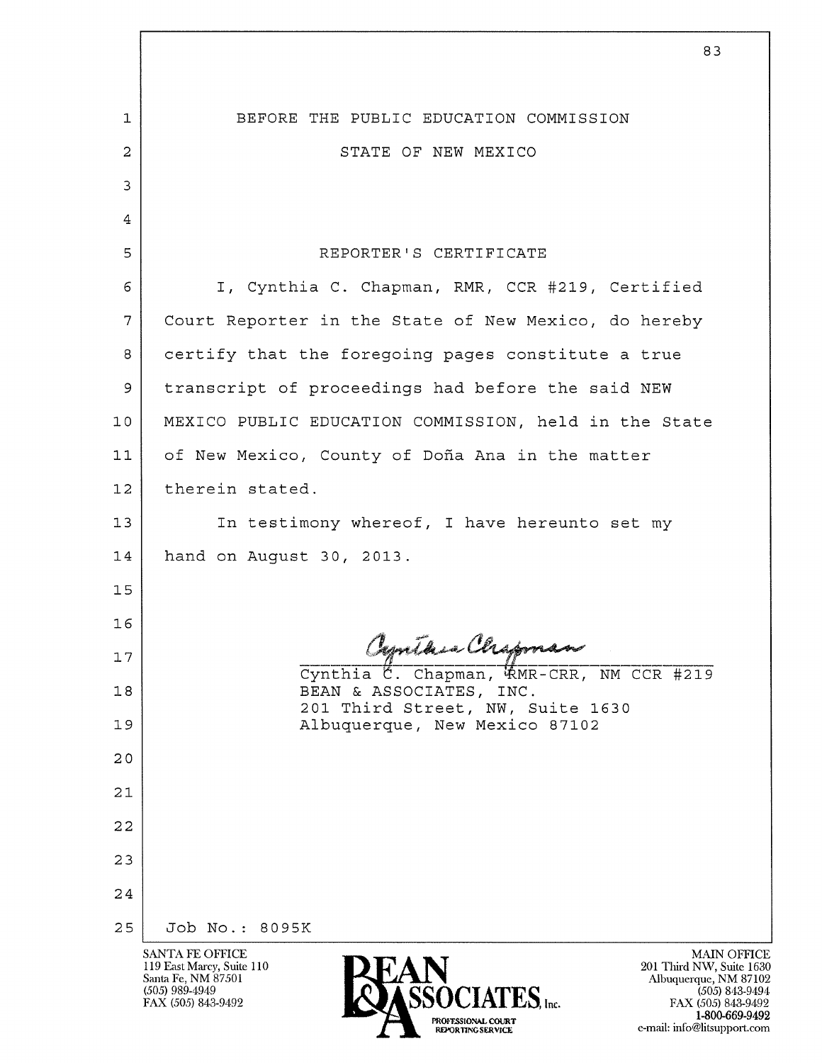BEFORE THE PUBLIC EDUCATION COMMISSION

STATE OF NEW MEXICO

REPORTER'S CERTIFICATE

I, Cynthia C. Chapman, RMR, CCR #219, Certified Court Reporter in the State of New Mexico, do hereby certify that the foregoing pages constitute a true transcript of proceedings had before the said NEW MEXICO PUBLIC EDUCATION COMMISSION, held in the State of New Mexico, County of Doña Ana in the matter therein stated.

In testimony whereof, I have hereunto set my hand on August 30, 2013.

Cynthia C. Chapman, RMR-CRR, NM CCR #219
BEAN & ASSOCIATES, INC.
201 Third Street, NW, Suite 1630
Albuquerque, New Mexico 87102

Job No.: 8095K

SANTA FE OFFICE
119 East Marcy, Suite 110
Santa Fe, NM 87501
(505) 989-4949
FAX (505) 843-9492

BEAN & ASSOCIATES, Inc.
PROFESSIONAL COURT REPORTING SERVICE

MAIN OFFICE
201 Third NW, Suite 1630
Albuquerque, NM 87102
(505) 843-9494
FAX (505) 843-9492
1-800-669-9492
e-mail: info@litsupport.com